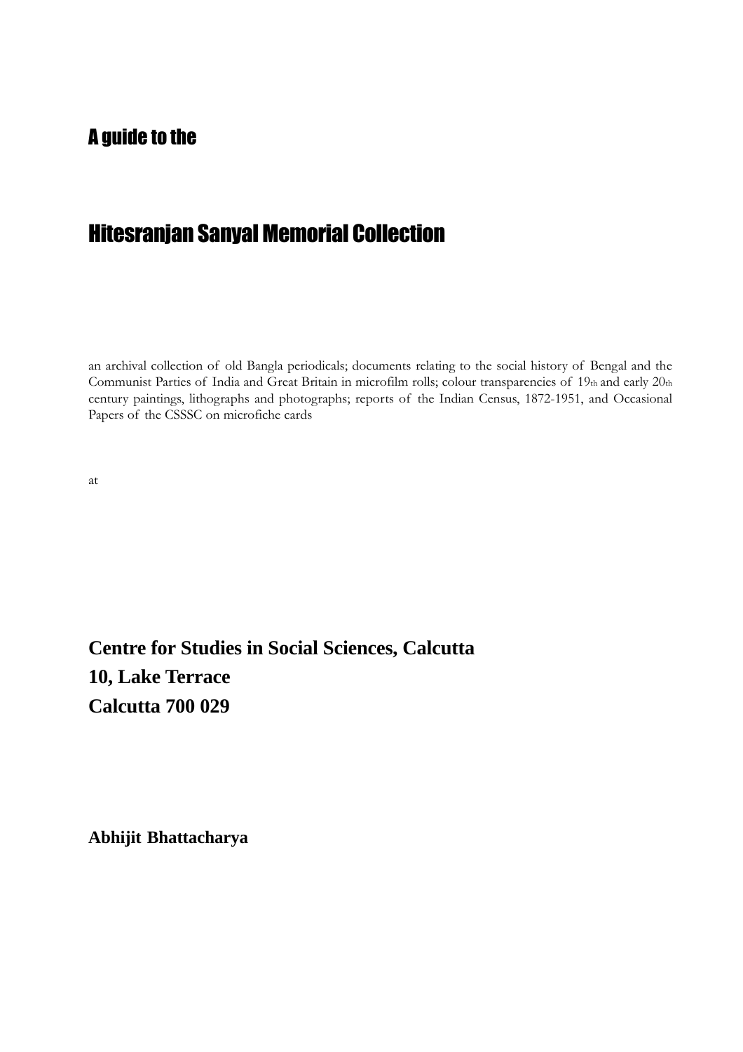## A guide to the

# Hitesranjan Sanyal Memorial Collection

an archival collection of old Bangla periodicals; documents relating to the social history of Bengal and the Communist Parties of India and Great Britain in microfilm rolls; colour transparencies of 19th and early 20th century paintings, lithographs and photographs; reports of the Indian Census, 1872-1951, and Occasional Papers of the CSSSC on microfiche cards

at

**Centre for Studies in Social Sciences, Calcutta**
**10, Lake Terrace**
**Calcutta 700 029**

**Abhijit Bhattacharya**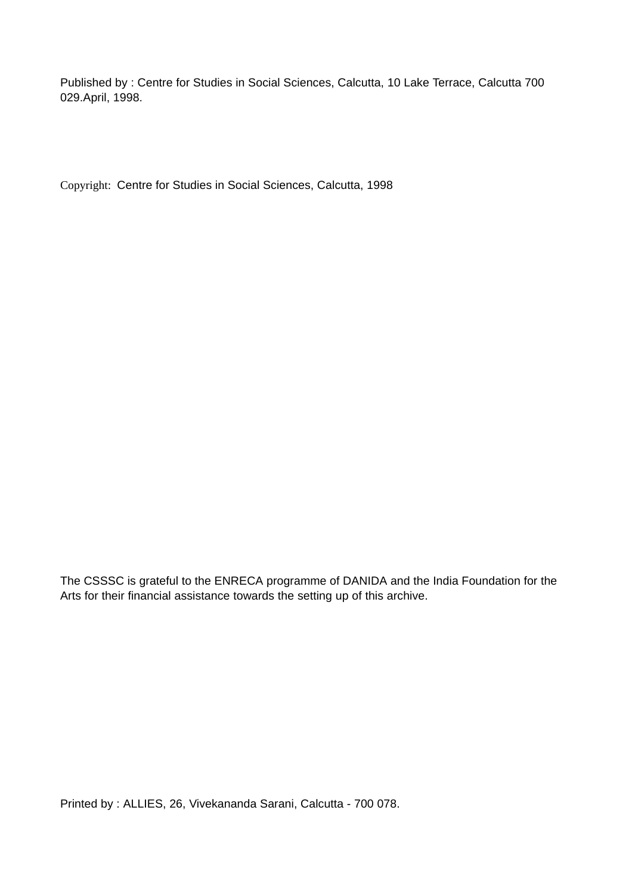Published by : Centre for Studies in Social Sciences, Calcutta, 10 Lake Terrace, Calcutta 700 029.April, 1998.

Copyright: Centre for Studies in Social Sciences, Calcutta, 1998

The CSSSC is grateful to the ENRECA programme of DANIDA and the India Foundation for the Arts for their financial assistance towards the setting up of this archive.

Printed by : ALLIES, 26, Vivekananda Sarani, Calcutta - 700 078.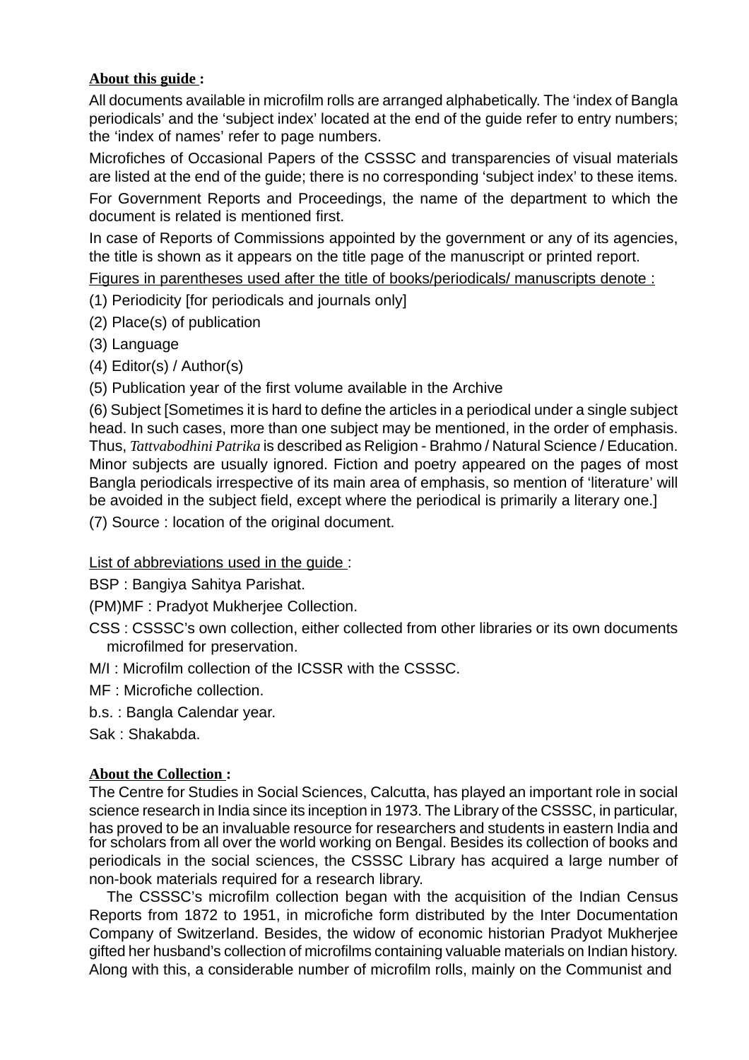**About this guide :**

All documents available in microfilm rolls are arranged alphabetically. The 'index of Bangla periodicals' and the 'subject index' located at the end of the guide refer to entry numbers; the 'index of names' refer to page numbers.

Microfiches of Occasional Papers of the CSSSC and transparencies of visual materials are listed at the end of the guide; there is no corresponding 'subject index' to these items.

For Government Reports and Proceedings, the name of the department to which the document is related is mentioned first.

In case of Reports of Commissions appointed by the government or any of its agencies, the title is shown as it appears on the title page of the manuscript or printed report.

Figures in parentheses used after the title of books/periodicals/ manuscripts denote :

(1) Periodicity [for periodicals and journals only]

(2) Place(s) of publication

(3) Language

(4) Editor(s) / Author(s)

(5) Publication year of the first volume available in the Archive

(6) Subject [Sometimes it is hard to define the articles in a periodical under a single subject head. In such cases, more than one subject may be mentioned, in the order of emphasis. Thus, *Tattvabodhini Patrika* is described as Religion - Brahmo / Natural Science / Education. Minor subjects are usually ignored. Fiction and poetry appeared on the pages of most Bangla periodicals irrespective of its main area of emphasis, so mention of 'literature' will be avoided in the subject field, except where the periodical is primarily a literary one.]

(7) Source : location of the original document.

List of abbreviations used in the guide :

BSP : Bangiya Sahitya Parishat.

(PM)MF : Pradyot Mukherjee Collection.

CSS : CSSSC's own collection, either collected from other libraries or its own documents microfilmed for preservation.

M/I : Microfilm collection of the ICSSR with the CSSSC.

MF : Microfiche collection.

b.s. : Bangla Calendar year.

Sak : Shakabda.

**About the Collection :**

The Centre for Studies in Social Sciences, Calcutta, has played an important role in social science research in India since its inception in 1973. The Library of the CSSSC, in particular, has proved to be an invaluable resource for researchers and students in eastern India and for scholars from all over the world working on Bengal. Besides its collection of books and periodicals in the social sciences, the CSSSC Library has acquired a large number of non-book materials required for a research library.

The CSSSC's microfilm collection began with the acquisition of the Indian Census Reports from 1872 to 1951, in microfiche form distributed by the Inter Documentation Company of Switzerland. Besides, the widow of economic historian Pradyot Mukherjee gifted her husband's collection of microfilms containing valuable materials on Indian history. Along with this, a considerable number of microfilm rolls, mainly on the Communist and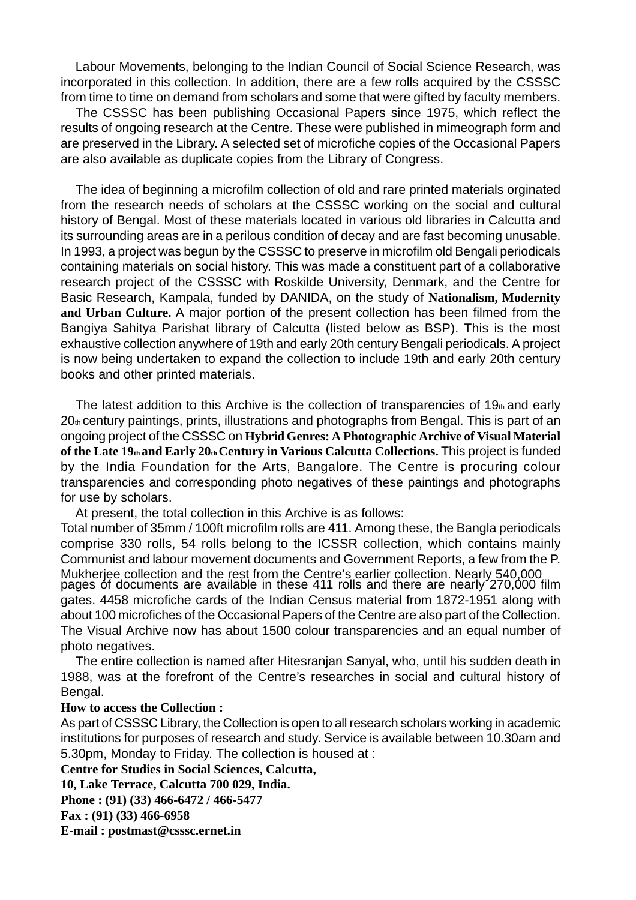Labour Movements, belonging to the Indian Council of Social Science Research, was incorporated in this collection. In addition, there are a few rolls acquired by the CSSSC from time to time on demand from scholars and some that were gifted by faculty members.

The CSSSC has been publishing Occasional Papers since 1975, which reflect the results of ongoing research at the Centre. These were published in mimeograph form and are preserved in the Library. A selected set of microfiche copies of the Occasional Papers are also available as duplicate copies from the Library of Congress.

The idea of beginning a microfilm collection of old and rare printed materials orginated from the research needs of scholars at the CSSSC working on the social and cultural history of Bengal. Most of these materials located in various old libraries in Calcutta and its surrounding areas are in a perilous condition of decay and are fast becoming unusable. In 1993, a project was begun by the CSSSC to preserve in microfilm old Bengali periodicals containing materials on social history. This was made a constituent part of a collaborative research project of the CSSSC with Roskilde University, Denmark, and the Centre for Basic Research, Kampala, funded by DANIDA, on the study of **Nationalism, Modernity and Urban Culture.** A major portion of the present collection has been filmed from the Bangiya Sahitya Parishat library of Calcutta (listed below as BSP). This is the most exhaustive collection anywhere of 19th and early 20th century Bengali periodicals. A project is now being undertaken to expand the collection to include 19th and early 20th century books and other printed materials.

The latest addition to this Archive is the collection of transparencies of 19th and early 20th century paintings, prints, illustrations and photographs from Bengal. This is part of an ongoing project of the CSSSC on **Hybrid Genres: A Photographic Archive of Visual Material of the Late 19th and Early 20th Century in Various Calcutta Collections.** This project is funded by the India Foundation for the Arts, Bangalore. The Centre is procuring colour transparencies and corresponding photo negatives of these paintings and photographs for use by scholars.

At present, the total collection in this Archive is as follows:

Total number of 35mm / 100ft microfilm rolls are 411. Among these, the Bangla periodicals comprise 330 rolls, 54 rolls belong to the ICSSR collection, which contains mainly Communist and labour movement documents and Government Reports, a few from the P. Mukherjee collection and the rest from the Centre's earlier collection. Nearly 540,000 pages of documents are available in these 411 rolls and there are nearly 270,000 film gates. 4458 microfiche cards of the Indian Census material from 1872-1951 along with about 100 microfiches of the Occasional Papers of the Centre are also part of the Collection. The Visual Archive now has about 1500 colour transparencies and an equal number of photo negatives.

The entire collection is named after Hitesranjan Sanyal, who, until his sudden death in 1988, was at the forefront of the Centre's researches in social and cultural history of Bengal.

**How to access the Collection :**

As part of CSSSC Library, the Collection is open to all research scholars working in academic institutions for purposes of research and study. Service is available between 10.30am and 5.30pm, Monday to Friday. The collection is housed at :

**Centre for Studies in Social Sciences, Calcutta,**
**10, Lake Terrace, Calcutta 700 029, India.**
**Phone : (91) (33) 466-6472 / 466-5477**
**Fax : (91) (33) 466-6958**
**E-mail : postmast@csssc.ernet.in**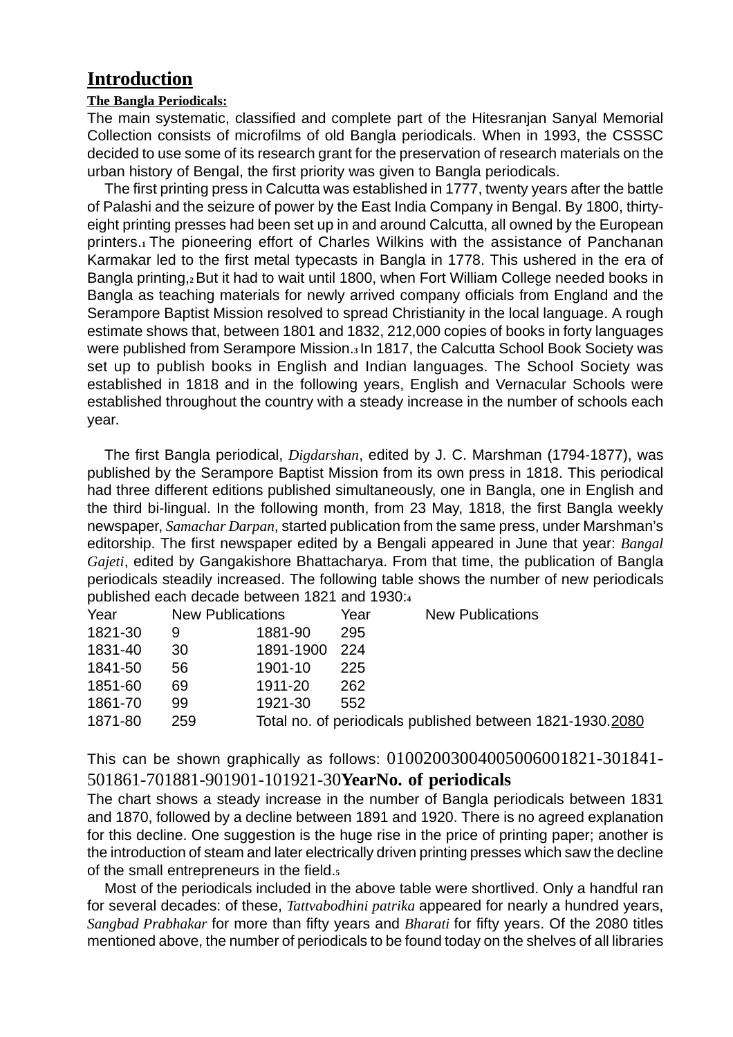# Introduction

**The Bangla Periodicals:**

The main systematic, classified and complete part of the Hitesranjan Sanyal Memorial Collection consists of microfilms of old Bangla periodicals. When in 1993, the CSSSC decided to use some of its research grant for the preservation of research materials on the urban history of Bengal, the first priority was given to Bangla periodicals.

The first printing press in Calcutta was established in 1777, twenty years after the battle of Palashi and the seizure of power by the East India Company in Bengal. By 1800, thirty-eight printing presses had been set up in and around Calcutta, all owned by the European printers.[1] The pioneering effort of Charles Wilkins with the assistance of Panchanan Karmakar led to the first metal typecasts in Bangla in 1778. This ushered in the era of Bangla printing,[2] But it had to wait until 1800, when Fort William College needed books in Bangla as teaching materials for newly arrived company officials from England and the Serampore Baptist Mission resolved to spread Christianity in the local language. A rough estimate shows that, between 1801 and 1832, 212,000 copies of books in forty languages were published from Serampore Mission.[3] In 1817, the Calcutta School Book Society was set up to publish books in English and Indian languages. The School Society was established in 1818 and in the following years, English and Vernacular Schools were established throughout the country with a steady increase in the number of schools each year.

The first Bangla periodical, *Digdarshan*, edited by J. C. Marshman (1794-1877), was published by the Serampore Baptist Mission from its own press in 1818. This periodical had three different editions published simultaneously, one in Bangla, one in English and the third bi-lingual. In the following month, from 23 May, 1818, the first Bangla weekly newspaper, *Samachar Darpan*, started publication from the same press, under Marshman's editorship. The first newspaper edited by a Bengali appeared in June that year: *Bangal Gajeti*, edited by Gangakishore Bhattacharya. From that time, the publication of Bangla periodicals steadily increased. The following table shows the number of new periodicals published each decade between 1821 and 1930:[4]

| Year | New Publications | Year | New Publications |
|---|---|---|---|
| 1821-30 | 9 | 1881-90 | 295 |
| 1831-40 | 30 | 1891-1900 | 224 |
| 1841-50 | 56 | 1901-10 | 225 |
| 1851-60 | 69 | 1911-20 | 262 |
| 1861-70 | 99 | 1921-30 | 552 |
| 1871-80 | 259 | Total no. of periodicals published between 1821-1930. | 2080 |

This can be shown graphically as follows: 01002003004005006001821-301841-501861-701881-901901-101921-30**YearNo. of periodicals**

The chart shows a steady increase in the number of Bangla periodicals between 1831 and 1870, followed by a decline between 1891 and 1920. There is no agreed explanation for this decline. One suggestion is the huge rise in the price of printing paper; another is the introduction of steam and later electrically driven printing presses which saw the decline of the small entrepreneurs in the field.[5]

Most of the periodicals included in the above table were shortlived. Only a handful ran for several decades: of these, *Tattvabodhini patrika* appeared for nearly a hundred years, *Sangbad Prabhakar* for more than fifty years and *Bharati* for fifty years. Of the 2080 titles mentioned above, the number of periodicals to be found today on the shelves of all libraries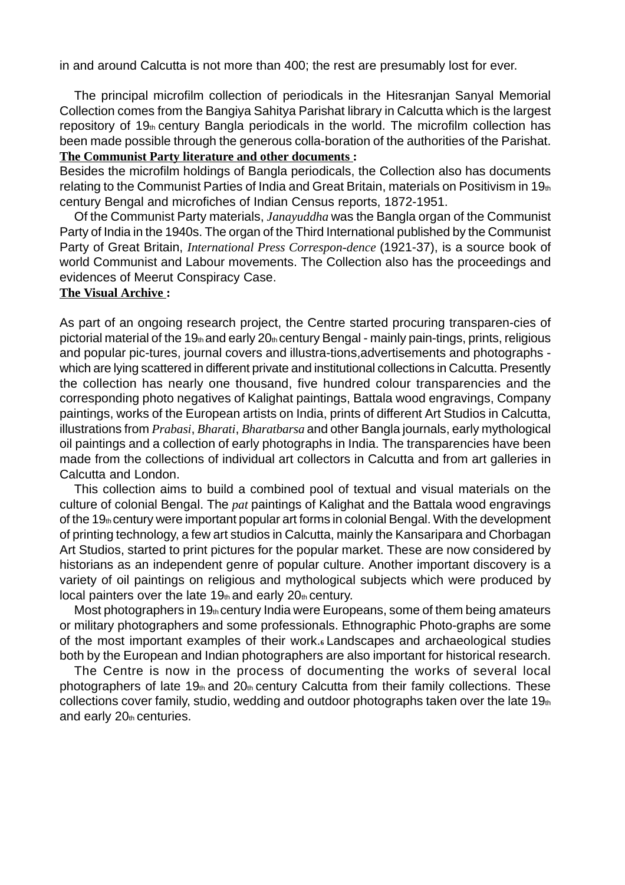in and around Calcutta is not more than 400; the rest are presumably lost for ever.

The principal microfilm collection of periodicals in the Hitesranjan Sanyal Memorial Collection comes from the Bangiya Sahitya Parishat library in Calcutta which is the largest repository of 19th century Bangla periodicals in the world. The microfilm collection has been made possible through the generous colla-boration of the authorities of the Parishat.

**The Communist Party literature and other documents :**

Besides the microfilm holdings of Bangla periodicals, the Collection also has documents relating to the Communist Parties of India and Great Britain, materials on Positivism in 19th century Bengal and microfiches of Indian Census reports, 1872-1951.

Of the Communist Party materials, *Janayuddha* was the Bangla organ of the Communist Party of India in the 1940s. The organ of the Third International published by the Communist Party of Great Britain, *International Press Correspon-dence* (1921-37), is a source book of world Communist and Labour movements. The Collection also has the proceedings and evidences of Meerut Conspiracy Case.

**The Visual Archive :**

As part of an ongoing research project, the Centre started procuring transparen-cies of pictorial material of the 19th and early 20th century Bengal - mainly pain-tings, prints, religious and popular pic-tures, journal covers and illustra-tions,advertisements and photographs - which are lying scattered in different private and institutional collections in Calcutta. Presently the collection has nearly one thousand, five hundred colour transparencies and the corresponding photo negatives of Kalighat paintings, Battala wood engravings, Company paintings, works of the European artists on India, prints of different Art Studios in Calcutta, illustrations from *Prabasi*, *Bharati*, *Bharatbarsa* and other Bangla journals, early mythological oil paintings and a collection of early photographs in India. The transparencies have been made from the collections of individual art collectors in Calcutta and from art galleries in Calcutta and London.

This collection aims to build a combined pool of textual and visual materials on the culture of colonial Bengal. The *pat* paintings of Kalighat and the Battala wood engravings of the 19th century were important popular art forms in colonial Bengal. With the development of printing technology, a few art studios in Calcutta, mainly the Kansaripara and Chorbagan Art Studios, started to print pictures for the popular market. These are now considered by historians as an independent genre of popular culture. Another important discovery is a variety of oil paintings on religious and mythological subjects which were produced by local painters over the late 19th and early 20th century.

Most photographers in 19th century India were Europeans, some of them being amateurs or military photographers and some professionals. Ethnographic Photo-graphs are some of the most important examples of their work.[6] Landscapes and archaeological studies both by the European and Indian photographers are also important for historical research.

The Centre is now in the process of documenting the works of several local photographers of late 19th and 20th century Calcutta from their family collections. These collections cover family, studio, wedding and outdoor photographs taken over the late 19th and early 20th centuries.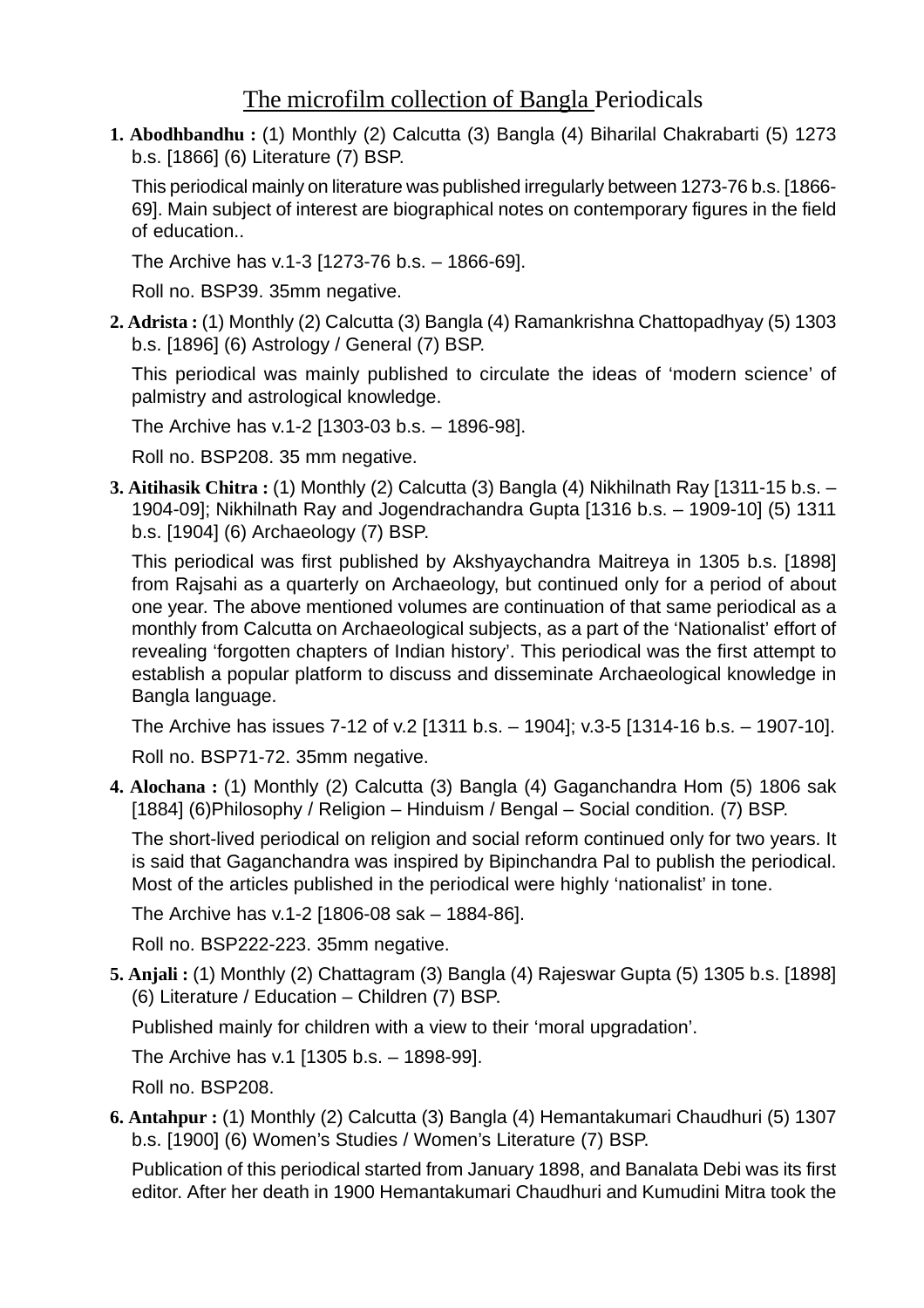# The microfilm collection of Bangla Periodicals

1. **Abodhbandhu :** (1) Monthly (2) Calcutta (3) Bangla (4) Biharilal Chakrabarti (5) 1273 b.s. [1866] (6) Literature (7) BSP.

   This periodical mainly on literature was published irregularly between 1273-76 b.s. [1866-69]. Main subject of interest are biographical notes on contemporary figures in the field of education..

   The Archive has v.1-3 [1273-76 b.s. – 1866-69].

   Roll no. BSP39. 35mm negative.

2. **Adrista :** (1) Monthly (2) Calcutta (3) Bangla (4) Ramankrishna Chattopadhyay (5) 1303 b.s. [1896] (6) Astrology / General (7) BSP.

   This periodical was mainly published to circulate the ideas of 'modern science' of palmistry and astrological knowledge.

   The Archive has v.1-2 [1303-03 b.s. – 1896-98].

   Roll no. BSP208. 35 mm negative.

3. **Aitihasik Chitra :** (1) Monthly (2) Calcutta (3) Bangla (4) Nikhilnath Ray [1311-15 b.s. – 1904-09]; Nikhilnath Ray and Jogendrachandra Gupta [1316 b.s. – 1909-10] (5) 1311 b.s. [1904] (6) Archaeology (7) BSP.

   This periodical was first published by Akshyaychandra Maitreya in 1305 b.s. [1898] from Rajsahi as a quarterly on Archaeology, but continued only for a period of about one year. The above mentioned volumes are continuation of that same periodical as a monthly from Calcutta on Archaeological subjects, as a part of the 'Nationalist' effort of revealing 'forgotten chapters of Indian history'. This periodical was the first attempt to establish a popular platform to discuss and disseminate Archaeological knowledge in Bangla language.

   The Archive has issues 7-12 of v.2 [1311 b.s. – 1904]; v.3-5 [1314-16 b.s. – 1907-10].

   Roll no. BSP71-72. 35mm negative.

4. **Alochana :** (1) Monthly (2) Calcutta (3) Bangla (4) Gaganchandra Hom (5) 1806 sak [1884] (6)Philosophy / Religion – Hinduism / Bengal – Social condition. (7) BSP.

   The short-lived periodical on religion and social reform continued only for two years. It is said that Gaganchandra was inspired by Bipinchandra Pal to publish the periodical. Most of the articles published in the periodical were highly 'nationalist' in tone.

   The Archive has v.1-2 [1806-08 sak – 1884-86].

   Roll no. BSP222-223. 35mm negative.

5. **Anjali :** (1) Monthly (2) Chattagram (3) Bangla (4) Rajeswar Gupta (5) 1305 b.s. [1898] (6) Literature / Education – Children (7) BSP.

   Published mainly for children with a view to their 'moral upgradation'.

   The Archive has v.1 [1305 b.s. – 1898-99].

   Roll no. BSP208.

6. **Antahpur :** (1) Monthly (2) Calcutta (3) Bangla (4) Hemantakumari Chaudhuri (5) 1307 b.s. [1900] (6) Women's Studies / Women's Literature (7) BSP.

   Publication of this periodical started from January 1898, and Banalata Debi was its first editor. After her death in 1900 Hemantakumari Chaudhuri and Kumudini Mitra took the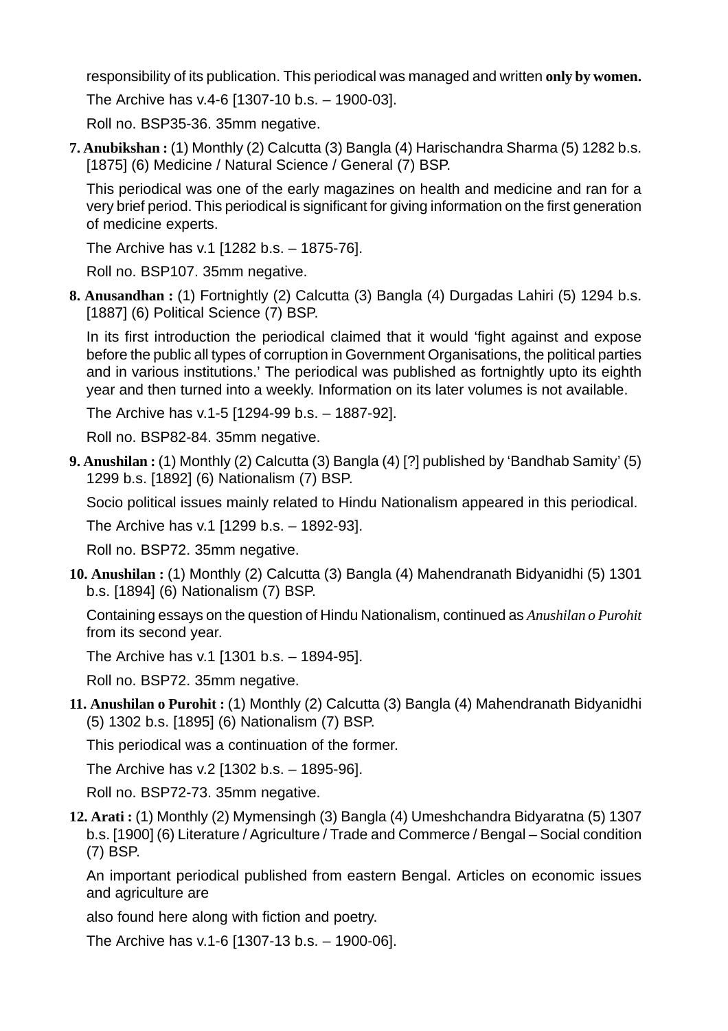responsibility of its publication. This periodical was managed and written **only by women.**

The Archive has v.4-6 [1307-10 b.s. – 1900-03].

Roll no. BSP35-36. 35mm negative.

**7. Anubikshan :** (1) Monthly (2) Calcutta (3) Bangla (4) Harischandra Sharma (5) 1282 b.s. [1875] (6) Medicine / Natural Science / General (7) BSP.

This periodical was one of the early magazines on health and medicine and ran for a very brief period. This periodical is significant for giving information on the first generation of medicine experts.

The Archive has v.1 [1282 b.s. – 1875-76].

Roll no. BSP107. 35mm negative.

**8. Anusandhan :** (1) Fortnightly (2) Calcutta (3) Bangla (4) Durgadas Lahiri (5) 1294 b.s. [1887] (6) Political Science (7) BSP.

In its first introduction the periodical claimed that it would 'fight against and expose before the public all types of corruption in Government Organisations, the political parties and in various institutions.' The periodical was published as fortnightly upto its eighth year and then turned into a weekly. Information on its later volumes is not available.

The Archive has v.1-5 [1294-99 b.s. – 1887-92].

Roll no. BSP82-84. 35mm negative.

**9. Anushilan :** (1) Monthly (2) Calcutta (3) Bangla (4) [?] published by 'Bandhab Samity' (5) 1299 b.s. [1892] (6) Nationalism (7) BSP.

Socio political issues mainly related to Hindu Nationalism appeared in this periodical.

The Archive has v.1 [1299 b.s. – 1892-93].

Roll no. BSP72. 35mm negative.

**10. Anushilan :** (1) Monthly (2) Calcutta (3) Bangla (4) Mahendranath Bidyanidhi (5) 1301 b.s. [1894] (6) Nationalism (7) BSP.

Containing essays on the question of Hindu Nationalism, continued as *Anushilan o Purohit* from its second year.

The Archive has v.1 [1301 b.s. – 1894-95].

Roll no. BSP72. 35mm negative.

**11. Anushilan o Purohit :** (1) Monthly (2) Calcutta (3) Bangla (4) Mahendranath Bidyanidhi (5) 1302 b.s. [1895] (6) Nationalism (7) BSP.

This periodical was a continuation of the former.

The Archive has v.2 [1302 b.s. – 1895-96].

Roll no. BSP72-73. 35mm negative.

**12. Arati :** (1) Monthly (2) Mymensingh (3) Bangla (4) Umeshchandra Bidyaratna (5) 1307 b.s. [1900] (6) Literature / Agriculture / Trade and Commerce / Bengal – Social condition (7) BSP.

An important periodical published from eastern Bengal. Articles on economic issues and agriculture are

also found here along with fiction and poetry.

The Archive has v.1-6 [1307-13 b.s. – 1900-06].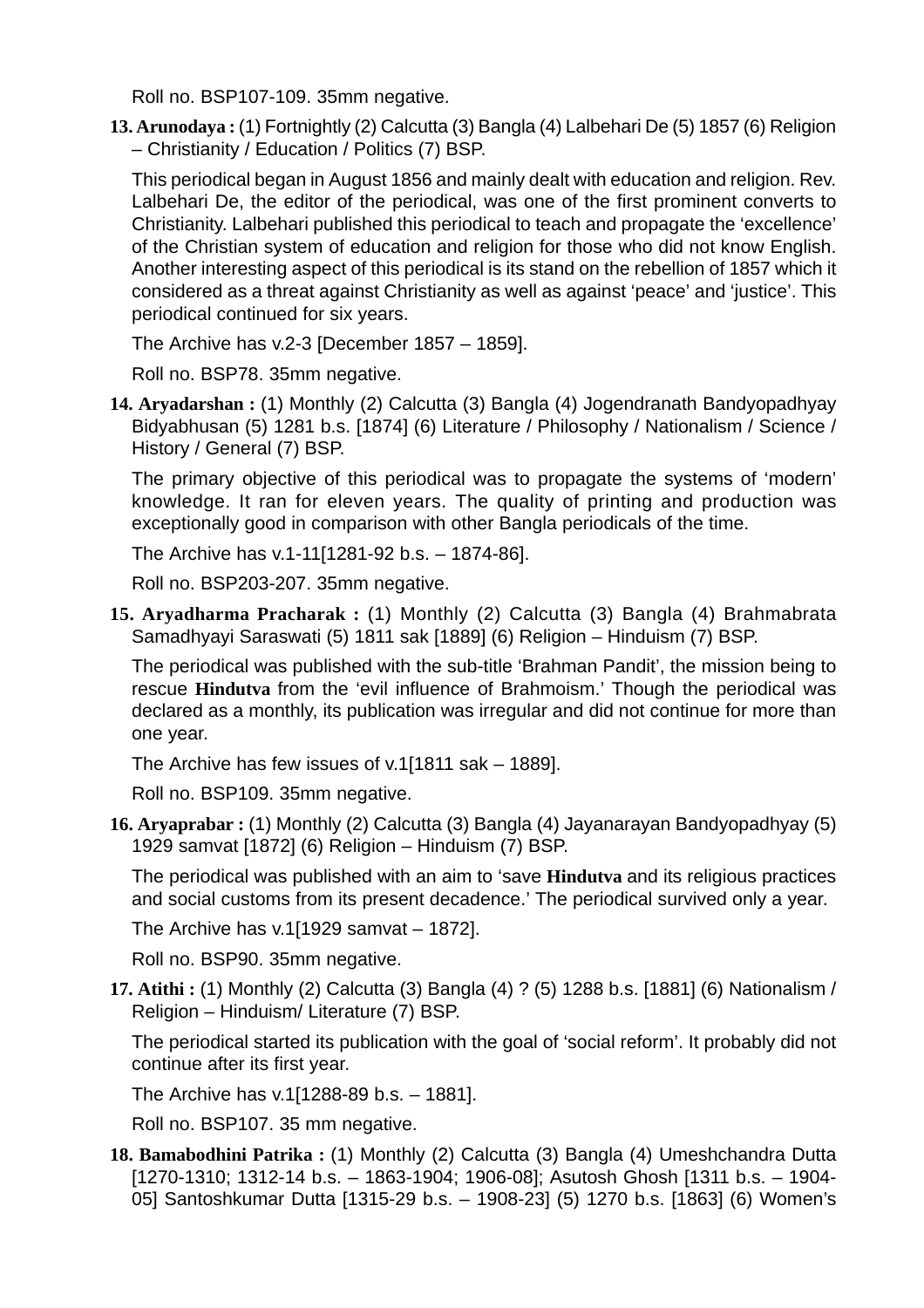Roll no. BSP107-109. 35mm negative.

**13. Arunodaya :** (1) Fortnightly (2) Calcutta (3) Bangla (4) Lalbehari De (5) 1857 (6) Religion – Christianity / Education / Politics (7) BSP.

This periodical began in August 1856 and mainly dealt with education and religion. Rev. Lalbehari De, the editor of the periodical, was one of the first prominent converts to Christianity. Lalbehari published this periodical to teach and propagate the 'excellence' of the Christian system of education and religion for those who did not know English. Another interesting aspect of this periodical is its stand on the rebellion of 1857 which it considered as a threat against Christianity as well as against 'peace' and 'justice'. This periodical continued for six years.

The Archive has v.2-3 [December 1857 – 1859].

Roll no. BSP78. 35mm negative.

**14. Aryadarshan :** (1) Monthly (2) Calcutta (3) Bangla (4) Jogendranath Bandyopadhyay Bidyabhusan (5) 1281 b.s. [1874] (6) Literature / Philosophy / Nationalism / Science / History / General (7) BSP.

The primary objective of this periodical was to propagate the systems of 'modern' knowledge. It ran for eleven years. The quality of printing and production was exceptionally good in comparison with other Bangla periodicals of the time.

The Archive has v.1-11[1281-92 b.s. – 1874-86].

Roll no. BSP203-207. 35mm negative.

**15. Aryadharma Pracharak :** (1) Monthly (2) Calcutta (3) Bangla (4) Brahmabrata Samadhyayi Saraswati (5) 1811 sak [1889] (6) Religion – Hinduism (7) BSP.

The periodical was published with the sub-title 'Brahman Pandit', the mission being to rescue **Hindutva** from the 'evil influence of Brahmoism.' Though the periodical was declared as a monthly, its publication was irregular and did not continue for more than one year.

The Archive has few issues of v.1[1811 sak – 1889].

Roll no. BSP109. 35mm negative.

**16. Aryaprabar :** (1) Monthly (2) Calcutta (3) Bangla (4) Jayanarayan Bandyopadhyay (5) 1929 samvat [1872] (6) Religion – Hinduism (7) BSP.

The periodical was published with an aim to 'save **Hindutva** and its religious practices and social customs from its present decadence.' The periodical survived only a year.

The Archive has v.1[1929 samvat – 1872].

Roll no. BSP90. 35mm negative.

**17. Atithi :** (1) Monthly (2) Calcutta (3) Bangla (4) ? (5) 1288 b.s. [1881] (6) Nationalism / Religion – Hinduism/ Literature (7) BSP.

The periodical started its publication with the goal of 'social reform'. It probably did not continue after its first year.

The Archive has v.1[1288-89 b.s. – 1881].

Roll no. BSP107. 35 mm negative.

**18. Bamabodhini Patrika :** (1) Monthly (2) Calcutta (3) Bangla (4) Umeshchandra Dutta [1270-1310; 1312-14 b.s. – 1863-1904; 1906-08]; Asutosh Ghosh [1311 b.s. – 1904-05] Santoshkumar Dutta [1315-29 b.s. – 1908-23] (5) 1270 b.s. [1863] (6) Women's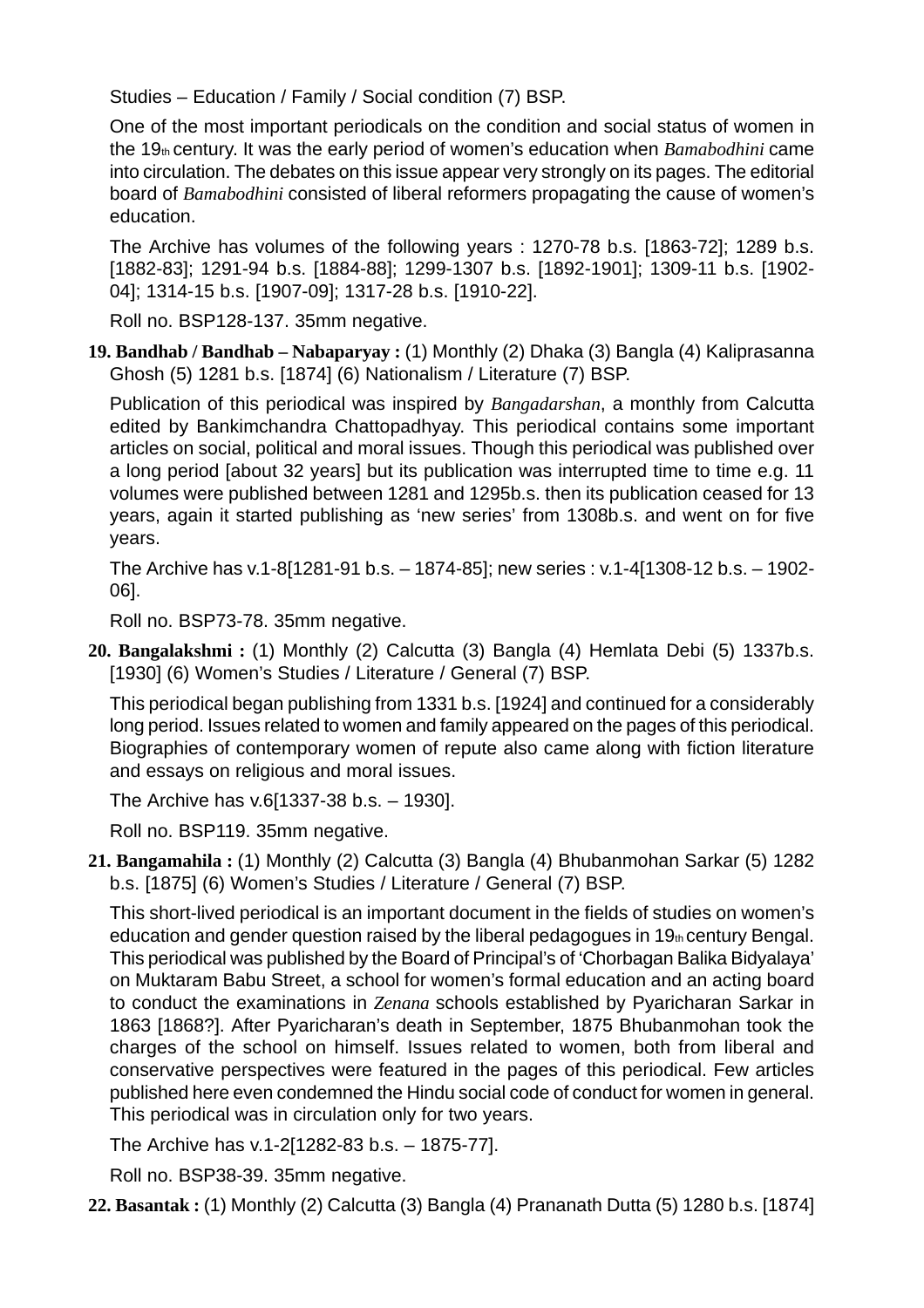Studies – Education / Family / Social condition (7) BSP.

One of the most important periodicals on the condition and social status of women in the 19th century. It was the early period of women's education when *Bamabodhini* came into circulation. The debates on this issue appear very strongly on its pages. The editorial board of *Bamabodhini* consisted of liberal reformers propagating the cause of women's education.

The Archive has volumes of the following years : 1270-78 b.s. [1863-72]; 1289 b.s. [1882-83]; 1291-94 b.s. [1884-88]; 1299-1307 b.s. [1892-1901]; 1309-11 b.s. [1902-04]; 1314-15 b.s. [1907-09]; 1317-28 b.s. [1910-22].

Roll no. BSP128-137. 35mm negative.

**19. Bandhab / Bandhab – Nabaparyay :** (1) Monthly (2) Dhaka (3) Bangla (4) Kaliprasanna Ghosh (5) 1281 b.s. [1874] (6) Nationalism / Literature (7) BSP.

Publication of this periodical was inspired by *Bangadarshan*, a monthly from Calcutta edited by Bankimchandra Chattopadhyay. This periodical contains some important articles on social, political and moral issues. Though this periodical was published over a long period [about 32 years] but its publication was interrupted time to time e.g. 11 volumes were published between 1281 and 1295b.s. then its publication ceased for 13 years, again it started publishing as 'new series' from 1308b.s. and went on for five years.

The Archive has v.1-8[1281-91 b.s. – 1874-85]; new series : v.1-4[1308-12 b.s. – 1902-06].

Roll no. BSP73-78. 35mm negative.

**20. Bangalakshmi :** (1) Monthly (2) Calcutta (3) Bangla (4) Hemlata Debi (5) 1337b.s. [1930] (6) Women's Studies / Literature / General (7) BSP.

This periodical began publishing from 1331 b.s. [1924] and continued for a considerably long period. Issues related to women and family appeared on the pages of this periodical. Biographies of contemporary women of repute also came along with fiction literature and essays on religious and moral issues.

The Archive has v.6[1337-38 b.s. – 1930].

Roll no. BSP119. 35mm negative.

**21. Bangamahila :** (1) Monthly (2) Calcutta (3) Bangla (4) Bhubanmohan Sarkar (5) 1282 b.s. [1875] (6) Women's Studies / Literature / General (7) BSP.

This short-lived periodical is an important document in the fields of studies on women's education and gender question raised by the liberal pedagogues in 19th century Bengal. This periodical was published by the Board of Principal's of 'Chorbagan Balika Bidyalaya' on Muktaram Babu Street, a school for women's formal education and an acting board to conduct the examinations in *Zenana* schools established by Pyaricharan Sarkar in 1863 [1868?]. After Pyaricharan's death in September, 1875 Bhubanmohan took the charges of the school on himself. Issues related to women, both from liberal and conservative perspectives were featured in the pages of this periodical. Few articles published here even condemned the Hindu social code of conduct for women in general. This periodical was in circulation only for two years.

The Archive has v.1-2[1282-83 b.s. – 1875-77].

Roll no. BSP38-39. 35mm negative.

**22. Basantak :** (1) Monthly (2) Calcutta (3) Bangla (4) Prananath Dutta (5) 1280 b.s. [1874]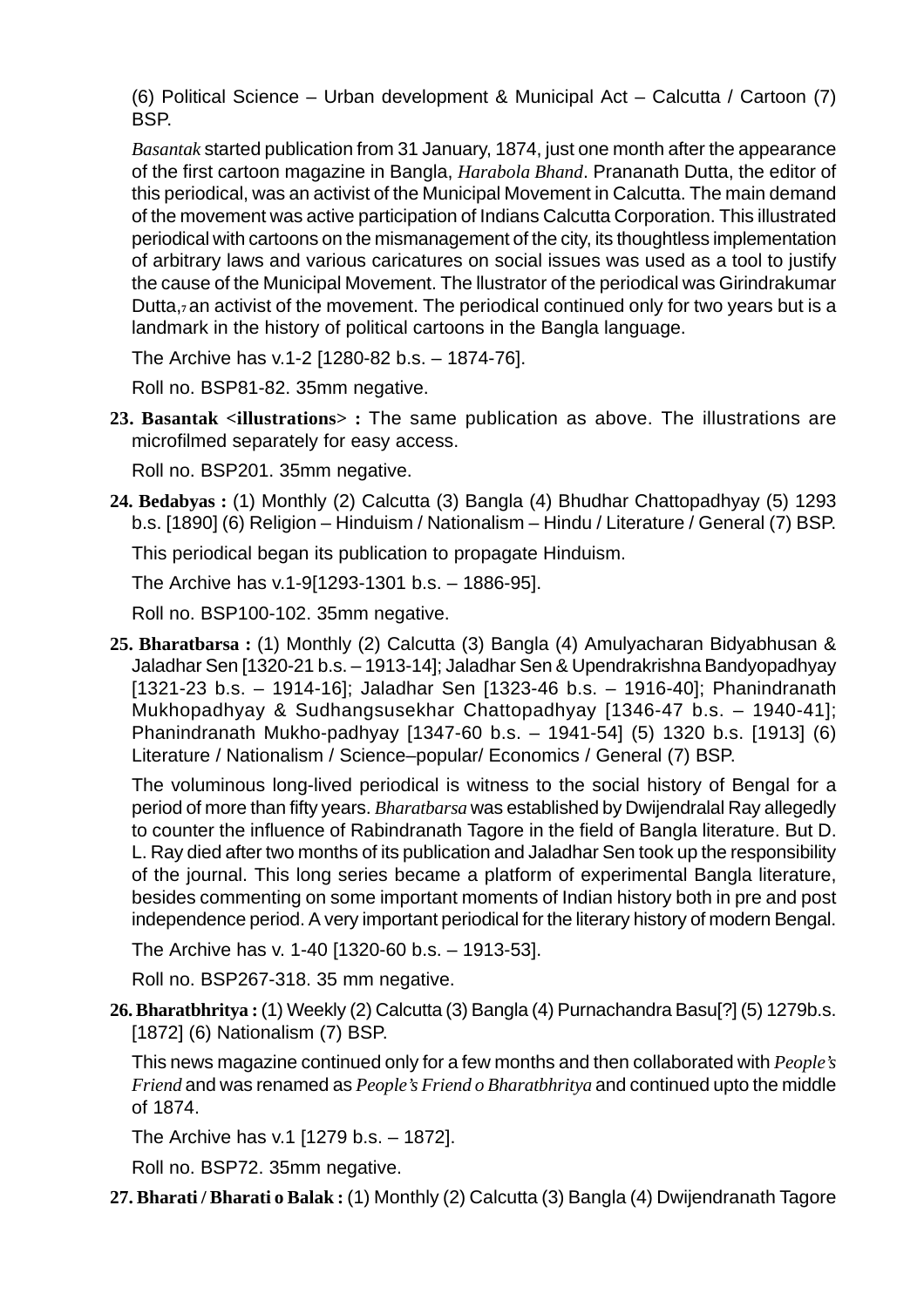(6) Political Science – Urban development & Municipal Act – Calcutta / Cartoon (7) BSP.

*Basantak* started publication from 31 January, 1874, just one month after the appearance of the first cartoon magazine in Bangla, *Harabola Bhand*. Prananath Dutta, the editor of this periodical, was an activist of the Municipal Movement in Calcutta. The main demand of the movement was active participation of Indians Calcutta Corporation. This illustrated periodical with cartoons on the mismanagement of the city, its thoughtless implementation of arbitrary laws and various caricatures on social issues was used as a tool to justify the cause of the Municipal Movement. The llustrator of the periodical was Girindrakumar Dutta,[7] an activist of the movement. The periodical continued only for two years but is a landmark in the history of political cartoons in the Bangla language.

The Archive has v.1-2 [1280-82 b.s. – 1874-76].

Roll no. BSP81-82. 35mm negative.

**23. Basantak <illustrations> :** The same publication as above. The illustrations are microfilmed separately for easy access.

Roll no. BSP201. 35mm negative.

**24. Bedabyas :** (1) Monthly (2) Calcutta (3) Bangla (4) Bhudhar Chattopadhyay (5) 1293 b.s. [1890] (6) Religion – Hinduism / Nationalism – Hindu / Literature / General (7) BSP.

This periodical began its publication to propagate Hinduism.

The Archive has v.1-9[1293-1301 b.s. – 1886-95].

Roll no. BSP100-102. 35mm negative.

**25. Bharatbarsa :** (1) Monthly (2) Calcutta (3) Bangla (4) Amulyacharan Bidyabhusan & Jaladhar Sen [1320-21 b.s. – 1913-14]; Jaladhar Sen & Upendrakrishna Bandyopadhyay [1321-23 b.s. – 1914-16]; Jaladhar Sen [1323-46 b.s. – 1916-40]; Phanindranath Mukhopadhyay & Sudhangsusekhar Chattopadhyay [1346-47 b.s. – 1940-41]; Phanindranath Mukho-padhyay [1347-60 b.s. – 1941-54] (5) 1320 b.s. [1913] (6) Literature / Nationalism / Science–popular/ Economics / General (7) BSP.

The voluminous long-lived periodical is witness to the social history of Bengal for a period of more than fifty years. *Bharatbarsa* was established by Dwijendralal Ray allegedly to counter the influence of Rabindranath Tagore in the field of Bangla literature. But D. L. Ray died after two months of its publication and Jaladhar Sen took up the responsibility of the journal. This long series became a platform of experimental Bangla literature, besides commenting on some important moments of Indian history both in pre and post independence period. A very important periodical for the literary history of modern Bengal.

The Archive has v. 1-40 [1320-60 b.s. – 1913-53].

Roll no. BSP267-318. 35 mm negative.

**26. Bharatbhritya :** (1) Weekly (2) Calcutta (3) Bangla (4) Purnachandra Basu[?] (5) 1279b.s. [1872] (6) Nationalism (7) BSP.

This news magazine continued only for a few months and then collaborated with *People's Friend* and was renamed as *People's Friend o Bharatbhritya* and continued upto the middle of 1874.

The Archive has v.1 [1279 b.s. – 1872].

Roll no. BSP72. 35mm negative.

**27. Bharati / Bharati o Balak :** (1) Monthly (2) Calcutta (3) Bangla (4) Dwijendranath Tagore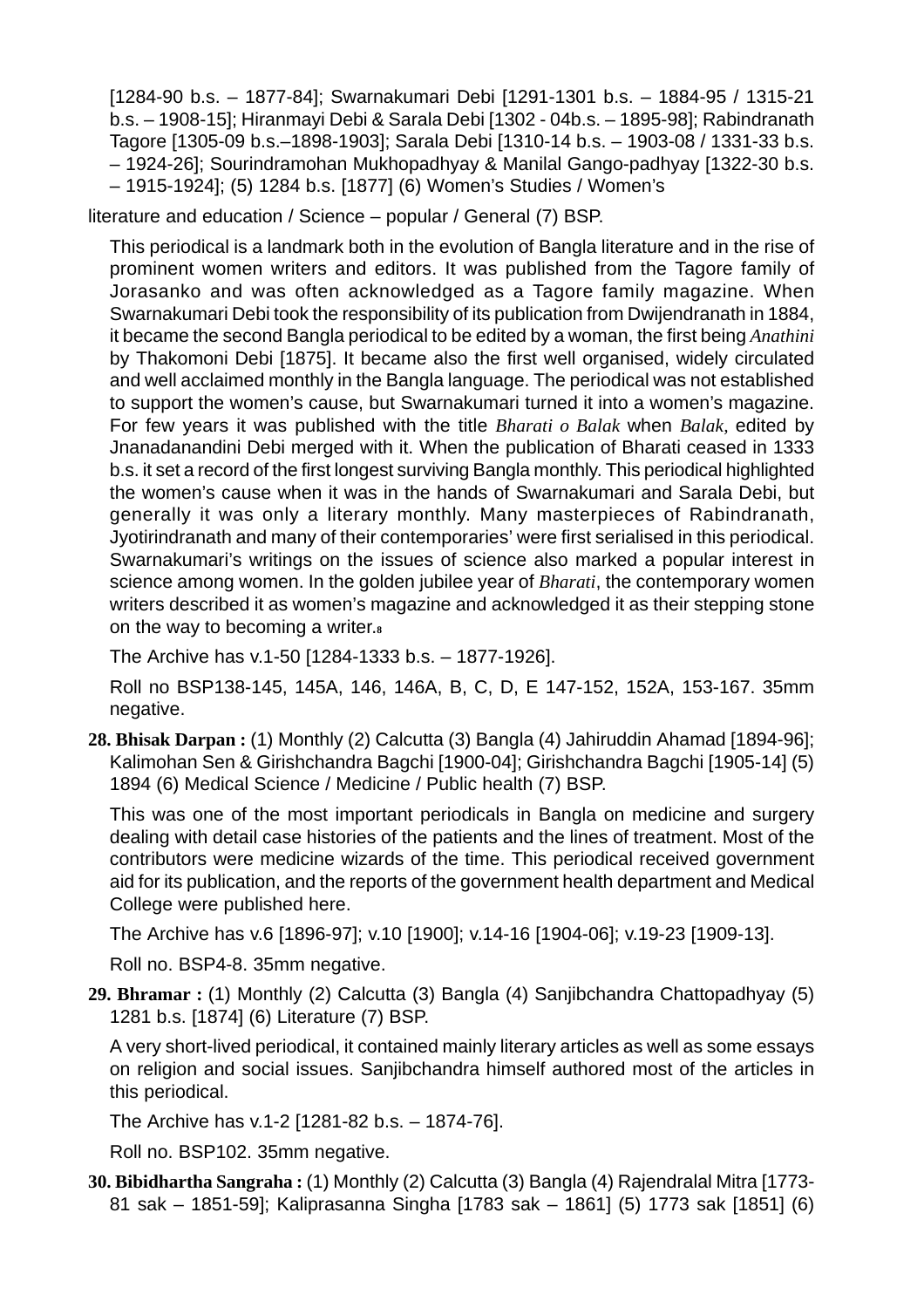[1284-90 b.s. – 1877-84]; Swarnakumari Debi [1291-1301 b.s. – 1884-95 / 1315-21 b.s. – 1908-15]; Hiranmayi Debi & Sarala Debi [1302 - 04b.s. – 1895-98]; Rabindranath Tagore [1305-09 b.s.–1898-1903]; Sarala Debi [1310-14 b.s. – 1903-08 / 1331-33 b.s. – 1924-26]; Sourindramohan Mukhopadhyay & Manilal Gango-padhyay [1322-30 b.s. – 1915-1924]; (5) 1284 b.s. [1877] (6) Women's Studies / Women's literature and education / Science – popular / General (7) BSP.

This periodical is a landmark both in the evolution of Bangla literature and in the rise of prominent women writers and editors. It was published from the Tagore family of Jorasanko and was often acknowledged as a Tagore family magazine. When Swarnakumari Debi took the responsibility of its publication from Dwijendranath in 1884, it became the second Bangla periodical to be edited by a woman, the first being *Anathini* by Thakomoni Debi [1875]. It became also the first well organised, widely circulated and well acclaimed monthly in the Bangla language. The periodical was not established to support the women's cause, but Swarnakumari turned it into a women's magazine. For few years it was published with the title *Bharati o Balak* when *Balak,* edited by Jnanadanandini Debi merged with it. When the publication of Bharati ceased in 1333 b.s. it set a record of the first longest surviving Bangla monthly. This periodical highlighted the women's cause when it was in the hands of Swarnakumari and Sarala Debi, but generally it was only a literary monthly. Many masterpieces of Rabindranath, Jyotirindranath and many of their contemporaries' were first serialised in this periodical. Swarnakumari's writings on the issues of science also marked a popular interest in science among women. In the golden jubilee year of *Bharati*, the contemporary women writers described it as women's magazine and acknowledged it as their stepping stone on the way to becoming a writer.[8]

The Archive has v.1-50 [1284-1333 b.s. – 1877-1926].

Roll no BSP138-145, 145A, 146, 146A, B, C, D, E 147-152, 152A, 153-167. 35mm negative.

**28. Bhisak Darpan :** (1) Monthly (2) Calcutta (3) Bangla (4) Jahiruddin Ahamad [1894-96]; Kalimohan Sen & Girishchandra Bagchi [1900-04]; Girishchandra Bagchi [1905-14] (5) 1894 (6) Medical Science / Medicine / Public health (7) BSP.

This was one of the most important periodicals in Bangla on medicine and surgery dealing with detail case histories of the patients and the lines of treatment. Most of the contributors were medicine wizards of the time. This periodical received government aid for its publication, and the reports of the government health department and Medical College were published here.

The Archive has v.6 [1896-97]; v.10 [1900]; v.14-16 [1904-06]; v.19-23 [1909-13].

Roll no. BSP4-8. 35mm negative.

**29. Bhramar :** (1) Monthly (2) Calcutta (3) Bangla (4) Sanjibchandra Chattopadhyay (5) 1281 b.s. [1874] (6) Literature (7) BSP.

A very short-lived periodical, it contained mainly literary articles as well as some essays on religion and social issues. Sanjibchandra himself authored most of the articles in this periodical.

The Archive has v.1-2 [1281-82 b.s. – 1874-76].

Roll no. BSP102. 35mm negative.

**30. Bibidhartha Sangraha :** (1) Monthly (2) Calcutta (3) Bangla (4) Rajendralal Mitra [1773-81 sak – 1851-59]; Kaliprasanna Singha [1783 sak – 1861] (5) 1773 sak [1851] (6)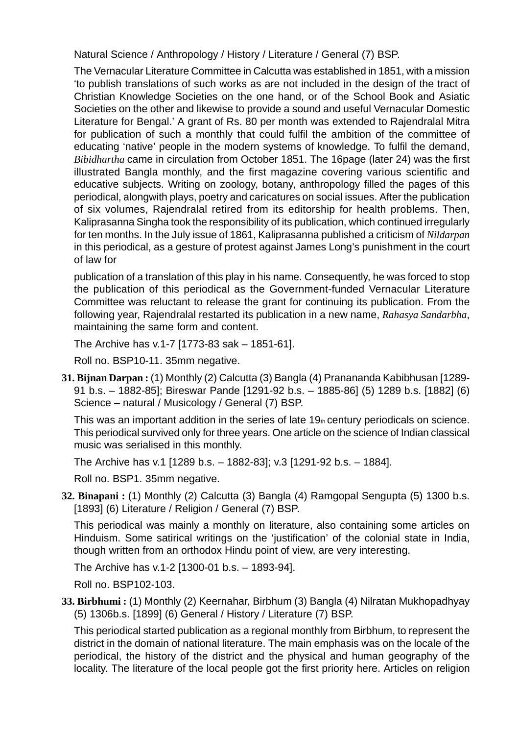Natural Science / Anthropology / History / Literature / General (7) BSP.

The Vernacular Literature Committee in Calcutta was established in 1851, with a mission 'to publish translations of such works as are not included in the design of the tract of Christian Knowledge Societies on the one hand, or of the School Book and Asiatic Societies on the other and likewise to provide a sound and useful Vernacular Domestic Literature for Bengal.' A grant of Rs. 80 per month was extended to Rajendralal Mitra for publication of such a monthly that could fulfil the ambition of the committee of educating 'native' people in the modern systems of knowledge. To fulfil the demand, *Bibidhartha* came in circulation from October 1851. The 16page (later 24) was the first illustrated Bangla monthly, and the first magazine covering various scientific and educative subjects. Writing on zoology, botany, anthropology filled the pages of this periodical, alongwith plays, poetry and caricatures on social issues. After the publication of six volumes, Rajendralal retired from its editorship for health problems. Then, Kaliprasanna Singha took the responsibility of its publication, which continued irregularly for ten months. In the July issue of 1861, Kaliprasanna published a criticism of *Nildarpan* in this periodical, as a gesture of protest against James Long's punishment in the court of law for

publication of a translation of this play in his name. Consequently, he was forced to stop the publication of this periodical as the Government-funded Vernacular Literature Committee was reluctant to release the grant for continuing its publication. From the following year, Rajendralal restarted its publication in a new name, *Rahasya Sandarbha*, maintaining the same form and content.

The Archive has v.1-7 [1773-83 sak – 1851-61].

Roll no. BSP10-11. 35mm negative.

**31. Bijnan Darpan :** (1) Monthly (2) Calcutta (3) Bangla (4) Pranananda Kabibhusan [1289-91 b.s. – 1882-85]; Bireswar Pande [1291-92 b.s. – 1885-86] (5) 1289 b.s. [1882] (6) Science – natural / Musicology / General (7) BSP.

This was an important addition in the series of late 19th century periodicals on science. This periodical survived only for three years. One article on the science of Indian classical music was serialised in this monthly.

The Archive has v.1 [1289 b.s. – 1882-83]; v.3 [1291-92 b.s. – 1884].

Roll no. BSP1. 35mm negative.

**32. Binapani :** (1) Monthly (2) Calcutta (3) Bangla (4) Ramgopal Sengupta (5) 1300 b.s. [1893] (6) Literature / Religion / General (7) BSP.

This periodical was mainly a monthly on literature, also containing some articles on Hinduism. Some satirical writings on the 'justification' of the colonial state in India, though written from an orthodox Hindu point of view, are very interesting.

The Archive has v.1-2 [1300-01 b.s. – 1893-94].

Roll no. BSP102-103.

**33. Birbhumi :** (1) Monthly (2) Keernahar, Birbhum (3) Bangla (4) Nilratan Mukhopadhyay (5) 1306b.s. [1899] (6) General / History / Literature (7) BSP.

This periodical started publication as a regional monthly from Birbhum, to represent the district in the domain of national literature. The main emphasis was on the locale of the periodical, the history of the district and the physical and human geography of the locality. The literature of the local people got the first priority here. Articles on religion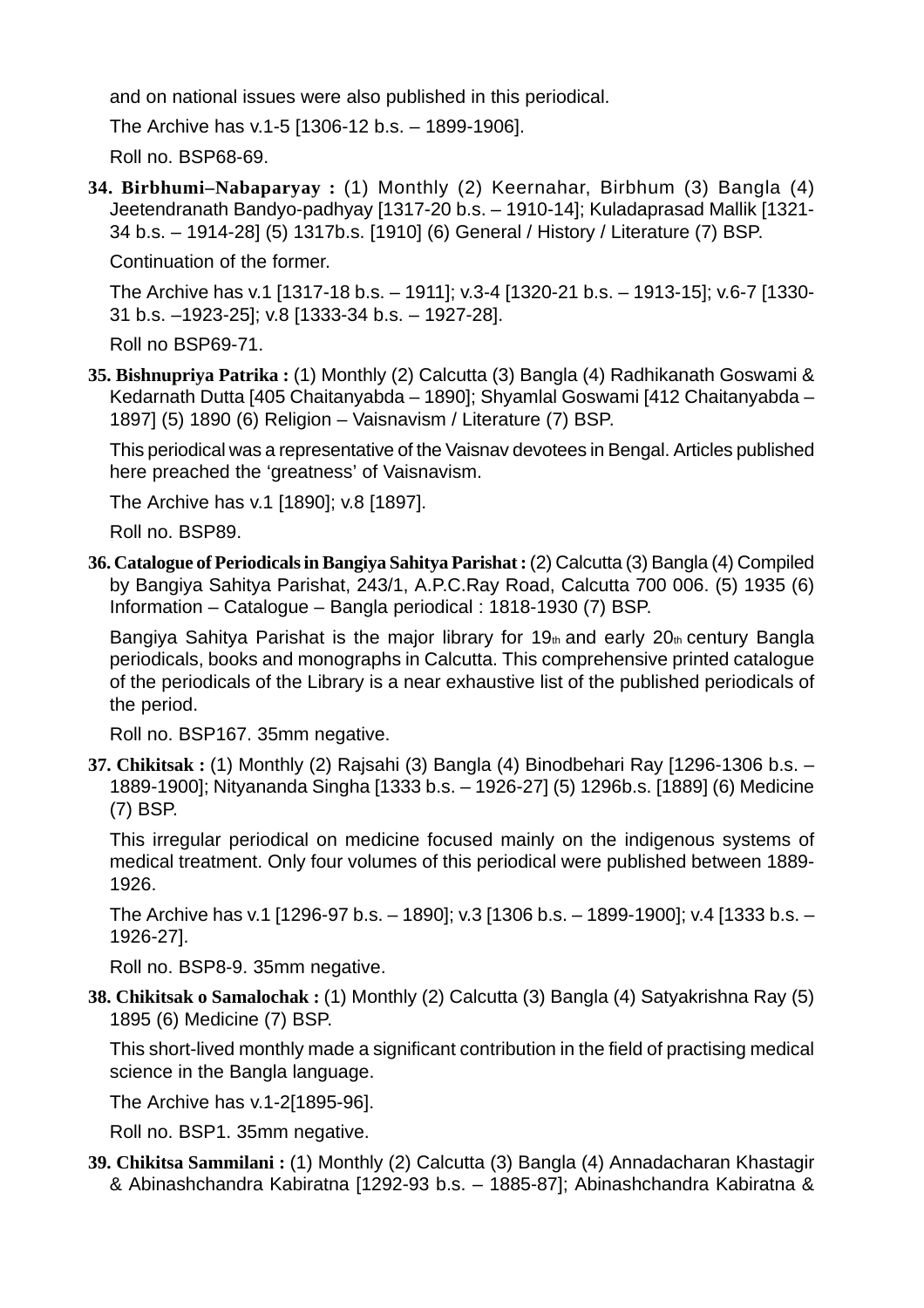and on national issues were also published in this periodical.

The Archive has v.1-5 [1306-12 b.s. – 1899-1906].

Roll no. BSP68-69.

**34. Birbhumi–Nabaparyay :** (1) Monthly (2) Keernahar, Birbhum (3) Bangla (4) Jeetendranath Bandyo-padhyay [1317-20 b.s. – 1910-14]; Kuladaprasad Mallik [1321-34 b.s. – 1914-28] (5) 1317b.s. [1910] (6) General / History / Literature (7) BSP.

Continuation of the former.

The Archive has v.1 [1317-18 b.s. – 1911]; v.3-4 [1320-21 b.s. – 1913-15]; v.6-7 [1330-31 b.s. –1923-25]; v.8 [1333-34 b.s. – 1927-28].

Roll no BSP69-71.

**35. Bishnupriya Patrika :** (1) Monthly (2) Calcutta (3) Bangla (4) Radhikanath Goswami & Kedarnath Dutta [405 Chaitanyabda – 1890]; Shyamlal Goswami [412 Chaitanyabda – 1897] (5) 1890 (6) Religion – Vaisnavism / Literature (7) BSP.

This periodical was a representative of the Vaisnav devotees in Bengal. Articles published here preached the 'greatness' of Vaisnavism.

The Archive has v.1 [1890]; v.8 [1897].

Roll no. BSP89.

**36. Catalogue of Periodicals in Bangiya Sahitya Parishat :** (2) Calcutta (3) Bangla (4) Compiled by Bangiya Sahitya Parishat, 243/1, A.P.C.Ray Road, Calcutta 700 006. (5) 1935 (6) Information – Catalogue – Bangla periodical : 1818-1930 (7) BSP.

Bangiya Sahitya Parishat is the major library for 19th and early 20th century Bangla periodicals, books and monographs in Calcutta. This comprehensive printed catalogue of the periodicals of the Library is a near exhaustive list of the published periodicals of the period.

Roll no. BSP167. 35mm negative.

**37. Chikitsak :** (1) Monthly (2) Rajsahi (3) Bangla (4) Binodbehari Ray [1296-1306 b.s. – 1889-1900]; Nityananda Singha [1333 b.s. – 1926-27] (5) 1296b.s. [1889] (6) Medicine (7) BSP.

This irregular periodical on medicine focused mainly on the indigenous systems of medical treatment. Only four volumes of this periodical were published between 1889-1926.

The Archive has v.1 [1296-97 b.s. – 1890]; v.3 [1306 b.s. – 1899-1900]; v.4 [1333 b.s. – 1926-27].

Roll no. BSP8-9. 35mm negative.

**38. Chikitsak o Samalochak :** (1) Monthly (2) Calcutta (3) Bangla (4) Satyakrishna Ray (5) 1895 (6) Medicine (7) BSP.

This short-lived monthly made a significant contribution in the field of practising medical science in the Bangla language.

The Archive has v.1-2[1895-96].

Roll no. BSP1. 35mm negative.

**39. Chikitsa Sammilani :** (1) Monthly (2) Calcutta (3) Bangla (4) Annadacharan Khastagir & Abinashchandra Kabiratna [1292-93 b.s. – 1885-87]; Abinashchandra Kabiratna &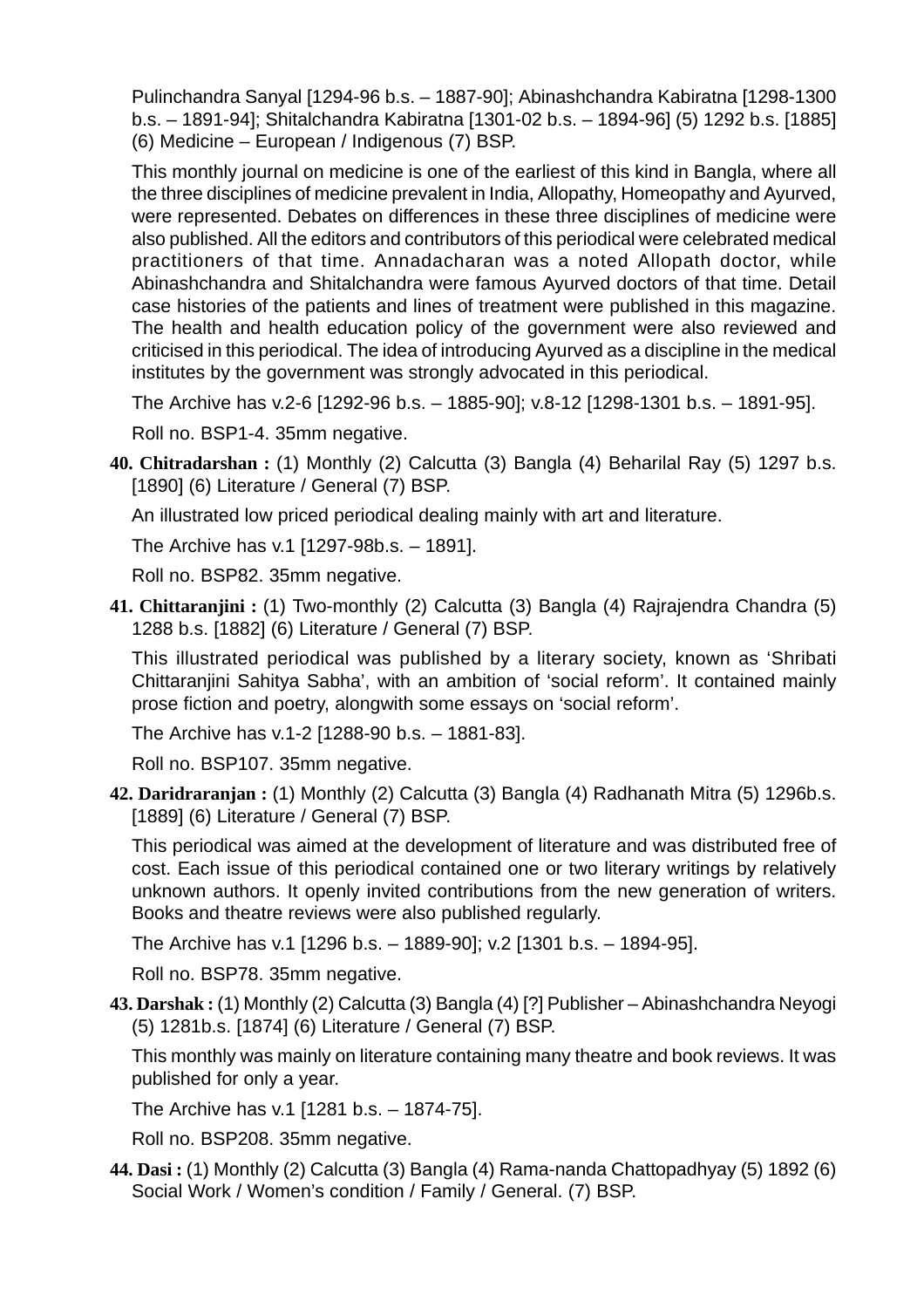Pulinchandra Sanyal [1294-96 b.s. – 1887-90]; Abinashchandra Kabiratna [1298-1300 b.s. – 1891-94]; Shitalchandra Kabiratna [1301-02 b.s. – 1894-96] (5) 1292 b.s. [1885] (6) Medicine – European / Indigenous (7) BSP.

This monthly journal on medicine is one of the earliest of this kind in Bangla, where all the three disciplines of medicine prevalent in India, Allopathy, Homeopathy and Ayurved, were represented. Debates on differences in these three disciplines of medicine were also published. All the editors and contributors of this periodical were celebrated medical practitioners of that time. Annadacharan was a noted Allopath doctor, while Abinashchandra and Shitalchandra were famous Ayurved doctors of that time. Detail case histories of the patients and lines of treatment were published in this magazine. The health and health education policy of the government were also reviewed and criticised in this periodical. The idea of introducing Ayurved as a discipline in the medical institutes by the government was strongly advocated in this periodical.

The Archive has v.2-6 [1292-96 b.s. – 1885-90]; v.8-12 [1298-1301 b.s. – 1891-95].

Roll no. BSP1-4. 35mm negative.

**40. Chitradarshan :** (1) Monthly (2) Calcutta (3) Bangla (4) Beharilal Ray (5) 1297 b.s. [1890] (6) Literature / General (7) BSP.

An illustrated low priced periodical dealing mainly with art and literature.

The Archive has v.1 [1297-98b.s. – 1891].

Roll no. BSP82. 35mm negative.

**41. Chittaranjini :** (1) Two-monthly (2) Calcutta (3) Bangla (4) Rajrajendra Chandra (5) 1288 b.s. [1882] (6) Literature / General (7) BSP.

This illustrated periodical was published by a literary society, known as 'Shribati Chittaranjini Sahitya Sabha', with an ambition of 'social reform'. It contained mainly prose fiction and poetry, alongwith some essays on 'social reform'.

The Archive has v.1-2 [1288-90 b.s. – 1881-83].

Roll no. BSP107. 35mm negative.

**42. Daridraranjan :** (1) Monthly (2) Calcutta (3) Bangla (4) Radhanath Mitra (5) 1296b.s. [1889] (6) Literature / General (7) BSP.

This periodical was aimed at the development of literature and was distributed free of cost. Each issue of this periodical contained one or two literary writings by relatively unknown authors. It openly invited contributions from the new generation of writers. Books and theatre reviews were also published regularly.

The Archive has v.1 [1296 b.s. – 1889-90]; v.2 [1301 b.s. – 1894-95].

Roll no. BSP78. 35mm negative.

**43. Darshak :** (1) Monthly (2) Calcutta (3) Bangla (4) [?] Publisher – Abinashchandra Neyogi (5) 1281b.s. [1874] (6) Literature / General (7) BSP.

This monthly was mainly on literature containing many theatre and book reviews. It was published for only a year.

The Archive has v.1 [1281 b.s. – 1874-75].

Roll no. BSP208. 35mm negative.

**44. Dasi :** (1) Monthly (2) Calcutta (3) Bangla (4) Rama-nanda Chattopadhyay (5) 1892 (6) Social Work / Women's condition / Family / General. (7) BSP.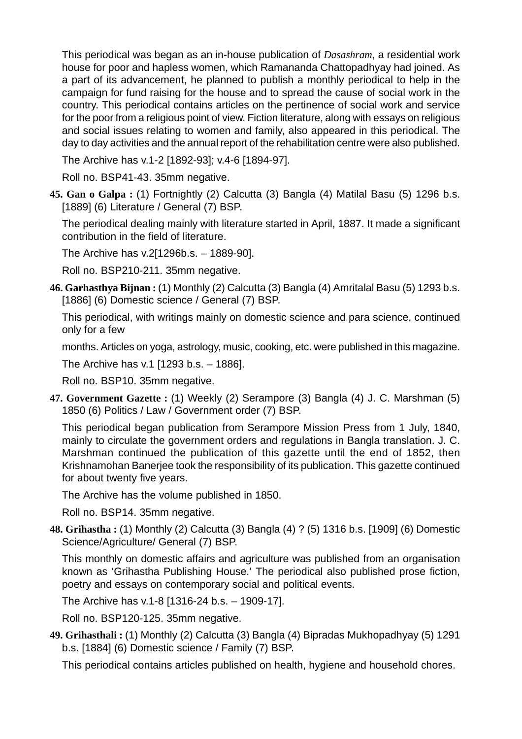This periodical was began as an in-house publication of *Dasashram*, a residential work house for poor and hapless women, which Ramananda Chattopadhyay had joined. As a part of its advancement, he planned to publish a monthly periodical to help in the campaign for fund raising for the house and to spread the cause of social work in the country. This periodical contains articles on the pertinence of social work and service for the poor from a religious point of view. Fiction literature, along with essays on religious and social issues relating to women and family, also appeared in this periodical. The day to day activities and the annual report of the rehabilitation centre were also published.

The Archive has v.1-2 [1892-93]; v.4-6 [1894-97].

Roll no. BSP41-43. 35mm negative.

**45. Gan o Galpa :** (1) Fortnightly (2) Calcutta (3) Bangla (4) Matilal Basu (5) 1296 b.s. [1889] (6) Literature / General (7) BSP.

The periodical dealing mainly with literature started in April, 1887. It made a significant contribution in the field of literature.

The Archive has v.2[1296b.s. – 1889-90].

Roll no. BSP210-211. 35mm negative.

**46. Garhasthya Bijnan :** (1) Monthly (2) Calcutta (3) Bangla (4) Amritalal Basu (5) 1293 b.s. [1886] (6) Domestic science / General (7) BSP.

This periodical, with writings mainly on domestic science and para science, continued only for a few

months. Articles on yoga, astrology, music, cooking, etc. were published in this magazine.

The Archive has v.1 [1293 b.s. – 1886].

Roll no. BSP10. 35mm negative.

**47. Government Gazette :** (1) Weekly (2) Serampore (3) Bangla (4) J. C. Marshman (5) 1850 (6) Politics / Law / Government order (7) BSP.

This periodical began publication from Serampore Mission Press from 1 July, 1840, mainly to circulate the government orders and regulations in Bangla translation. J. C. Marshman continued the publication of this gazette until the end of 1852, then Krishnamohan Banerjee took the responsibility of its publication. This gazette continued for about twenty five years.

The Archive has the volume published in 1850.

Roll no. BSP14. 35mm negative.

**48. Grihastha :** (1) Monthly (2) Calcutta (3) Bangla (4) ? (5) 1316 b.s. [1909] (6) Domestic Science/Agriculture/ General (7) BSP.

This monthly on domestic affairs and agriculture was published from an organisation known as 'Grihastha Publishing House.' The periodical also published prose fiction, poetry and essays on contemporary social and political events.

The Archive has v.1-8 [1316-24 b.s. – 1909-17].

Roll no. BSP120-125. 35mm negative.

**49. Grihasthali :** (1) Monthly (2) Calcutta (3) Bangla (4) Bipradas Mukhopadhyay (5) 1291 b.s. [1884] (6) Domestic science / Family (7) BSP.

This periodical contains articles published on health, hygiene and household chores.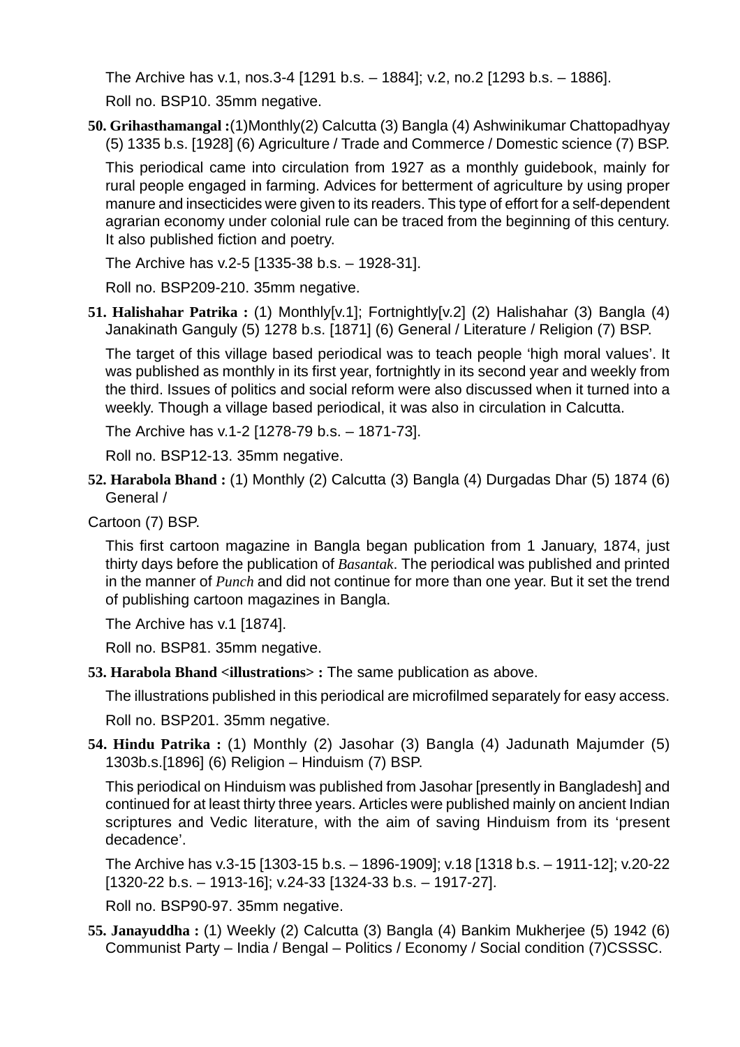The Archive has v.1, nos.3-4 [1291 b.s. – 1884]; v.2, no.2 [1293 b.s. – 1886].

Roll no. BSP10. 35mm negative.

**50. Grihasthamangal :**(1)Monthly(2) Calcutta (3) Bangla (4) Ashwinikumar Chattopadhyay (5) 1335 b.s. [1928] (6) Agriculture / Trade and Commerce / Domestic science (7) BSP.

This periodical came into circulation from 1927 as a monthly guidebook, mainly for rural people engaged in farming. Advices for betterment of agriculture by using proper manure and insecticides were given to its readers. This type of effort for a self-dependent agrarian economy under colonial rule can be traced from the beginning of this century. It also published fiction and poetry.

The Archive has v.2-5 [1335-38 b.s. – 1928-31].

Roll no. BSP209-210. 35mm negative.

**51. Halishahar Patrika :** (1) Monthly[v.1]; Fortnightly[v.2] (2) Halishahar (3) Bangla (4) Janakinath Ganguly (5) 1278 b.s. [1871] (6) General / Literature / Religion (7) BSP.

The target of this village based periodical was to teach people 'high moral values'. It was published as monthly in its first year, fortnightly in its second year and weekly from the third. Issues of politics and social reform were also discussed when it turned into a weekly. Though a village based periodical, it was also in circulation in Calcutta.

The Archive has v.1-2 [1278-79 b.s. – 1871-73].

Roll no. BSP12-13. 35mm negative.

**52. Harabola Bhand :** (1) Monthly (2) Calcutta (3) Bangla (4) Durgadas Dhar (5) 1874 (6) General /

Cartoon (7) BSP.

This first cartoon magazine in Bangla began publication from 1 January, 1874, just thirty days before the publication of *Basantak*. The periodical was published and printed in the manner of *Punch* and did not continue for more than one year. But it set the trend of publishing cartoon magazines in Bangla.

The Archive has v.1 [1874].

Roll no. BSP81. 35mm negative.

**53. Harabola Bhand <illustrations> :** The same publication as above.

The illustrations published in this periodical are microfilmed separately for easy access.

Roll no. BSP201. 35mm negative.

**54. Hindu Patrika :** (1) Monthly (2) Jasohar (3) Bangla (4) Jadunath Majumder (5) 1303b.s.[1896] (6) Religion – Hinduism (7) BSP.

This periodical on Hinduism was published from Jasohar [presently in Bangladesh] and continued for at least thirty three years. Articles were published mainly on ancient Indian scriptures and Vedic literature, with the aim of saving Hinduism from its 'present decadence'.

The Archive has v.3-15 [1303-15 b.s. – 1896-1909]; v.18 [1318 b.s. – 1911-12]; v.20-22 [1320-22 b.s. – 1913-16]; v.24-33 [1324-33 b.s. – 1917-27].

Roll no. BSP90-97. 35mm negative.

**55. Janayuddha :** (1) Weekly (2) Calcutta (3) Bangla (4) Bankim Mukherjee (5) 1942 (6) Communist Party – India / Bengal – Politics / Economy / Social condition (7)CSSSC.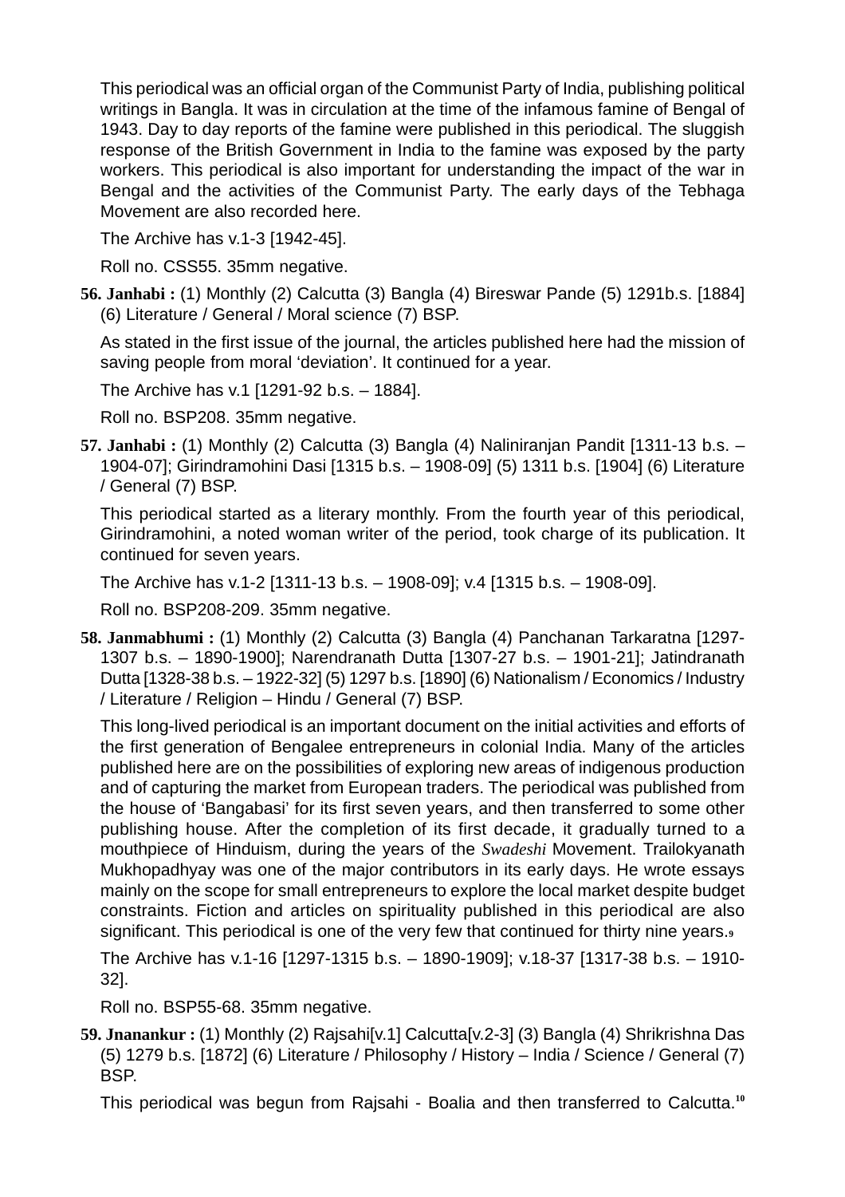This periodical was an official organ of the Communist Party of India, publishing political writings in Bangla. It was in circulation at the time of the infamous famine of Bengal of 1943. Day to day reports of the famine were published in this periodical. The sluggish response of the British Government in India to the famine was exposed by the party workers. This periodical is also important for understanding the impact of the war in Bengal and the activities of the Communist Party. The early days of the Tebhaga Movement are also recorded here.

The Archive has v.1-3 [1942-45].

Roll no. CSS55. 35mm negative.

**56. Janhabi :** (1) Monthly (2) Calcutta (3) Bangla (4) Bireswar Pande (5) 1291b.s. [1884] (6) Literature / General / Moral science (7) BSP.

As stated in the first issue of the journal, the articles published here had the mission of saving people from moral 'deviation'. It continued for a year.

The Archive has v.1 [1291-92 b.s. – 1884].

Roll no. BSP208. 35mm negative.

**57. Janhabi :** (1) Monthly (2) Calcutta (3) Bangla (4) Naliniranjan Pandit [1311-13 b.s. – 1904-07]; Girindramohini Dasi [1315 b.s. – 1908-09] (5) 1311 b.s. [1904] (6) Literature / General (7) BSP.

This periodical started as a literary monthly. From the fourth year of this periodical, Girindramohini, a noted woman writer of the period, took charge of its publication. It continued for seven years.

The Archive has v.1-2 [1311-13 b.s. – 1908-09]; v.4 [1315 b.s. – 1908-09].

Roll no. BSP208-209. 35mm negative.

**58. Janmabhumi :** (1) Monthly (2) Calcutta (3) Bangla (4) Panchanan Tarkaratna [1297-1307 b.s. – 1890-1900]; Narendranath Dutta [1307-27 b.s. – 1901-21]; Jatindranath Dutta [1328-38 b.s. – 1922-32] (5) 1297 b.s. [1890] (6) Nationalism / Economics / Industry / Literature / Religion – Hindu / General (7) BSP.

This long-lived periodical is an important document on the initial activities and efforts of the first generation of Bengalee entrepreneurs in colonial India. Many of the articles published here are on the possibilities of exploring new areas of indigenous production and of capturing the market from European traders. The periodical was published from the house of 'Bangabasi' for its first seven years, and then transferred to some other publishing house. After the completion of its first decade, it gradually turned to a mouthpiece of Hinduism, during the years of the *Swadeshi* Movement. Trailokyanath Mukhopadhyay was one of the major contributors in its early days. He wrote essays mainly on the scope for small entrepreneurs to explore the local market despite budget constraints. Fiction and articles on spirituality published in this periodical are also significant. This periodical is one of the very few that continued for thirty nine years.[9]

The Archive has v.1-16 [1297-1315 b.s. – 1890-1909]; v.18-37 [1317-38 b.s. – 1910-32].

Roll no. BSP55-68. 35mm negative.

**59. Jnanankur :** (1) Monthly (2) Rajsahi[v.1] Calcutta[v.2-3] (3) Bangla (4) Shrikrishna Das (5) 1279 b.s. [1872] (6) Literature / Philosophy / History – India / Science / General (7) BSP.

This periodical was begun from Rajsahi - Boalia and then transferred to Calcutta.[10]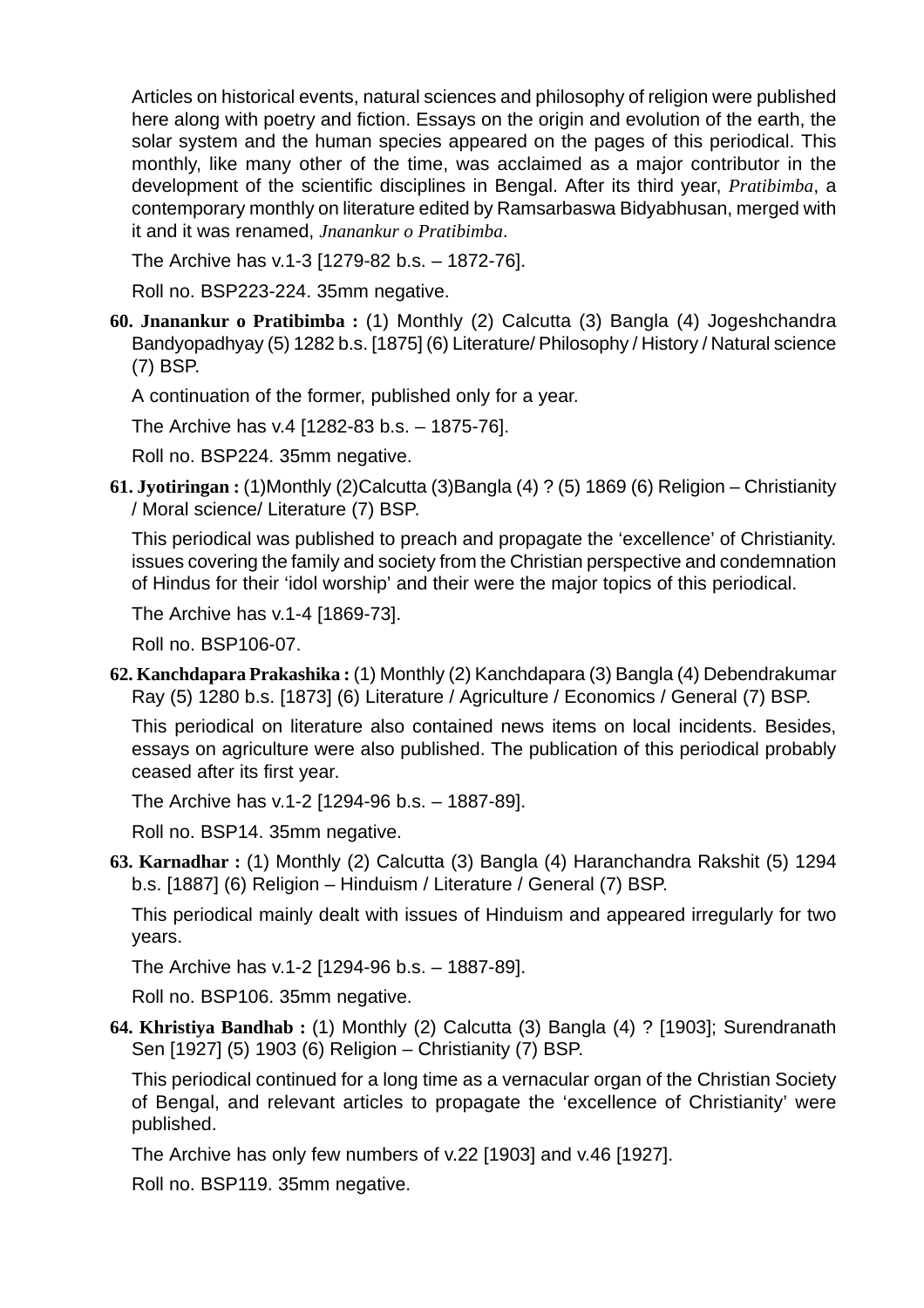Articles on historical events, natural sciences and philosophy of religion were published here along with poetry and fiction. Essays on the origin and evolution of the earth, the solar system and the human species appeared on the pages of this periodical. This monthly, like many other of the time, was acclaimed as a major contributor in the development of the scientific disciplines in Bengal. After its third year, *Pratibimba*, a contemporary monthly on literature edited by Ramsarbaswa Bidyabhusan, merged with it and it was renamed, *Jnanankur o Pratibimba*.

The Archive has v.1-3 [1279-82 b.s. – 1872-76].

Roll no. BSP223-224. 35mm negative.

**60. Jnanankur o Pratibimba :** (1) Monthly (2) Calcutta (3) Bangla (4) Jogeshchandra Bandyopadhyay (5) 1282 b.s. [1875] (6) Literature/ Philosophy / History / Natural science (7) BSP.

A continuation of the former, published only for a year.

The Archive has v.4 [1282-83 b.s. – 1875-76].

Roll no. BSP224. 35mm negative.

**61. Jyotiringan :** (1)Monthly (2)Calcutta (3)Bangla (4) ? (5) 1869 (6) Religion – Christianity / Moral science/ Literature (7) BSP.

This periodical was published to preach and propagate the 'excellence' of Christianity. issues covering the family and society from the Christian perspective and condemnation of Hindus for their 'idol worship' and their were the major topics of this periodical.

The Archive has v.1-4 [1869-73].

Roll no. BSP106-07.

**62. Kanchdapara Prakashika :** (1) Monthly (2) Kanchdapara (3) Bangla (4) Debendrakumar Ray (5) 1280 b.s. [1873] (6) Literature / Agriculture / Economics / General (7) BSP.

This periodical on literature also contained news items on local incidents. Besides, essays on agriculture were also published. The publication of this periodical probably ceased after its first year.

The Archive has v.1-2 [1294-96 b.s. – 1887-89].

Roll no. BSP14. 35mm negative.

**63. Karnadhar :** (1) Monthly (2) Calcutta (3) Bangla (4) Haranchandra Rakshit (5) 1294 b.s. [1887] (6) Religion – Hinduism / Literature / General (7) BSP.

This periodical mainly dealt with issues of Hinduism and appeared irregularly for two years.

The Archive has v.1-2 [1294-96 b.s. – 1887-89].

Roll no. BSP106. 35mm negative.

**64. Khristiya Bandhab :** (1) Monthly (2) Calcutta (3) Bangla (4) ? [1903]; Surendranath Sen [1927] (5) 1903 (6) Religion – Christianity (7) BSP.

This periodical continued for a long time as a vernacular organ of the Christian Society of Bengal, and relevant articles to propagate the 'excellence of Christianity' were published.

The Archive has only few numbers of v.22 [1903] and v.46 [1927].

Roll no. BSP119. 35mm negative.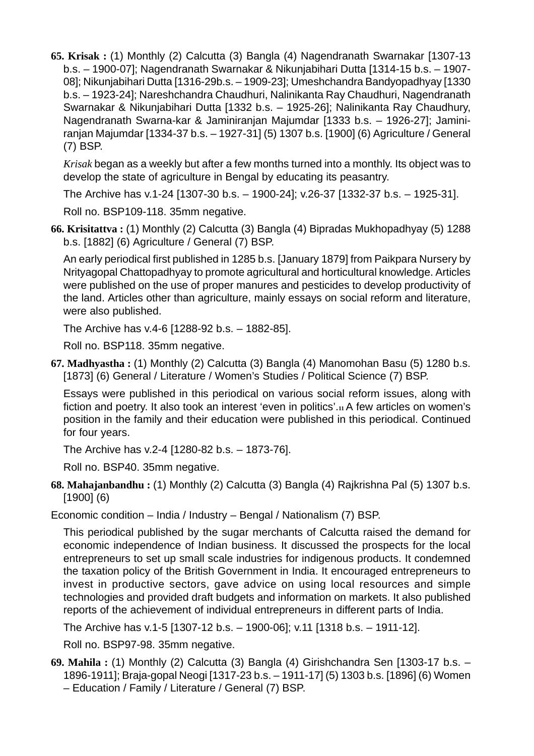**65. Krisak :** (1) Monthly (2) Calcutta (3) Bangla (4) Nagendranath Swarnakar [1307-13 b.s. – 1900-07]; Nagendranath Swarnakar & Nikunjabihari Dutta [1314-15 b.s. – 1907-08]; Nikunjabihari Dutta [1316-29b.s. – 1909-23]; Umeshchandra Bandyopadhyay [1330 b.s. – 1923-24]; Nareshchandra Chaudhuri, Nalinikanta Ray Chaudhuri, Nagendranath Swarnakar & Nikunjabihari Dutta [1332 b.s. – 1925-26]; Nalinikanta Ray Chaudhury, Nagendranath Swarna-kar & Jaminiranjan Majumdar [1333 b.s. – 1926-27]; Jamini-ranjan Majumdar [1334-37 b.s. – 1927-31] (5) 1307 b.s. [1900] (6) Agriculture / General (7) BSP.

*Krisak* began as a weekly but after a few months turned into a monthly. Its object was to develop the state of agriculture in Bengal by educating its peasantry.

The Archive has v.1-24 [1307-30 b.s. – 1900-24]; v.26-37 [1332-37 b.s. – 1925-31].

Roll no. BSP109-118. 35mm negative.

**66. Krisitattva :** (1) Monthly (2) Calcutta (3) Bangla (4) Bipradas Mukhopadhyay (5) 1288 b.s. [1882] (6) Agriculture / General (7) BSP.

An early periodical first published in 1285 b.s. [January 1879] from Paikpara Nursery by Nrityagopal Chattopadhyay to promote agricultural and horticultural knowledge. Articles were published on the use of proper manures and pesticides to develop productivity of the land. Articles other than agriculture, mainly essays on social reform and literature, were also published.

The Archive has v.4-6 [1288-92 b.s. – 1882-85].

Roll no. BSP118. 35mm negative.

**67. Madhyastha :** (1) Monthly (2) Calcutta (3) Bangla (4) Manomohan Basu (5) 1280 b.s. [1873] (6) General / Literature / Women's Studies / Political Science (7) BSP.

Essays were published in this periodical on various social reform issues, along with fiction and poetry. It also took an interest 'even in politics'.[11] A few articles on women's position in the family and their education were published in this periodical. Continued for four years.

The Archive has v.2-4 [1280-82 b.s. – 1873-76].

Roll no. BSP40. 35mm negative.

**68. Mahajanbandhu :** (1) Monthly (2) Calcutta (3) Bangla (4) Rajkrishna Pal (5) 1307 b.s. [1900] (6)

Economic condition – India / Industry – Bengal / Nationalism (7) BSP.

This periodical published by the sugar merchants of Calcutta raised the demand for economic independence of Indian business. It discussed the prospects for the local entrepreneurs to set up small scale industries for indigenous products. It condemned the taxation policy of the British Government in India. It encouraged entrepreneurs to invest in productive sectors, gave advice on using local resources and simple technologies and provided draft budgets and information on markets. It also published reports of the achievement of individual entrepreneurs in different parts of India.

The Archive has v.1-5 [1307-12 b.s. – 1900-06]; v.11 [1318 b.s. – 1911-12].

Roll no. BSP97-98. 35mm negative.

**69. Mahila :** (1) Monthly (2) Calcutta (3) Bangla (4) Girishchandra Sen [1303-17 b.s. – 1896-1911]; Braja-gopal Neogi [1317-23 b.s. – 1911-17] (5) 1303 b.s. [1896] (6) Women – Education / Family / Literature / General (7) BSP.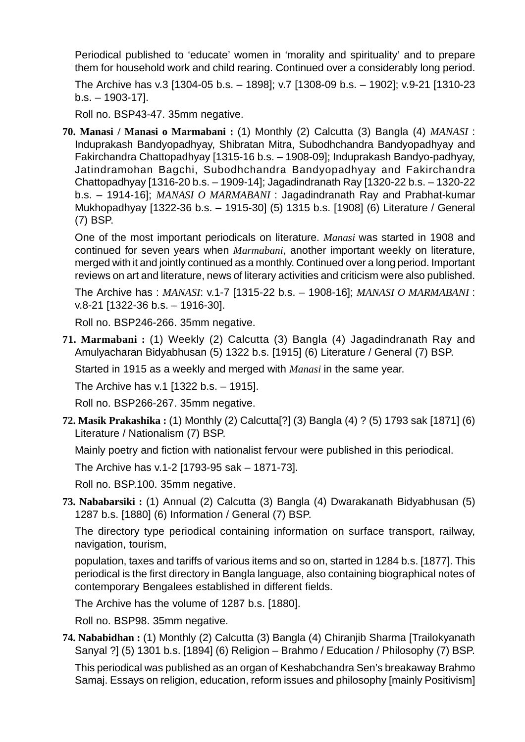Periodical published to 'educate' women in 'morality and spirituality' and to prepare them for household work and child rearing. Continued over a considerably long period.

The Archive has v.3 [1304-05 b.s. – 1898]; v.7 [1308-09 b.s. – 1902]; v.9-21 [1310-23 b.s. – 1903-17].

Roll no. BSP43-47. 35mm negative.

**70. Manasi / Manasi o Marmabani :** (1) Monthly (2) Calcutta (3) Bangla (4) *MANASI* : Induprakash Bandyopadhyay, Shibratan Mitra, Subodhchandra Bandyopadhyay and Fakirchandra Chattopadhyay [1315-16 b.s. – 1908-09]; Induprakash Bandyo-padhyay, Jatindramohan Bagchi, Subodhchandra Bandyopadhyay and Fakirchandra Chattopadhyay [1316-20 b.s. – 1909-14]; Jagadindranath Ray [1320-22 b.s. – 1320-22 b.s. – 1914-16]; *MANASI O MARMABANI* : Jagadindranath Ray and Prabhat-kumar Mukhopadhyay [1322-36 b.s. – 1915-30] (5) 1315 b.s. [1908] (6) Literature / General (7) BSP.

One of the most important periodicals on literature. *Manasi* was started in 1908 and continued for seven years when *Marmabani*, another important weekly on literature, merged with it and jointly continued as a monthly. Continued over a long period. Important reviews on art and literature, news of literary activities and criticism were also published.

The Archive has : *MANASI*: v.1-7 [1315-22 b.s. – 1908-16]; *MANASI O MARMABANI* : v.8-21 [1322-36 b.s. – 1916-30].

Roll no. BSP246-266. 35mm negative.

**71. Marmabani :** (1) Weekly (2) Calcutta (3) Bangla (4) Jagadindranath Ray and Amulyacharan Bidyabhusan (5) 1322 b.s. [1915] (6) Literature / General (7) BSP.

Started in 1915 as a weekly and merged with *Manasi* in the same year.

The Archive has v.1 [1322 b.s. – 1915].

Roll no. BSP266-267. 35mm negative.

**72. Masik Prakashika :** (1) Monthly (2) Calcutta[?] (3) Bangla (4) ? (5) 1793 sak [1871] (6) Literature / Nationalism (7) BSP.

Mainly poetry and fiction with nationalist fervour were published in this periodical.

The Archive has v.1-2 [1793-95 sak – 1871-73].

Roll no. BSP.100. 35mm negative.

**73. Nababarsiki :** (1) Annual (2) Calcutta (3) Bangla (4) Dwarakanath Bidyabhusan (5) 1287 b.s. [1880] (6) Information / General (7) BSP.

The directory type periodical containing information on surface transport, railway, navigation, tourism,

population, taxes and tariffs of various items and so on, started in 1284 b.s. [1877]. This periodical is the first directory in Bangla language, also containing biographical notes of contemporary Bengalees established in different fields.

The Archive has the volume of 1287 b.s. [1880].

Roll no. BSP98. 35mm negative.

**74. Nababidhan :** (1) Monthly (2) Calcutta (3) Bangla (4) Chiranjib Sharma [Trailokyanath Sanyal ?] (5) 1301 b.s. [1894] (6) Religion – Brahmo / Education / Philosophy (7) BSP.

This periodical was published as an organ of Keshabchandra Sen's breakaway Brahmo Samaj. Essays on religion, education, reform issues and philosophy [mainly Positivism]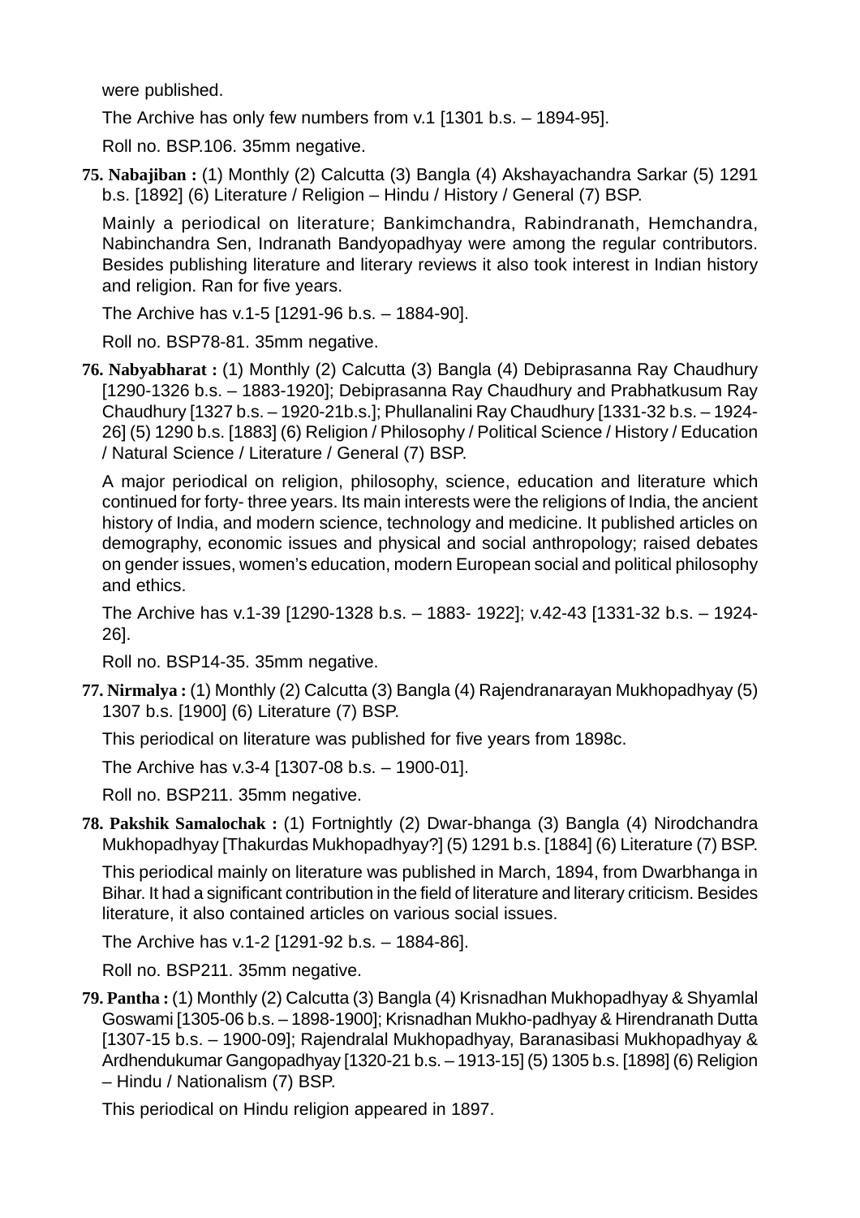were published.

The Archive has only few numbers from v.1 [1301 b.s. – 1894-95].

Roll no. BSP.106. 35mm negative.

**75. Nabajiban :** (1) Monthly (2) Calcutta (3) Bangla (4) Akshayachandra Sarkar (5) 1291 b.s. [1892] (6) Literature / Religion – Hindu / History / General (7) BSP.

Mainly a periodical on literature; Bankimchandra, Rabindranath, Hemchandra, Nabinchandra Sen, Indranath Bandyopadhyay were among the regular contributors. Besides publishing literature and literary reviews it also took interest in Indian history and religion. Ran for five years.

The Archive has v.1-5 [1291-96 b.s. – 1884-90].

Roll no. BSP78-81. 35mm negative.

**76. Nabyabharat :** (1) Monthly (2) Calcutta (3) Bangla (4) Debiprasanna Ray Chaudhury [1290-1326 b.s. – 1883-1920]; Debiprasanna Ray Chaudhury and Prabhatkusum Ray Chaudhury [1327 b.s. – 1920-21b.s.]; Phullanalini Ray Chaudhury [1331-32 b.s. – 1924-26] (5) 1290 b.s. [1883] (6) Religion / Philosophy / Political Science / History / Education / Natural Science / Literature / General (7) BSP.

A major periodical on religion, philosophy, science, education and literature which continued for forty- three years. Its main interests were the religions of India, the ancient history of India, and modern science, technology and medicine. It published articles on demography, economic issues and physical and social anthropology; raised debates on gender issues, women's education, modern European social and political philosophy and ethics.

The Archive has v.1-39 [1290-1328 b.s. – 1883- 1922]; v.42-43 [1331-32 b.s. – 1924-26].

Roll no. BSP14-35. 35mm negative.

**77. Nirmalya :** (1) Monthly (2) Calcutta (3) Bangla (4) Rajendranarayan Mukhopadhyay (5) 1307 b.s. [1900] (6) Literature (7) BSP.

This periodical on literature was published for five years from 1898c.

The Archive has v.3-4 [1307-08 b.s. – 1900-01].

Roll no. BSP211. 35mm negative.

**78. Pakshik Samalochak :** (1) Fortnightly (2) Dwar-bhanga (3) Bangla (4) Nirodchandra Mukhopadhyay [Thakurdas Mukhopadhyay?] (5) 1291 b.s. [1884] (6) Literature (7) BSP.

This periodical mainly on literature was published in March, 1894, from Dwarbhanga in Bihar. It had a significant contribution in the field of literature and literary criticism. Besides literature, it also contained articles on various social issues.

The Archive has v.1-2 [1291-92 b.s. – 1884-86].

Roll no. BSP211. 35mm negative.

**79. Pantha :** (1) Monthly (2) Calcutta (3) Bangla (4) Krisnadhan Mukhopadhyay & Shyamlal Goswami [1305-06 b.s. – 1898-1900]; Krisnadhan Mukho-padhyay & Hirendranath Dutta [1307-15 b.s. – 1900-09]; Rajendralal Mukhopadhyay, Baranasibasi Mukhopadhyay & Ardhendukumar Gangopadhyay [1320-21 b.s. – 1913-15] (5) 1305 b.s. [1898] (6) Religion – Hindu / Nationalism (7) BSP.

This periodical on Hindu religion appeared in 1897.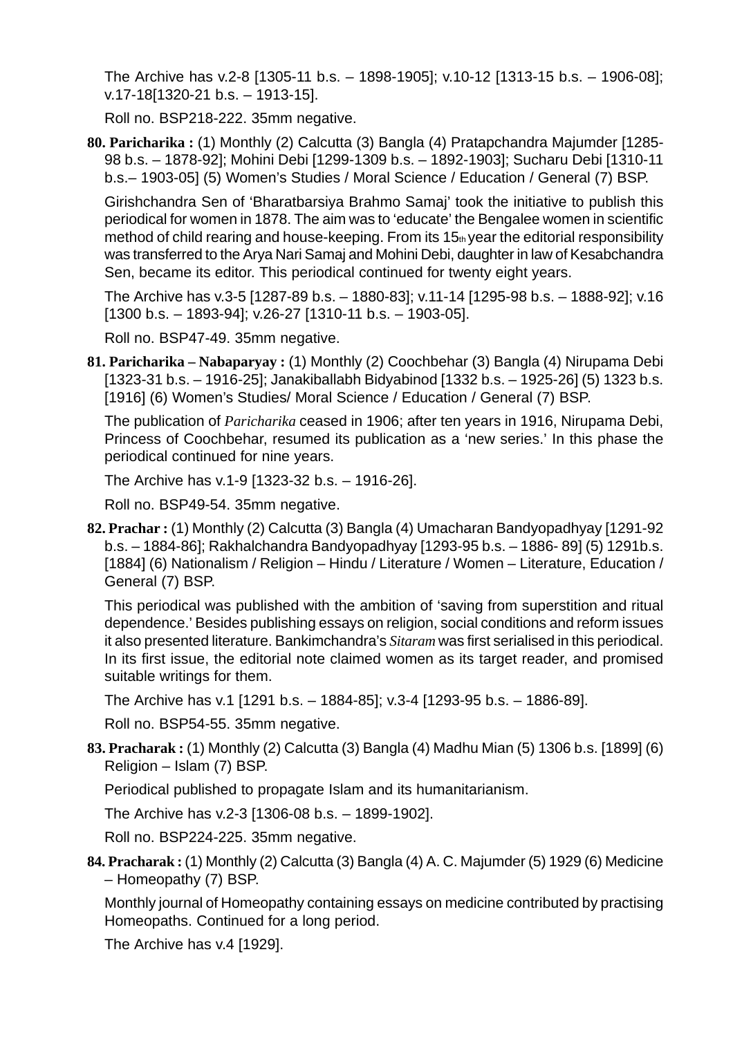The Archive has v.2-8 [1305-11 b.s. – 1898-1905]; v.10-12 [1313-15 b.s. – 1906-08]; v.17-18[1320-21 b.s. – 1913-15].

Roll no. BSP218-222. 35mm negative.

**80. Paricharika :** (1) Monthly (2) Calcutta (3) Bangla (4) Pratapchandra Majumder [1285-98 b.s. – 1878-92]; Mohini Debi [1299-1309 b.s. – 1892-1903]; Sucharu Debi [1310-11 b.s.– 1903-05] (5) Women's Studies / Moral Science / Education / General (7) BSP.

Girishchandra Sen of 'Bharatbarsiya Brahmo Samaj' took the initiative to publish this periodical for women in 1878. The aim was to 'educate' the Bengalee women in scientific method of child rearing and house-keeping. From its 15th year the editorial responsibility was transferred to the Arya Nari Samaj and Mohini Debi, daughter in law of Kesabchandra Sen, became its editor. This periodical continued for twenty eight years.

The Archive has v.3-5 [1287-89 b.s. – 1880-83]; v.11-14 [1295-98 b.s. – 1888-92]; v.16 [1300 b.s. – 1893-94]; v.26-27 [1310-11 b.s. – 1903-05].

Roll no. BSP47-49. 35mm negative.

**81. Paricharika – Nabaparyay :** (1) Monthly (2) Coochbehar (3) Bangla (4) Nirupama Debi [1323-31 b.s. – 1916-25]; Janakiballabh Bidyabinod [1332 b.s. – 1925-26] (5) 1323 b.s. [1916] (6) Women's Studies/ Moral Science / Education / General (7) BSP.

The publication of *Paricharika* ceased in 1906; after ten years in 1916, Nirupama Debi, Princess of Coochbehar, resumed its publication as a 'new series.' In this phase the periodical continued for nine years.

The Archive has v.1-9 [1323-32 b.s. – 1916-26].

Roll no. BSP49-54. 35mm negative.

**82. Prachar :** (1) Monthly (2) Calcutta (3) Bangla (4) Umacharan Bandyopadhyay [1291-92 b.s. – 1884-86]; Rakhalchandra Bandyopadhyay [1293-95 b.s. – 1886- 89] (5) 1291b.s. [1884] (6) Nationalism / Religion – Hindu / Literature / Women – Literature, Education / General (7) BSP.

This periodical was published with the ambition of 'saving from superstition and ritual dependence.' Besides publishing essays on religion, social conditions and reform issues it also presented literature. Bankimchandra's *Sitaram* was first serialised in this periodical. In its first issue, the editorial note claimed women as its target reader, and promised suitable writings for them.

The Archive has v.1 [1291 b.s. – 1884-85]; v.3-4 [1293-95 b.s. – 1886-89].

Roll no. BSP54-55. 35mm negative.

**83. Pracharak :** (1) Monthly (2) Calcutta (3) Bangla (4) Madhu Mian (5) 1306 b.s. [1899] (6) Religion – Islam (7) BSP.

Periodical published to propagate Islam and its humanitarianism.

The Archive has v.2-3 [1306-08 b.s. – 1899-1902].

Roll no. BSP224-225. 35mm negative.

**84. Pracharak :** (1) Monthly (2) Calcutta (3) Bangla (4) A. C. Majumder (5) 1929 (6) Medicine – Homeopathy (7) BSP.

Monthly journal of Homeopathy containing essays on medicine contributed by practising Homeopaths. Continued for a long period.

The Archive has v.4 [1929].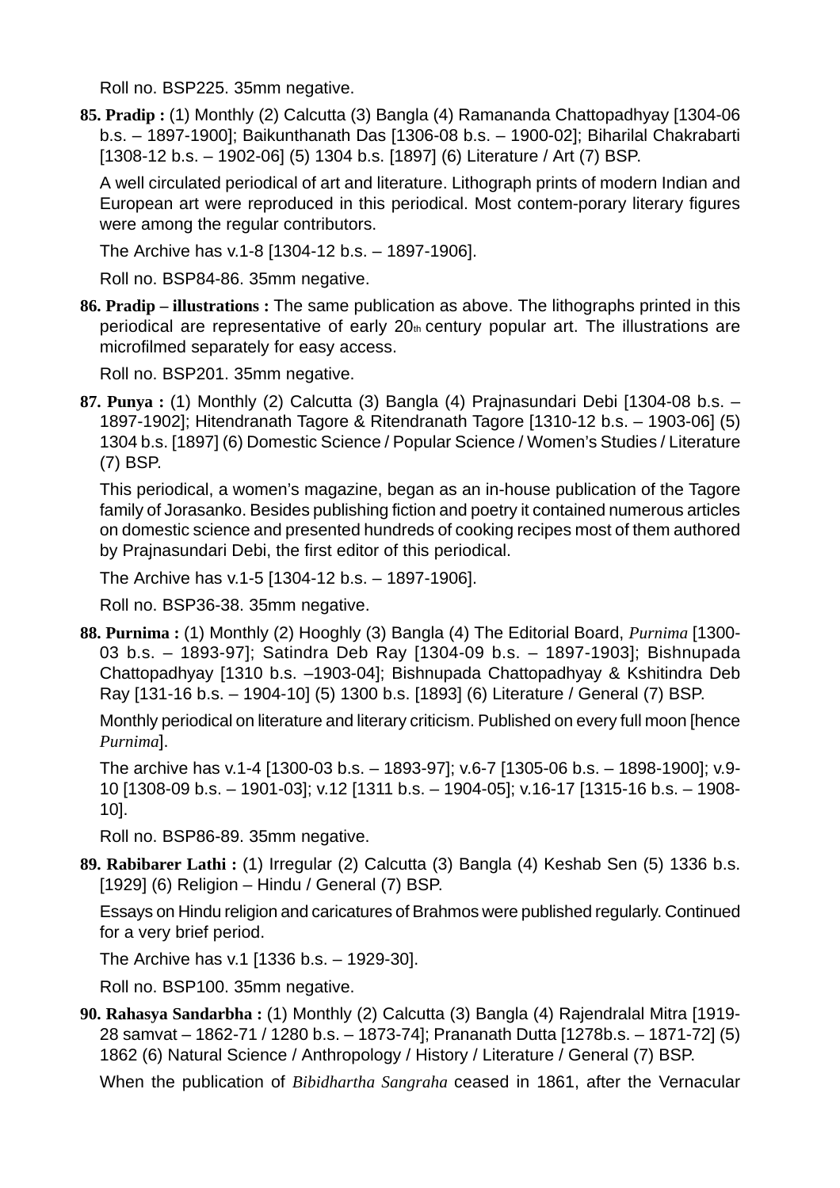Roll no. BSP225. 35mm negative.

**85. Pradip :** (1) Monthly (2) Calcutta (3) Bangla (4) Ramananda Chattopadhyay [1304-06 b.s. – 1897-1900]; Baikunthanath Das [1306-08 b.s. – 1900-02]; Biharilal Chakrabarti [1308-12 b.s. – 1902-06] (5) 1304 b.s. [1897] (6) Literature / Art (7) BSP.

A well circulated periodical of art and literature. Lithograph prints of modern Indian and European art were reproduced in this periodical. Most contem-porary literary figures were among the regular contributors.

The Archive has v.1-8 [1304-12 b.s. – 1897-1906].

Roll no. BSP84-86. 35mm negative.

**86. Pradip – illustrations :** The same publication as above. The lithographs printed in this periodical are representative of early 20th century popular art. The illustrations are microfilmed separately for easy access.

Roll no. BSP201. 35mm negative.

**87. Punya :** (1) Monthly (2) Calcutta (3) Bangla (4) Prajnasundari Debi [1304-08 b.s. – 1897-1902]; Hitendranath Tagore & Ritendranath Tagore [1310-12 b.s. – 1903-06] (5) 1304 b.s. [1897] (6) Domestic Science / Popular Science / Women's Studies / Literature (7) BSP.

This periodical, a women's magazine, began as an in-house publication of the Tagore family of Jorasanko. Besides publishing fiction and poetry it contained numerous articles on domestic science and presented hundreds of cooking recipes most of them authored by Prajnasundari Debi, the first editor of this periodical.

The Archive has v.1-5 [1304-12 b.s. – 1897-1906].

Roll no. BSP36-38. 35mm negative.

**88. Purnima :** (1) Monthly (2) Hooghly (3) Bangla (4) The Editorial Board, *Purnima* [1300-03 b.s. – 1893-97]; Satindra Deb Ray [1304-09 b.s. – 1897-1903]; Bishnupada Chattopadhyay [1310 b.s. –1903-04]; Bishnupada Chattopadhyay & Kshitindra Deb Ray [131-16 b.s. – 1904-10] (5) 1300 b.s. [1893] (6) Literature / General (7) BSP.

Monthly periodical on literature and literary criticism. Published on every full moon [hence *Purnima*].

The archive has v.1-4 [1300-03 b.s. – 1893-97]; v.6-7 [1305-06 b.s. – 1898-1900]; v.9-10 [1308-09 b.s. – 1901-03]; v.12 [1311 b.s. – 1904-05]; v.16-17 [1315-16 b.s. – 1908-10].

Roll no. BSP86-89. 35mm negative.

**89. Rabibarer Lathi :** (1) Irregular (2) Calcutta (3) Bangla (4) Keshab Sen (5) 1336 b.s. [1929] (6) Religion – Hindu / General (7) BSP.

Essays on Hindu religion and caricatures of Brahmos were published regularly. Continued for a very brief period.

The Archive has v.1 [1336 b.s. – 1929-30].

Roll no. BSP100. 35mm negative.

**90. Rahasya Sandarbha :** (1) Monthly (2) Calcutta (3) Bangla (4) Rajendralal Mitra [1919-28 samvat – 1862-71 / 1280 b.s. – 1873-74]; Prananath Dutta [1278b.s. – 1871-72] (5) 1862 (6) Natural Science / Anthropology / History / Literature / General (7) BSP.

When the publication of *Bibidhartha Sangraha* ceased in 1861, after the Vernacular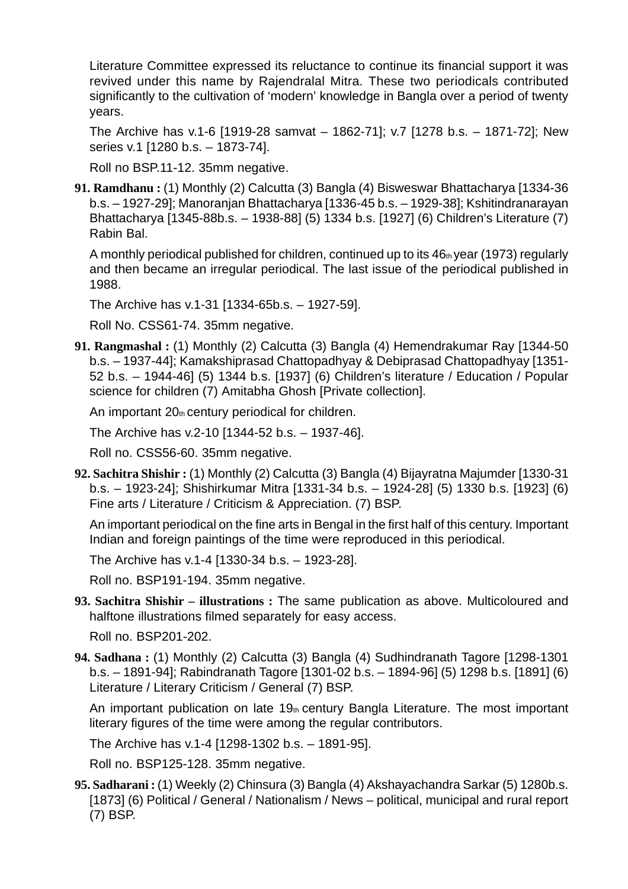Literature Committee expressed its reluctance to continue its financial support it was revived under this name by Rajendralal Mitra. These two periodicals contributed significantly to the cultivation of 'modern' knowledge in Bangla over a period of twenty years.

The Archive has v.1-6 [1919-28 samvat – 1862-71]; v.7 [1278 b.s. – 1871-72]; New series v.1 [1280 b.s. – 1873-74].

Roll no BSP.11-12. 35mm negative.

**91. Ramdhanu :** (1) Monthly (2) Calcutta (3) Bangla (4) Bisweswar Bhattacharya [1334-36 b.s. – 1927-29]; Manoranjan Bhattacharya [1336-45 b.s. – 1929-38]; Kshitindranarayan Bhattacharya [1345-88b.s. – 1938-88] (5) 1334 b.s. [1927] (6) Children's Literature (7) Rabin Bal.

A monthly periodical published for children, continued up to its 46th year (1973) regularly and then became an irregular periodical. The last issue of the periodical published in 1988.

The Archive has v.1-31 [1334-65b.s. – 1927-59].

Roll No. CSS61-74. 35mm negative.

**91. Rangmashal :** (1) Monthly (2) Calcutta (3) Bangla (4) Hemendrakumar Ray [1344-50 b.s. – 1937-44]; Kamakshiprasad Chattopadhyay & Debiprasad Chattopadhyay [1351-52 b.s. – 1944-46] (5) 1344 b.s. [1937] (6) Children's literature / Education / Popular science for children (7) Amitabha Ghosh [Private collection].

An important 20th century periodical for children.

The Archive has v.2-10 [1344-52 b.s. – 1937-46].

Roll no. CSS56-60. 35mm negative.

**92. Sachitra Shishir :** (1) Monthly (2) Calcutta (3) Bangla (4) Bijayratna Majumder [1330-31 b.s. – 1923-24]; Shishirkumar Mitra [1331-34 b.s. – 1924-28] (5) 1330 b.s. [1923] (6) Fine arts / Literature / Criticism & Appreciation. (7) BSP.

An important periodical on the fine arts in Bengal in the first half of this century. Important Indian and foreign paintings of the time were reproduced in this periodical.

The Archive has v.1-4 [1330-34 b.s. – 1923-28].

Roll no. BSP191-194. 35mm negative.

**93. Sachitra Shishir – illustrations :** The same publication as above. Multicoloured and halftone illustrations filmed separately for easy access.

Roll no. BSP201-202.

**94. Sadhana :** (1) Monthly (2) Calcutta (3) Bangla (4) Sudhindranath Tagore [1298-1301 b.s. – 1891-94]; Rabindranath Tagore [1301-02 b.s. – 1894-96] (5) 1298 b.s. [1891] (6) Literature / Literary Criticism / General (7) BSP.

An important publication on late 19th century Bangla Literature. The most important literary figures of the time were among the regular contributors.

The Archive has v.1-4 [1298-1302 b.s. – 1891-95].

Roll no. BSP125-128. 35mm negative.

**95. Sadharani :** (1) Weekly (2) Chinsura (3) Bangla (4) Akshayachandra Sarkar (5) 1280b.s. [1873] (6) Political / General / Nationalism / News – political, municipal and rural report (7) BSP.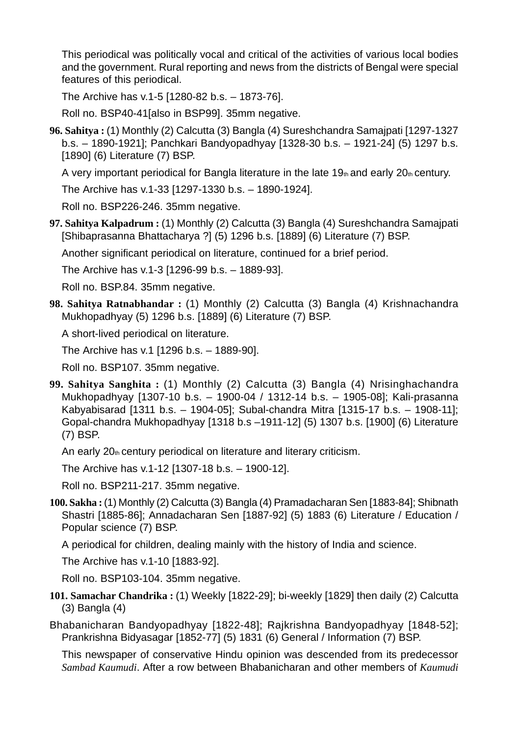This periodical was politically vocal and critical of the activities of various local bodies and the government. Rural reporting and news from the districts of Bengal were special features of this periodical.

The Archive has v.1-5 [1280-82 b.s. – 1873-76].

Roll no. BSP40-41[also in BSP99]. 35mm negative.

**96. Sahitya :** (1) Monthly (2) Calcutta (3) Bangla (4) Sureshchandra Samajpati [1297-1327 b.s. – 1890-1921]; Panchkari Bandyopadhyay [1328-30 b.s. – 1921-24] (5) 1297 b.s. [1890] (6) Literature (7) BSP.

A very important periodical for Bangla literature in the late 19th and early 20th century.

The Archive has v.1-33 [1297-1330 b.s. – 1890-1924].

Roll no. BSP226-246. 35mm negative.

**97. Sahitya Kalpadrum :** (1) Monthly (2) Calcutta (3) Bangla (4) Sureshchandra Samajpati [Shibaprasanna Bhattacharya ?] (5) 1296 b.s. [1889] (6) Literature (7) BSP.

Another significant periodical on literature, continued for a brief period.

The Archive has v.1-3 [1296-99 b.s. – 1889-93].

Roll no. BSP.84. 35mm negative.

**98. Sahitya Ratnabhandar :** (1) Monthly (2) Calcutta (3) Bangla (4) Krishnachandra Mukhopadhyay (5) 1296 b.s. [1889] (6) Literature (7) BSP.

A short-lived periodical on literature.

The Archive has v.1 [1296 b.s. – 1889-90].

Roll no. BSP107. 35mm negative.

**99. Sahitya Sanghita :** (1) Monthly (2) Calcutta (3) Bangla (4) Nrisinghachandra Mukhopadhyay [1307-10 b.s. – 1900-04 / 1312-14 b.s. – 1905-08]; Kali-prasanna Kabyabisarad [1311 b.s. – 1904-05]; Subal-chandra Mitra [1315-17 b.s. – 1908-11]; Gopal-chandra Mukhopadhyay [1318 b.s –1911-12] (5) 1307 b.s. [1900] (6) Literature (7) BSP.

An early 20th century periodical on literature and literary criticism.

The Archive has v.1-12 [1307-18 b.s. – 1900-12].

Roll no. BSP211-217. 35mm negative.

**100. Sakha :** (1) Monthly (2) Calcutta (3) Bangla (4) Pramadacharan Sen [1883-84]; Shibnath Shastri [1885-86]; Annadacharan Sen [1887-92] (5) 1883 (6) Literature / Education / Popular science (7) BSP.

A periodical for children, dealing mainly with the history of India and science.

The Archive has v.1-10 [1883-92].

Roll no. BSP103-104. 35mm negative.

**101. Samachar Chandrika :** (1) Weekly [1822-29]; bi-weekly [1829] then daily (2) Calcutta (3) Bangla (4)

Bhabanicharan Bandyopadhyay [1822-48]; Rajkrishna Bandyopadhyay [1848-52]; Prankrishna Bidyasagar [1852-77] (5) 1831 (6) General / Information (7) BSP.

This newspaper of conservative Hindu opinion was descended from its predecessor *Sambad Kaumudi*. After a row between Bhabanicharan and other members of *Kaumudi*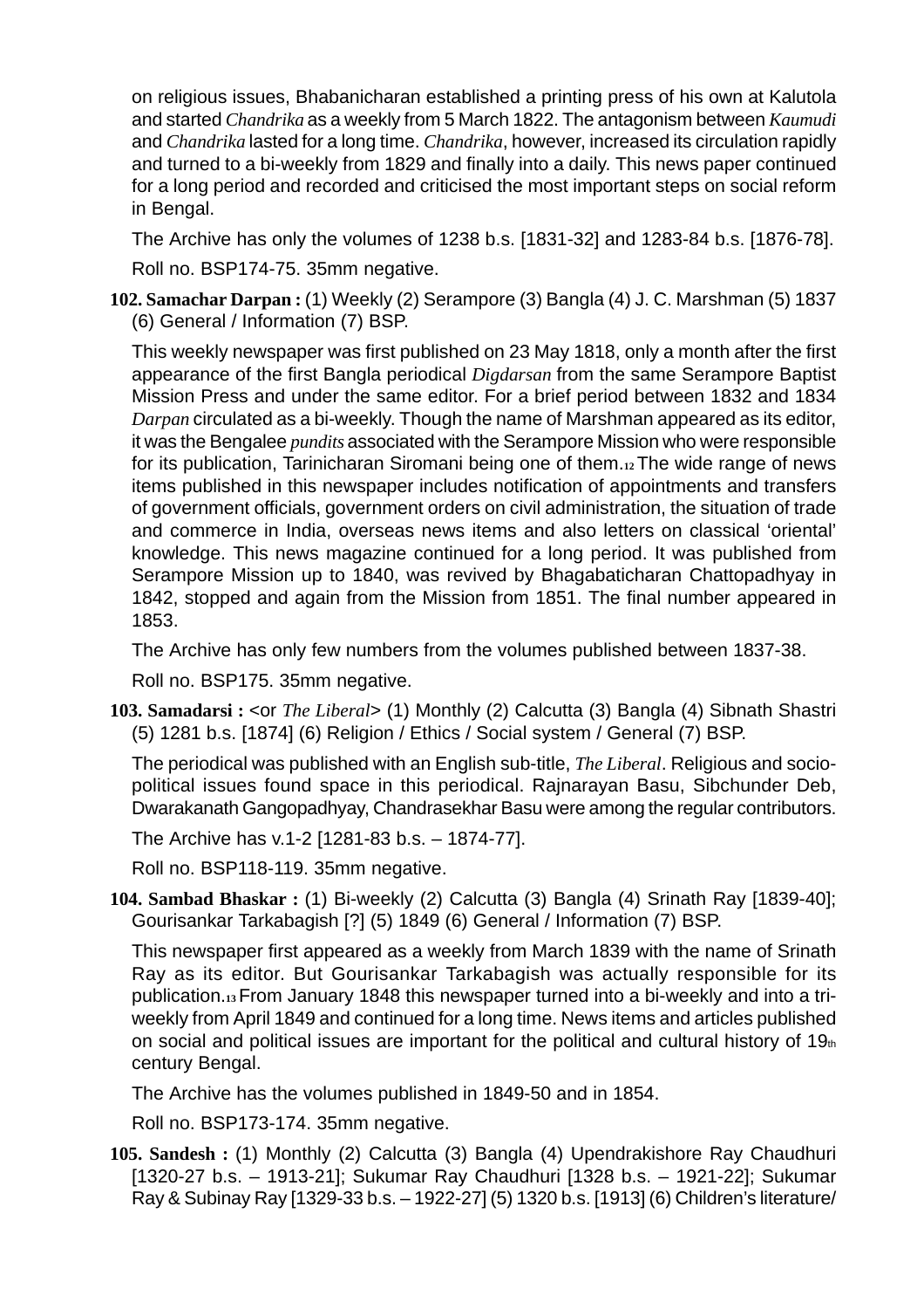on religious issues, Bhabanicharan established a printing press of his own at Kalutola and started *Chandrika* as a weekly from 5 March 1822. The antagonism between *Kaumudi* and *Chandrika* lasted for a long time. *Chandrika*, however, increased its circulation rapidly and turned to a bi-weekly from 1829 and finally into a daily. This news paper continued for a long period and recorded and criticised the most important steps on social reform in Bengal.

The Archive has only the volumes of 1238 b.s. [1831-32] and 1283-84 b.s. [1876-78].

Roll no. BSP174-75. 35mm negative.

**102. Samachar Darpan :** (1) Weekly (2) Serampore (3) Bangla (4) J. C. Marshman (5) 1837 (6) General / Information (7) BSP.

This weekly newspaper was first published on 23 May 1818, only a month after the first appearance of the first Bangla periodical *Digdarsan* from the same Serampore Baptist Mission Press and under the same editor. For a brief period between 1832 and 1834 *Darpan* circulated as a bi-weekly. Though the name of Marshman appeared as its editor, it was the Bengalee *pundits* associated with the Serampore Mission who were responsible for its publication, Tarinicharan Siromani being one of them.[12] The wide range of news items published in this newspaper includes notification of appointments and transfers of government officials, government orders on civil administration, the situation of trade and commerce in India, overseas news items and also letters on classical 'oriental' knowledge. This news magazine continued for a long period. It was published from Serampore Mission up to 1840, was revived by Bhagabaticharan Chattopadhyay in 1842, stopped and again from the Mission from 1851. The final number appeared in 1853.

The Archive has only few numbers from the volumes published between 1837-38.

Roll no. BSP175. 35mm negative.

**103. Samadarsi :** <or *The Liberal*> (1) Monthly (2) Calcutta (3) Bangla (4) Sibnath Shastri (5) 1281 b.s. [1874] (6) Religion / Ethics / Social system / General (7) BSP.

The periodical was published with an English sub-title, *The Liberal*. Religious and socio-political issues found space in this periodical. Rajnarayan Basu, Sibchunder Deb, Dwarakanath Gangopadhyay, Chandrasekhar Basu were among the regular contributors.

The Archive has v.1-2 [1281-83 b.s. – 1874-77].

Roll no. BSP118-119. 35mm negative.

**104. Sambad Bhaskar :** (1) Bi-weekly (2) Calcutta (3) Bangla (4) Srinath Ray [1839-40]; Gourisankar Tarkabagish [?] (5) 1849 (6) General / Information (7) BSP.

This newspaper first appeared as a weekly from March 1839 with the name of Srinath Ray as its editor. But Gourisankar Tarkabagish was actually responsible for its publication.[13] From January 1848 this newspaper turned into a bi-weekly and into a tri-weekly from April 1849 and continued for a long time. News items and articles published on social and political issues are important for the political and cultural history of 19th century Bengal.

The Archive has the volumes published in 1849-50 and in 1854.

Roll no. BSP173-174. 35mm negative.

**105. Sandesh :** (1) Monthly (2) Calcutta (3) Bangla (4) Upendrakishore Ray Chaudhuri [1320-27 b.s. – 1913-21]; Sukumar Ray Chaudhuri [1328 b.s. – 1921-22]; Sukumar Ray & Subinay Ray [1329-33 b.s. – 1922-27] (5) 1320 b.s. [1913] (6) Children's literature/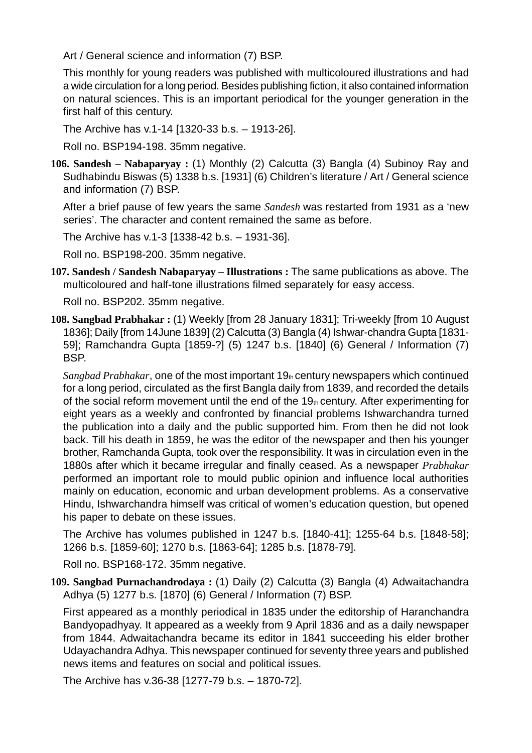Art / General science and information (7) BSP.

This monthly for young readers was published with multicoloured illustrations and had a wide circulation for a long period. Besides publishing fiction, it also contained information on natural sciences. This is an important periodical for the younger generation in the first half of this century.

The Archive has v.1-14 [1320-33 b.s. – 1913-26].

Roll no. BSP194-198. 35mm negative.

**106. Sandesh – Nabaparyay :** (1) Monthly (2) Calcutta (3) Bangla (4) Subinoy Ray and Sudhabindu Biswas (5) 1338 b.s. [1931] (6) Children's literature / Art / General science and information (7) BSP.

After a brief pause of few years the same *Sandesh* was restarted from 1931 as a 'new series'. The character and content remained the same as before.

The Archive has v.1-3 [1338-42 b.s. – 1931-36].

Roll no. BSP198-200. 35mm negative.

**107. Sandesh / Sandesh Nabaparyay – Illustrations :** The same publications as above. The multicoloured and half-tone illustrations filmed separately for easy access.

Roll no. BSP202. 35mm negative.

**108. Sangbad Prabhakar :** (1) Weekly [from 28 January 1831]; Tri-weekly [from 10 August 1836]; Daily [from 14June 1839] (2) Calcutta (3) Bangla (4) Ishwar-chandra Gupta [1831-59]; Ramchandra Gupta [1859-?] (5) 1247 b.s. [1840] (6) General / Information (7) BSP.

*Sangbad Prabhakar*, one of the most important 19th century newspapers which continued for a long period, circulated as the first Bangla daily from 1839, and recorded the details of the social reform movement until the end of the 19th century. After experimenting for eight years as a weekly and confronted by financial problems Ishwarchandra turned the publication into a daily and the public supported him. From then he did not look back. Till his death in 1859, he was the editor of the newspaper and then his younger brother, Ramchanda Gupta, took over the responsibility. It was in circulation even in the 1880s after which it became irregular and finally ceased. As a newspaper *Prabhakar* performed an important role to mould public opinion and influence local authorities mainly on education, economic and urban development problems. As a conservative Hindu, Ishwarchandra himself was critical of women's education question, but opened his paper to debate on these issues.

The Archive has volumes published in 1247 b.s. [1840-41]; 1255-64 b.s. [1848-58]; 1266 b.s. [1859-60]; 1270 b.s. [1863-64]; 1285 b.s. [1878-79].

Roll no. BSP168-172. 35mm negative.

**109. Sangbad Purnachandrodaya :** (1) Daily (2) Calcutta (3) Bangla (4) Adwaitachandra Adhya (5) 1277 b.s. [1870] (6) General / Information (7) BSP.

First appeared as a monthly periodical in 1835 under the editorship of Haranchandra Bandyopadhyay. It appeared as a weekly from 9 April 1836 and as a daily newspaper from 1844. Adwaitachandra became its editor in 1841 succeeding his elder brother Udayachandra Adhya. This newspaper continued for seventy three years and published news items and features on social and political issues.

The Archive has v.36-38 [1277-79 b.s. – 1870-72].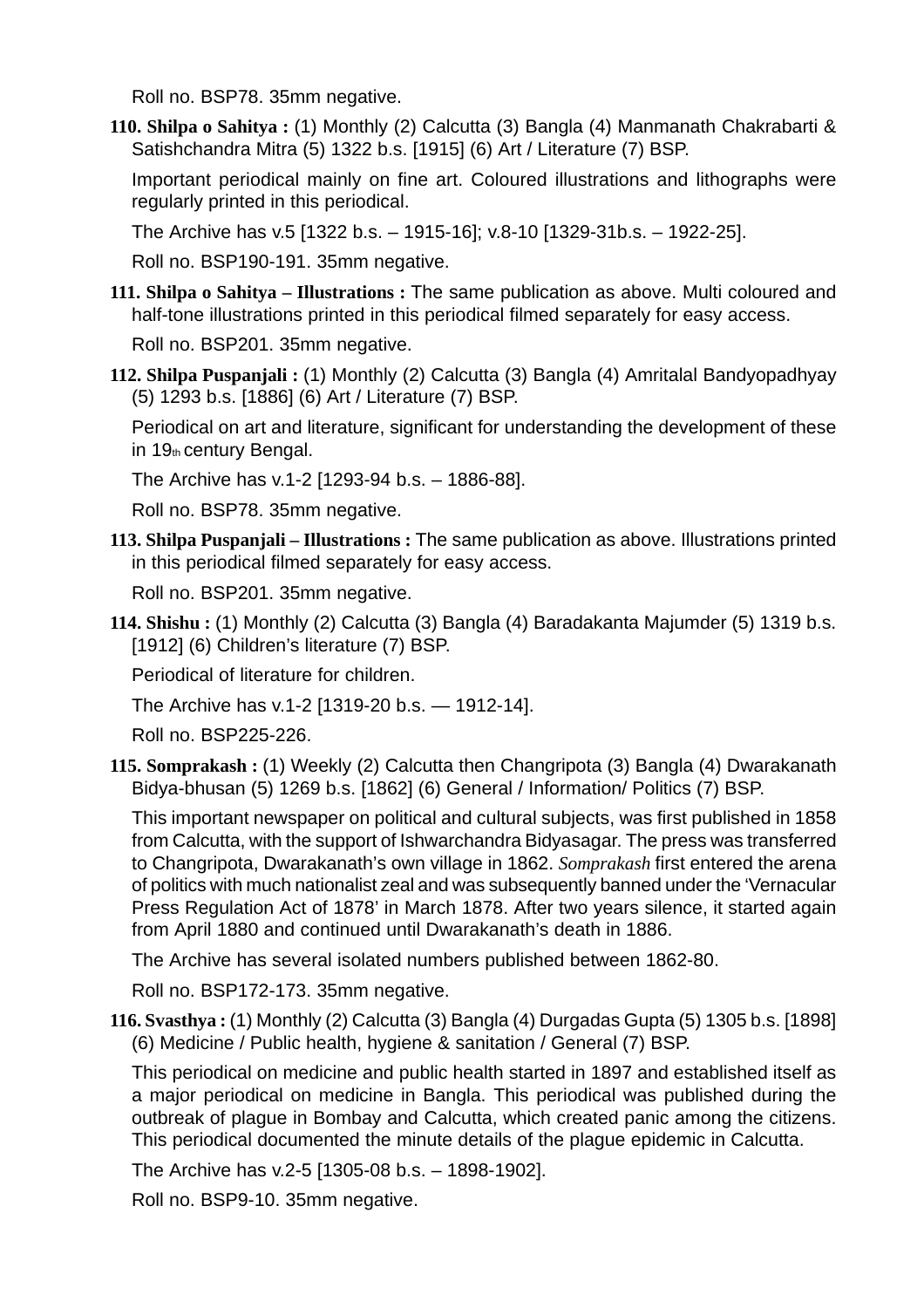Roll no. BSP78. 35mm negative.

**110. Shilpa o Sahitya :** (1) Monthly (2) Calcutta (3) Bangla (4) Manmanath Chakrabarti & Satishchandra Mitra (5) 1322 b.s. [1915] (6) Art / Literature (7) BSP.

Important periodical mainly on fine art. Coloured illustrations and lithographs were regularly printed in this periodical.

The Archive has v.5 [1322 b.s. – 1915-16]; v.8-10 [1329-31b.s. – 1922-25].

Roll no. BSP190-191. 35mm negative.

**111. Shilpa o Sahitya – Illustrations :** The same publication as above. Multi coloured and half-tone illustrations printed in this periodical filmed separately for easy access.

Roll no. BSP201. 35mm negative.

**112. Shilpa Puspanjali :** (1) Monthly (2) Calcutta (3) Bangla (4) Amritalal Bandyopadhyay (5) 1293 b.s. [1886] (6) Art / Literature (7) BSP.

Periodical on art and literature, significant for understanding the development of these in 19th century Bengal.

The Archive has v.1-2 [1293-94 b.s. – 1886-88].

Roll no. BSP78. 35mm negative.

**113. Shilpa Puspanjali – Illustrations :** The same publication as above. Illustrations printed in this periodical filmed separately for easy access.

Roll no. BSP201. 35mm negative.

**114. Shishu :** (1) Monthly (2) Calcutta (3) Bangla (4) Baradakanta Majumder (5) 1319 b.s. [1912] (6) Children's literature (7) BSP.

Periodical of literature for children.

The Archive has v.1-2 [1319-20 b.s. — 1912-14].

Roll no. BSP225-226.

**115. Somprakash :** (1) Weekly (2) Calcutta then Changripota (3) Bangla (4) Dwarakanath Bidya-bhusan (5) 1269 b.s. [1862] (6) General / Information/ Politics (7) BSP.

This important newspaper on political and cultural subjects, was first published in 1858 from Calcutta, with the support of Ishwarchandra Bidyasagar. The press was transferred to Changripota, Dwarakanath's own village in 1862. *Somprakash* first entered the arena of politics with much nationalist zeal and was subsequently banned under the 'Vernacular Press Regulation Act of 1878' in March 1878. After two years silence, it started again from April 1880 and continued until Dwarakanath's death in 1886.

The Archive has several isolated numbers published between 1862-80.

Roll no. BSP172-173. 35mm negative.

**116. Svasthya :** (1) Monthly (2) Calcutta (3) Bangla (4) Durgadas Gupta (5) 1305 b.s. [1898] (6) Medicine / Public health, hygiene & sanitation / General (7) BSP.

This periodical on medicine and public health started in 1897 and established itself as a major periodical on medicine in Bangla. This periodical was published during the outbreak of plague in Bombay and Calcutta, which created panic among the citizens. This periodical documented the minute details of the plague epidemic in Calcutta.

The Archive has v.2-5 [1305-08 b.s. – 1898-1902].

Roll no. BSP9-10. 35mm negative.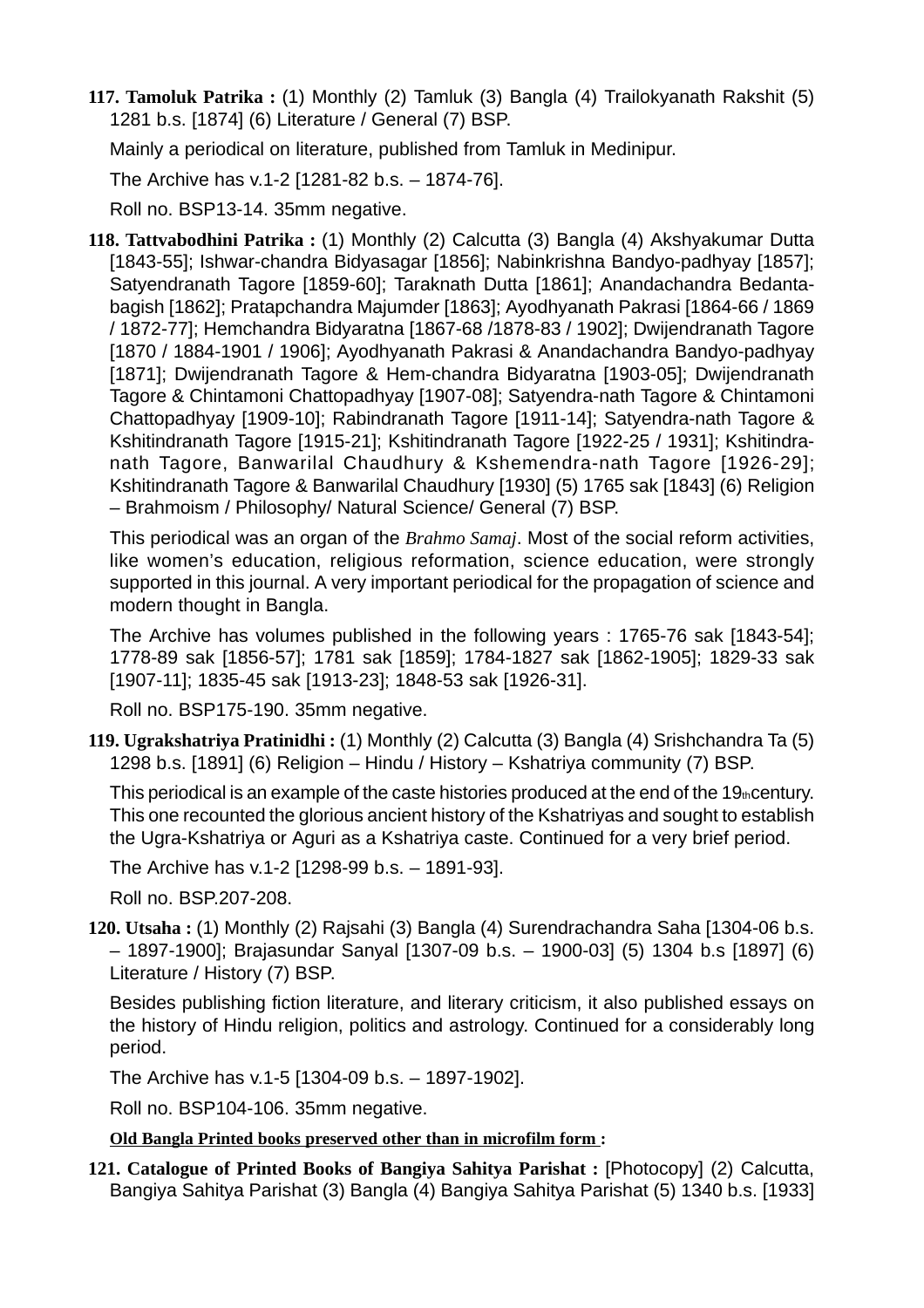**117. Tamoluk Patrika :** (1) Monthly (2) Tamluk (3) Bangla (4) Trailokyanath Rakshit (5) 1281 b.s. [1874] (6) Literature / General (7) BSP.

Mainly a periodical on literature, published from Tamluk in Medinipur.

The Archive has v.1-2 [1281-82 b.s. – 1874-76].

Roll no. BSP13-14. 35mm negative.

**118. Tattvabodhini Patrika :** (1) Monthly (2) Calcutta (3) Bangla (4) Akshyakumar Dutta [1843-55]; Ishwar-chandra Bidyasagar [1856]; Nabinkrishna Bandyo-padhyay [1857]; Satyendranath Tagore [1859-60]; Taraknath Dutta [1861]; Anandachandra Bedanta-bagish [1862]; Pratapchandra Majumder [1863]; Ayodhyanath Pakrasi [1864-66 / 1869 / 1872-77]; Hemchandra Bidyaratna [1867-68 /1878-83 / 1902]; Dwijendranath Tagore [1870 / 1884-1901 / 1906]; Ayodhyanath Pakrasi & Anandachandra Bandyo-padhyay [1871]; Dwijendranath Tagore & Hem-chandra Bidyaratna [1903-05]; Dwijendranath Tagore & Chintamoni Chattopadhyay [1907-08]; Satyendra-nath Tagore & Chintamoni Chattopadhyay [1909-10]; Rabindranath Tagore [1911-14]; Satyendra-nath Tagore & Kshitindranath Tagore [1915-21]; Kshitindranath Tagore [1922-25 / 1931]; Kshitindra-nath Tagore, Banwarilal Chaudhury & Kshemendra-nath Tagore [1926-29]; Kshitindranath Tagore & Banwarilal Chaudhury [1930] (5) 1765 sak [1843] (6) Religion – Brahmoism / Philosophy/ Natural Science/ General (7) BSP.

This periodical was an organ of the *Brahmo Samaj*. Most of the social reform activities, like women's education, religious reformation, science education, were strongly supported in this journal. A very important periodical for the propagation of science and modern thought in Bangla.

The Archive has volumes published in the following years : 1765-76 sak [1843-54]; 1778-89 sak [1856-57]; 1781 sak [1859]; 1784-1827 sak [1862-1905]; 1829-33 sak [1907-11]; 1835-45 sak [1913-23]; 1848-53 sak [1926-31].

Roll no. BSP175-190. 35mm negative.

**119. Ugrakshatriya Pratinidhi :** (1) Monthly (2) Calcutta (3) Bangla (4) Srishchandra Ta (5) 1298 b.s. [1891] (6) Religion – Hindu / History – Kshatriya community (7) BSP.

This periodical is an example of the caste histories produced at the end of the 19th century. This one recounted the glorious ancient history of the Kshatriyas and sought to establish the Ugra-Kshatriya or Aguri as a Kshatriya caste. Continued for a very brief period.

The Archive has v.1-2 [1298-99 b.s. – 1891-93].

Roll no. BSP.207-208.

**120. Utsaha :** (1) Monthly (2) Rajsahi (3) Bangla (4) Surendrachandra Saha [1304-06 b.s. – 1897-1900]; Brajasundar Sanyal [1307-09 b.s. – 1900-03] (5) 1304 b.s [1897] (6) Literature / History (7) BSP.

Besides publishing fiction literature, and literary criticism, it also published essays on the history of Hindu religion, politics and astrology. Continued for a considerably long period.

The Archive has v.1-5 [1304-09 b.s. – 1897-1902].

Roll no. BSP104-106. 35mm negative.

**Old Bangla Printed books preserved other than in microfilm form :**

**121. Catalogue of Printed Books of Bangiya Sahitya Parishat :** [Photocopy] (2) Calcutta, Bangiya Sahitya Parishat (3) Bangla (4) Bangiya Sahitya Parishat (5) 1340 b.s. [1933]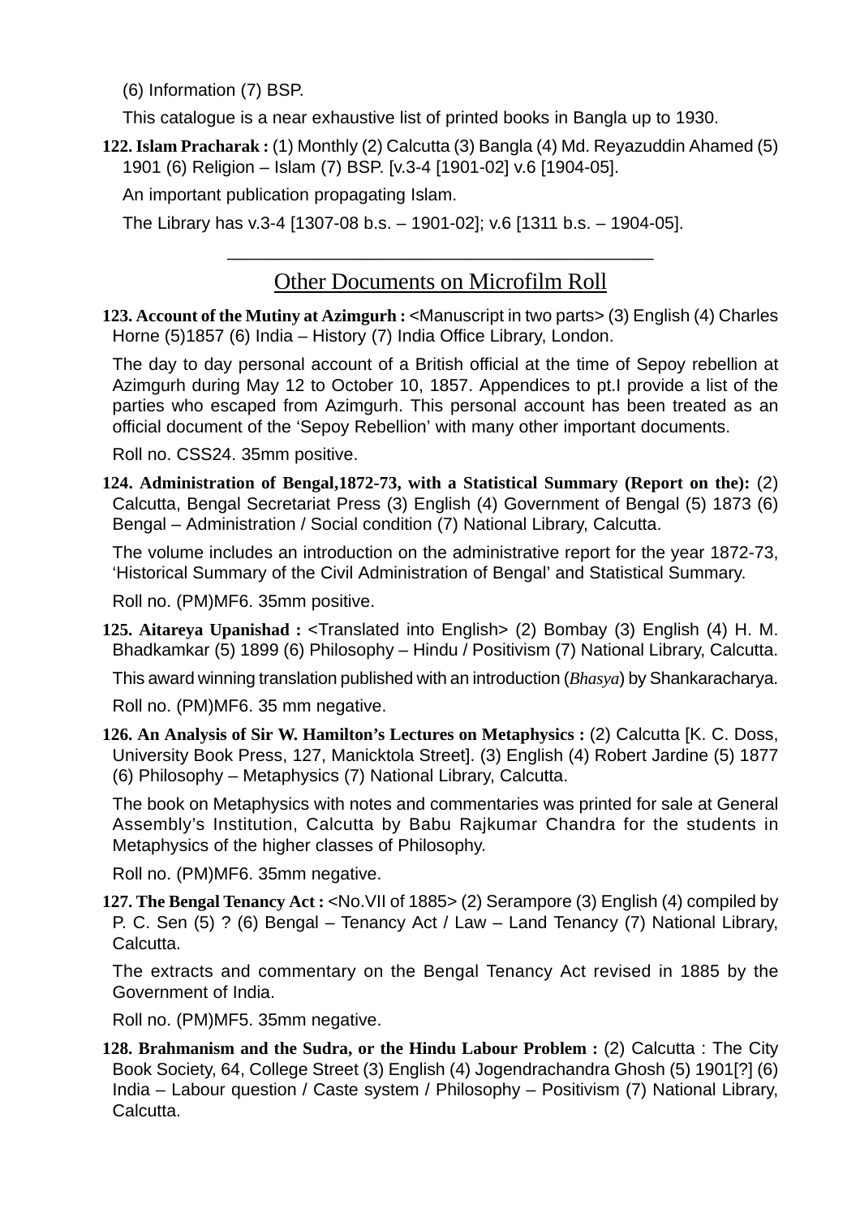(6) Information (7) BSP.

This catalogue is a near exhaustive list of printed books in Bangla up to 1930.

**122. Islam Pracharak :** (1) Monthly (2) Calcutta (3) Bangla (4) Md. Reyazuddin Ahamed (5) 1901 (6) Religion – Islam (7) BSP. [v.3-4 [1901-02] v.6 [1904-05].

An important publication propagating Islam.

The Library has v.3-4 [1307-08 b.s. – 1901-02]; v.6 [1311 b.s. – 1904-05].

---

## Other Documents on Microfilm Roll

**123. Account of the Mutiny at Azimgurh :** <Manuscript in two parts> (3) English (4) Charles Horne (5)1857 (6) India – History (7) India Office Library, London.

The day to day personal account of a British official at the time of Sepoy rebellion at Azimgurh during May 12 to October 10, 1857. Appendices to pt.I provide a list of the parties who escaped from Azimgurh. This personal account has been treated as an official document of the 'Sepoy Rebellion' with many other important documents.

Roll no. CSS24. 35mm positive.

**124. Administration of Bengal,1872-73, with a Statistical Summary (Report on the):** (2) Calcutta, Bengal Secretariat Press (3) English (4) Government of Bengal (5) 1873 (6) Bengal – Administration / Social condition (7) National Library, Calcutta.

The volume includes an introduction on the administrative report for the year 1872-73, 'Historical Summary of the Civil Administration of Bengal' and Statistical Summary.

Roll no. (PM)MF6. 35mm positive.

**125. Aitareya Upanishad :** <Translated into English> (2) Bombay (3) English (4) H. M. Bhadkamkar (5) 1899 (6) Philosophy – Hindu / Positivism (7) National Library, Calcutta.

This award winning translation published with an introduction (*Bhasya*) by Shankaracharya.

Roll no. (PM)MF6. 35 mm negative.

**126. An Analysis of Sir W. Hamilton's Lectures on Metaphysics :** (2) Calcutta [K. C. Doss, University Book Press, 127, Manicktola Street]. (3) English (4) Robert Jardine (5) 1877 (6) Philosophy – Metaphysics (7) National Library, Calcutta.

The book on Metaphysics with notes and commentaries was printed for sale at General Assembly's Institution, Calcutta by Babu Rajkumar Chandra for the students in Metaphysics of the higher classes of Philosophy.

Roll no. (PM)MF6. 35mm negative.

**127. The Bengal Tenancy Act :** <No.VII of 1885> (2) Serampore (3) English (4) compiled by P. C. Sen (5) ? (6) Bengal – Tenancy Act / Law – Land Tenancy (7) National Library, Calcutta.

The extracts and commentary on the Bengal Tenancy Act revised in 1885 by the Government of India.

Roll no. (PM)MF5. 35mm negative.

**128. Brahmanism and the Sudra, or the Hindu Labour Problem :** (2) Calcutta : The City Book Society, 64, College Street (3) English (4) Jogendrachandra Ghosh (5) 1901[?] (6) India – Labour question / Caste system / Philosophy – Positivism (7) National Library, Calcutta.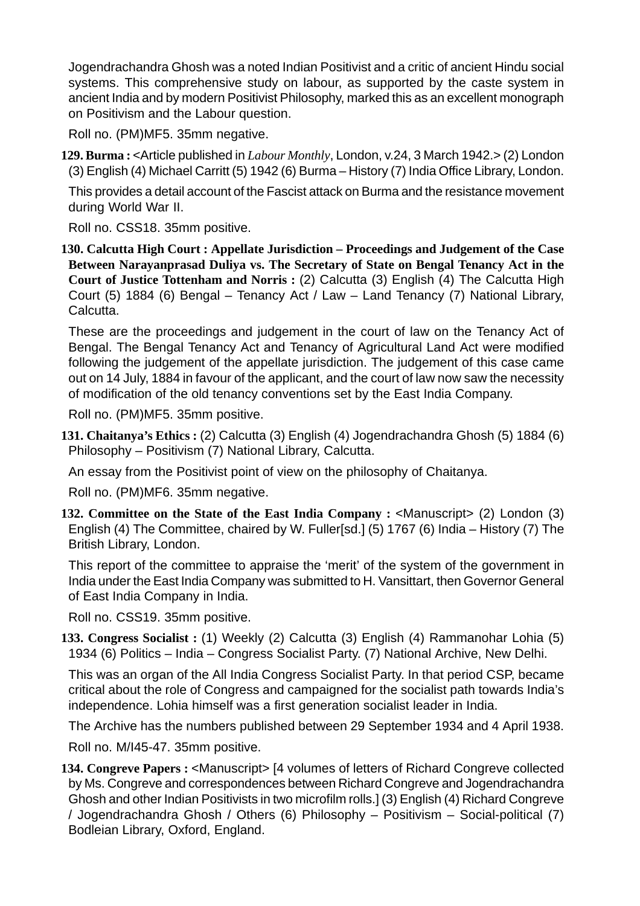Jogendrachandra Ghosh was a noted Indian Positivist and a critic of ancient Hindu social systems. This comprehensive study on labour, as supported by the caste system in ancient India and by modern Positivist Philosophy, marked this as an excellent monograph on Positivism and the Labour question.

Roll no. (PM)MF5. 35mm negative.

**129. Burma :** <Article published in *Labour Monthly*, London, v.24, 3 March 1942.> (2) London (3) English (4) Michael Carritt (5) 1942 (6) Burma – History (7) India Office Library, London.

This provides a detail account of the Fascist attack on Burma and the resistance movement during World War II.

Roll no. CSS18. 35mm positive.

**130. Calcutta High Court : Appellate Jurisdiction – Proceedings and Judgement of the Case Between Narayanprasad Duliya vs. The Secretary of State on Bengal Tenancy Act in the Court of Justice Tottenham and Norris :** (2) Calcutta (3) English (4) The Calcutta High Court (5) 1884 (6) Bengal – Tenancy Act / Law – Land Tenancy (7) National Library, Calcutta.

These are the proceedings and judgement in the court of law on the Tenancy Act of Bengal. The Bengal Tenancy Act and Tenancy of Agricultural Land Act were modified following the judgement of the appellate jurisdiction. The judgement of this case came out on 14 July, 1884 in favour of the applicant, and the court of law now saw the necessity of modification of the old tenancy conventions set by the East India Company.

Roll no. (PM)MF5. 35mm positive.

**131. Chaitanya's Ethics :** (2) Calcutta (3) English (4) Jogendrachandra Ghosh (5) 1884 (6) Philosophy – Positivism (7) National Library, Calcutta.

An essay from the Positivist point of view on the philosophy of Chaitanya.

Roll no. (PM)MF6. 35mm negative.

**132. Committee on the State of the East India Company :** <Manuscript> (2) London (3) English (4) The Committee, chaired by W. Fuller[sd.] (5) 1767 (6) India – History (7) The British Library, London.

This report of the committee to appraise the 'merit' of the system of the government in India under the East India Company was submitted to H. Vansittart, then Governor General of East India Company in India.

Roll no. CSS19. 35mm positive.

**133. Congress Socialist :** (1) Weekly (2) Calcutta (3) English (4) Rammanohar Lohia (5) 1934 (6) Politics – India – Congress Socialist Party. (7) National Archive, New Delhi.

This was an organ of the All India Congress Socialist Party. In that period CSP, became critical about the role of Congress and campaigned for the socialist path towards India's independence. Lohia himself was a first generation socialist leader in India.

The Archive has the numbers published between 29 September 1934 and 4 April 1938.

Roll no. M/I45-47. 35mm positive.

**134. Congreve Papers :** <Manuscript> [4 volumes of letters of Richard Congreve collected by Ms. Congreve and correspondences between Richard Congreve and Jogendrachandra Ghosh and other Indian Positivists in two microfilm rolls.] (3) English (4) Richard Congreve / Jogendrachandra Ghosh / Others (6) Philosophy – Positivism – Social-political (7) Bodleian Library, Oxford, England.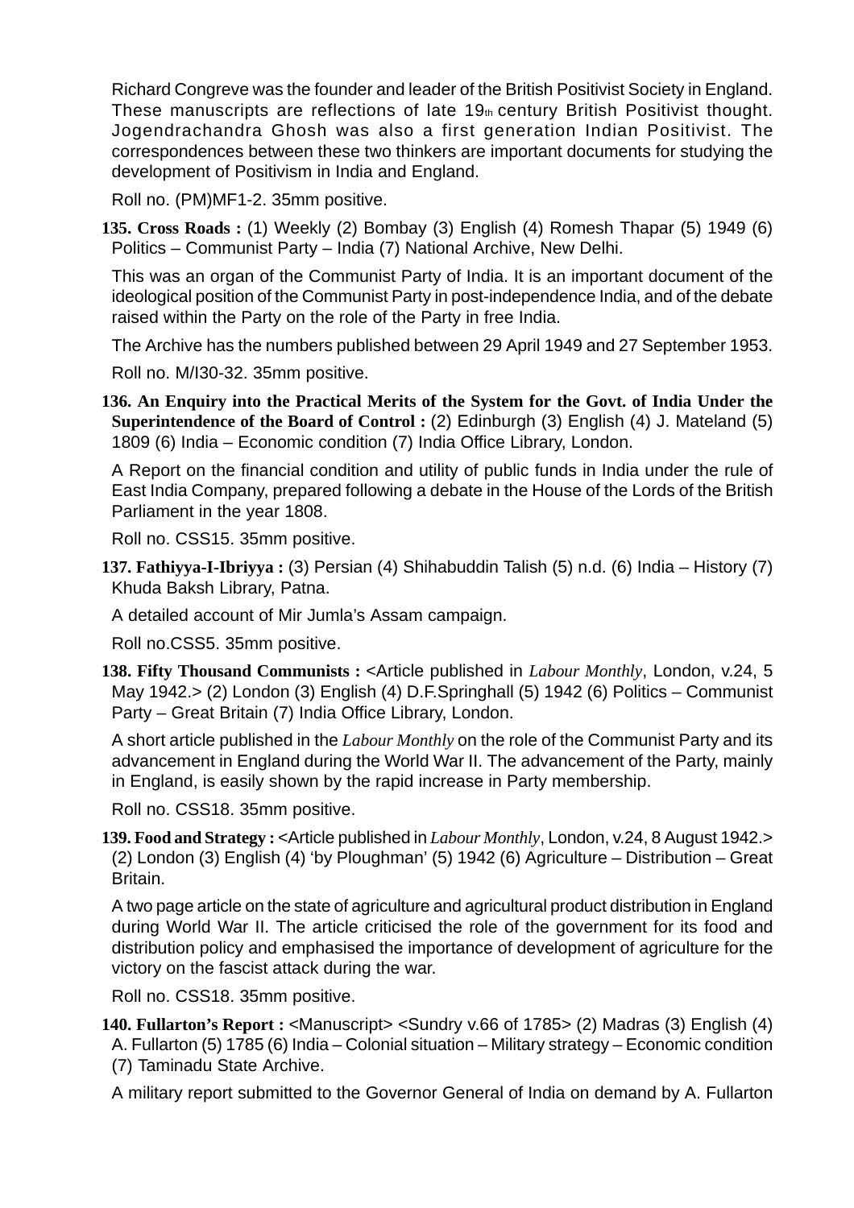Richard Congreve was the founder and leader of the British Positivist Society in England. These manuscripts are reflections of late 19th century British Positivist thought. Jogendrachandra Ghosh was also a first generation Indian Positivist. The correspondences between these two thinkers are important documents for studying the development of Positivism in India and England.

Roll no. (PM)MF1-2. 35mm positive.

**135. Cross Roads :** (1) Weekly (2) Bombay (3) English (4) Romesh Thapar (5) 1949 (6) Politics – Communist Party – India (7) National Archive, New Delhi.

This was an organ of the Communist Party of India. It is an important document of the ideological position of the Communist Party in post-independence India, and of the debate raised within the Party on the role of the Party in free India.

The Archive has the numbers published between 29 April 1949 and 27 September 1953.

Roll no. M/I30-32. 35mm positive.

**136. An Enquiry into the Practical Merits of the System for the Govt. of India Under the Superintendence of the Board of Control :** (2) Edinburgh (3) English (4) J. Mateland (5) 1809 (6) India – Economic condition (7) India Office Library, London.

A Report on the financial condition and utility of public funds in India under the rule of East India Company, prepared following a debate in the House of the Lords of the British Parliament in the year 1808.

Roll no. CSS15. 35mm positive.

**137. Fathiyya-I-Ibriyya :** (3) Persian (4) Shihabuddin Talish (5) n.d. (6) India – History (7) Khuda Baksh Library, Patna.

A detailed account of Mir Jumla's Assam campaign.

Roll no.CSS5. 35mm positive.

**138. Fifty Thousand Communists :** <Article published in *Labour Monthly*, London, v.24, 5 May 1942.> (2) London (3) English (4) D.F.Springhall (5) 1942 (6) Politics – Communist Party – Great Britain (7) India Office Library, London.

A short article published in the *Labour Monthly* on the role of the Communist Party and its advancement in England during the World War II. The advancement of the Party, mainly in England, is easily shown by the rapid increase in Party membership.

Roll no. CSS18. 35mm positive.

**139. Food and Strategy :** <Article published in *Labour Monthly*, London, v.24, 8 August 1942.> (2) London (3) English (4) 'by Ploughman' (5) 1942 (6) Agriculture – Distribution – Great Britain.

A two page article on the state of agriculture and agricultural product distribution in England during World War II. The article criticised the role of the government for its food and distribution policy and emphasised the importance of development of agriculture for the victory on the fascist attack during the war.

Roll no. CSS18. 35mm positive.

**140. Fullarton's Report :** <Manuscript> <Sundry v.66 of 1785> (2) Madras (3) English (4) A. Fullarton (5) 1785 (6) India – Colonial situation – Military strategy – Economic condition (7) Taminadu State Archive.

A military report submitted to the Governor General of India on demand by A. Fullarton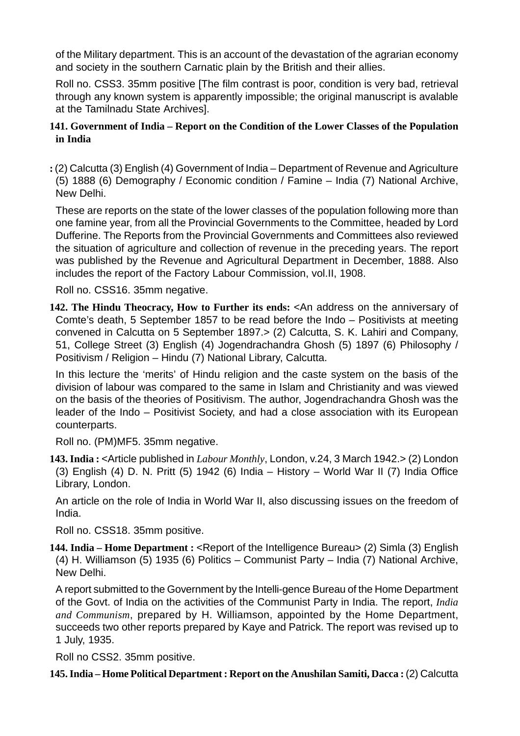of the Military department. This is an account of the devastation of the agrarian economy and society in the southern Carnatic plain by the British and their allies.

Roll no. CSS3. 35mm positive [The film contrast is poor, condition is very bad, retrieval through any known system is apparently impossible; the original manuscript is avalable at the Tamilnadu State Archives].

**141. Government of India – Report on the Condition of the Lower Classes of the Population in India**

**:** (2) Calcutta (3) English (4) Government of India – Department of Revenue and Agriculture (5) 1888 (6) Demography / Economic condition / Famine – India (7) National Archive, New Delhi.

These are reports on the state of the lower classes of the population following more than one famine year, from all the Provincial Governments to the Committee, headed by Lord Dufferine. The Reports from the Provincial Governments and Committees also reviewed the situation of agriculture and collection of revenue in the preceding years. The report was published by the Revenue and Agricultural Department in December, 1888. Also includes the report of the Factory Labour Commission, vol.II, 1908.

Roll no. CSS16. 35mm negative.

**142. The Hindu Theocracy, How to Further its ends:** <An address on the anniversary of Comte's death, 5 September 1857 to be read before the Indo – Positivists at meeting convened in Calcutta on 5 September 1897.> (2) Calcutta, S. K. Lahiri and Company, 51, College Street (3) English (4) Jogendrachandra Ghosh (5) 1897 (6) Philosophy / Positivism / Religion – Hindu (7) National Library, Calcutta.

In this lecture the 'merits' of Hindu religion and the caste system on the basis of the division of labour was compared to the same in Islam and Christianity and was viewed on the basis of the theories of Positivism. The author, Jogendrachandra Ghosh was the leader of the Indo – Positivist Society, and had a close association with its European counterparts.

Roll no. (PM)MF5. 35mm negative.

**143. India :** <Article published in *Labour Monthly*, London, v.24, 3 March 1942.> (2) London (3) English (4) D. N. Pritt (5) 1942 (6) India – History – World War II (7) India Office Library, London.

An article on the role of India in World War II, also discussing issues on the freedom of India.

Roll no. CSS18. 35mm positive.

**144. India – Home Department :** <Report of the Intelligence Bureau> (2) Simla (3) English (4) H. Williamson (5) 1935 (6) Politics – Communist Party – India (7) National Archive, New Delhi.

A report submitted to the Government by the Intelli-gence Bureau of the Home Department of the Govt. of India on the activities of the Communist Party in India. The report, *India and Communism*, prepared by H. Williamson, appointed by the Home Department, succeeds two other reports prepared by Kaye and Patrick. The report was revised up to 1 July, 1935.

Roll no CSS2. 35mm positive.

**145. India – Home Political Department : Report on the Anushilan Samiti, Dacca :** (2) Calcutta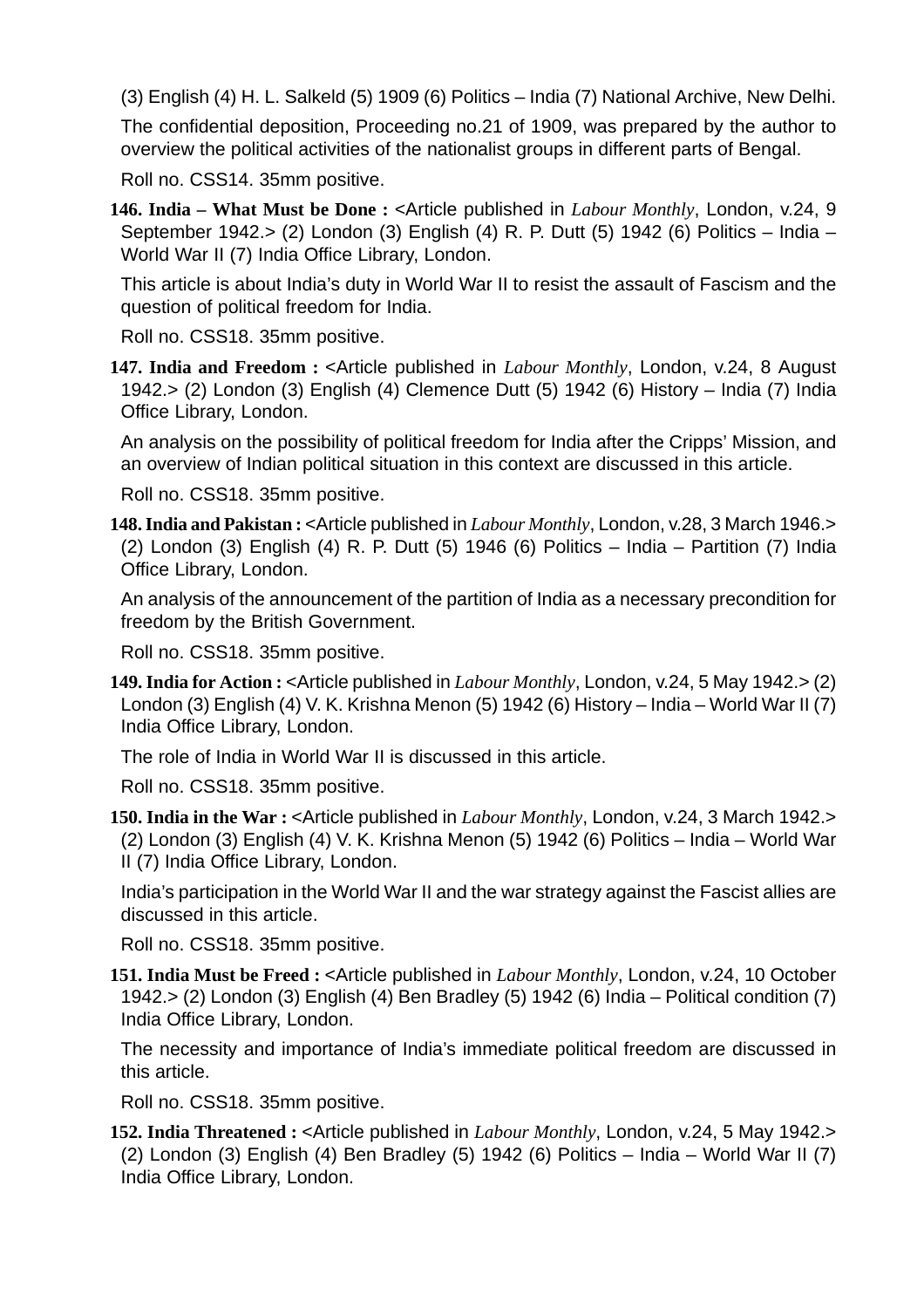(3) English (4) H. L. Salkeld (5) 1909 (6) Politics – India (7) National Archive, New Delhi.

The confidential deposition, Proceeding no.21 of 1909, was prepared by the author to overview the political activities of the nationalist groups in different parts of Bengal.

Roll no. CSS14. 35mm positive.

**146. India – What Must be Done :** <Article published in *Labour Monthly*, London, v.24, 9 September 1942.> (2) London (3) English (4) R. P. Dutt (5) 1942 (6) Politics – India – World War II (7) India Office Library, London.

This article is about India's duty in World War II to resist the assault of Fascism and the question of political freedom for India.

Roll no. CSS18. 35mm positive.

**147. India and Freedom :** <Article published in *Labour Monthly*, London, v.24, 8 August 1942.> (2) London (3) English (4) Clemence Dutt (5) 1942 (6) History – India (7) India Office Library, London.

An analysis on the possibility of political freedom for India after the Cripps' Mission, and an overview of Indian political situation in this context are discussed in this article.

Roll no. CSS18. 35mm positive.

**148. India and Pakistan :** <Article published in *Labour Monthly*, London, v.28, 3 March 1946.> (2) London (3) English (4) R. P. Dutt (5) 1946 (6) Politics – India – Partition (7) India Office Library, London.

An analysis of the announcement of the partition of India as a necessary precondition for freedom by the British Government.

Roll no. CSS18. 35mm positive.

**149. India for Action :** <Article published in *Labour Monthly*, London, v.24, 5 May 1942.> (2) London (3) English (4) V. K. Krishna Menon (5) 1942 (6) History – India – World War II (7) India Office Library, London.

The role of India in World War II is discussed in this article.

Roll no. CSS18. 35mm positive.

**150. India in the War :** <Article published in *Labour Monthly*, London, v.24, 3 March 1942.> (2) London (3) English (4) V. K. Krishna Menon (5) 1942 (6) Politics – India – World War II (7) India Office Library, London.

India's participation in the World War II and the war strategy against the Fascist allies are discussed in this article.

Roll no. CSS18. 35mm positive.

**151. India Must be Freed :** <Article published in *Labour Monthly*, London, v.24, 10 October 1942.> (2) London (3) English (4) Ben Bradley (5) 1942 (6) India – Political condition (7) India Office Library, London.

The necessity and importance of India's immediate political freedom are discussed in this article.

Roll no. CSS18. 35mm positive.

**152. India Threatened :** <Article published in *Labour Monthly*, London, v.24, 5 May 1942.> (2) London (3) English (4) Ben Bradley (5) 1942 (6) Politics – India – World War II (7) India Office Library, London.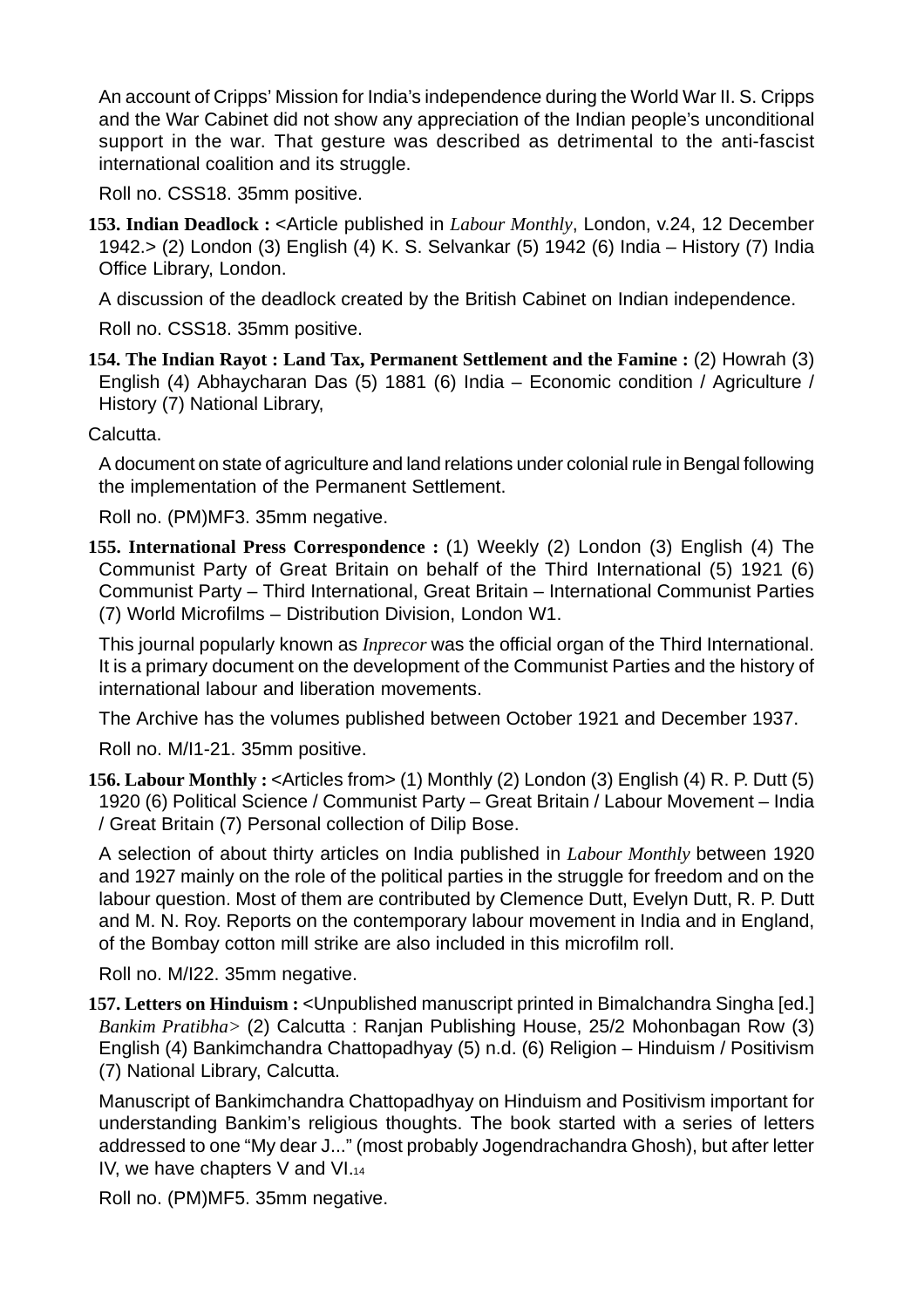An account of Cripps' Mission for India's independence during the World War II. S. Cripps and the War Cabinet did not show any appreciation of the Indian people's unconditional support in the war. That gesture was described as detrimental to the anti-fascist international coalition and its struggle.

Roll no. CSS18. 35mm positive.

**153. Indian Deadlock :** <Article published in *Labour Monthly*, London, v.24, 12 December 1942.> (2) London (3) English (4) K. S. Selvankar (5) 1942 (6) India – History (7) India Office Library, London.

A discussion of the deadlock created by the British Cabinet on Indian independence.

Roll no. CSS18. 35mm positive.

**154. The Indian Rayot : Land Tax, Permanent Settlement and the Famine :** (2) Howrah (3) English (4) Abhaycharan Das (5) 1881 (6) India – Economic condition / Agriculture / History (7) National Library,

Calcutta.

A document on state of agriculture and land relations under colonial rule in Bengal following the implementation of the Permanent Settlement.

Roll no. (PM)MF3. 35mm negative.

**155. International Press Correspondence :** (1) Weekly (2) London (3) English (4) The Communist Party of Great Britain on behalf of the Third International (5) 1921 (6) Communist Party – Third International, Great Britain – International Communist Parties (7) World Microfilms – Distribution Division, London W1.

This journal popularly known as *Inprecor* was the official organ of the Third International. It is a primary document on the development of the Communist Parties and the history of international labour and liberation movements.

The Archive has the volumes published between October 1921 and December 1937.

Roll no. M/I1-21. 35mm positive.

**156. Labour Monthly :** <Articles from> (1) Monthly (2) London (3) English (4) R. P. Dutt (5) 1920 (6) Political Science / Communist Party – Great Britain / Labour Movement – India / Great Britain (7) Personal collection of Dilip Bose.

A selection of about thirty articles on India published in *Labour Monthly* between 1920 and 1927 mainly on the role of the political parties in the struggle for freedom and on the labour question. Most of them are contributed by Clemence Dutt, Evelyn Dutt, R. P. Dutt and M. N. Roy. Reports on the contemporary labour movement in India and in England, of the Bombay cotton mill strike are also included in this microfilm roll.

Roll no. M/I22. 35mm negative.

**157. Letters on Hinduism :** <Unpublished manuscript printed in Bimalchandra Singha [ed.] *Bankim Pratibha*> (2) Calcutta : Ranjan Publishing House, 25/2 Mohonbagan Row (3) English (4) Bankimchandra Chattopadhyay (5) n.d. (6) Religion – Hinduism / Positivism (7) National Library, Calcutta.

Manuscript of Bankimchandra Chattopadhyay on Hinduism and Positivism important for understanding Bankim's religious thoughts. The book started with a series of letters addressed to one "My dear J..." (most probably Jogendrachandra Ghosh), but after letter IV, we have chapters V and VI.

Roll no. (PM)MF5. 35mm negative.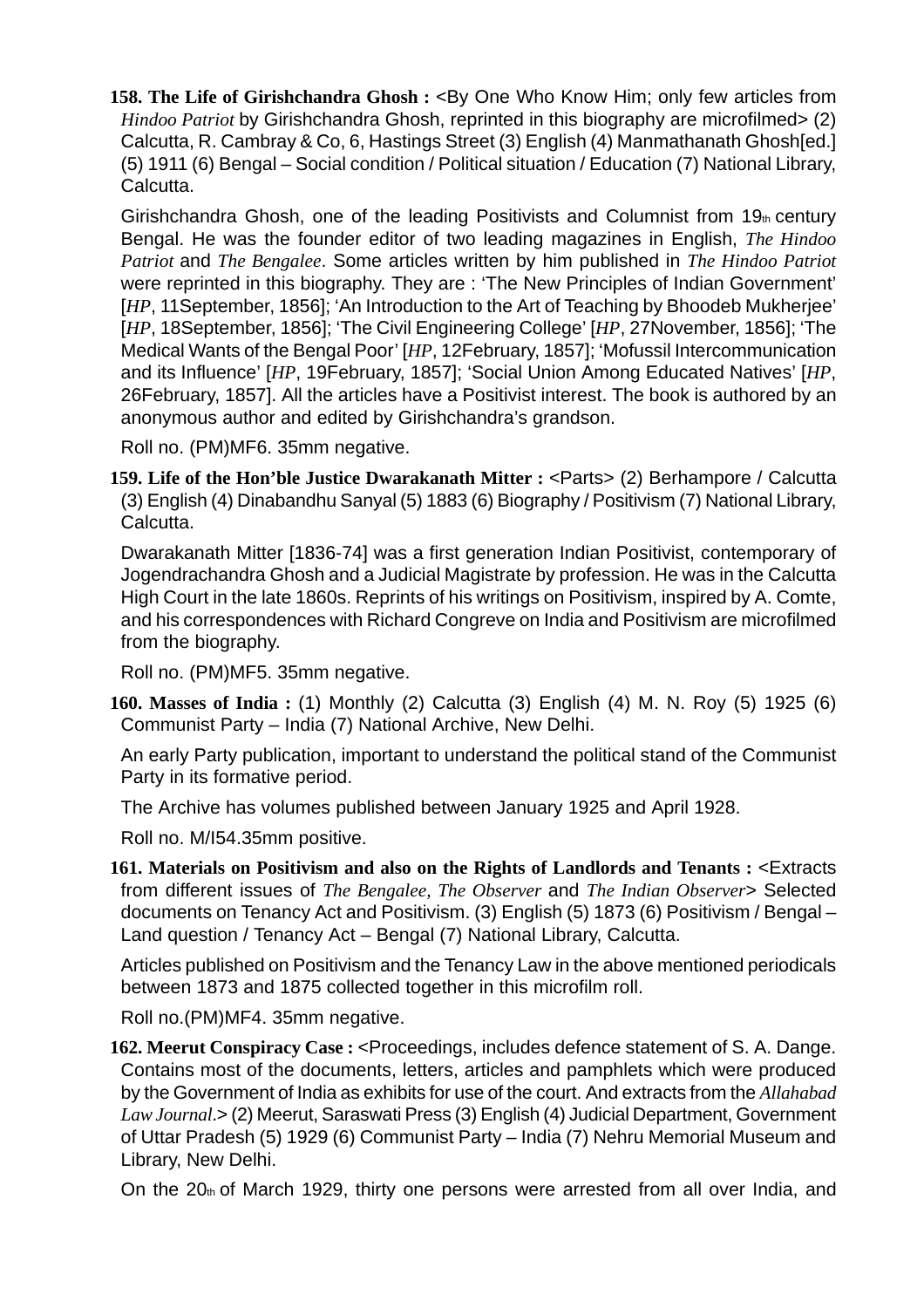**158. The Life of Girishchandra Ghosh :** <By One Who Know Him; only few articles from *Hindoo Patriot* by Girishchandra Ghosh, reprinted in this biography are microfilmed> (2) Calcutta, R. Cambray & Co, 6, Hastings Street (3) English (4) Manmathanath Ghosh[ed.] (5) 1911 (6) Bengal – Social condition / Political situation / Education (7) National Library, Calcutta.

Girishchandra Ghosh, one of the leading Positivists and Columnist from 19th century Bengal. He was the founder editor of two leading magazines in English, *The Hindoo Patriot* and *The Bengalee*. Some articles written by him published in *The Hindoo Patriot* were reprinted in this biography. They are : 'The New Principles of Indian Government' [*HP*, 11September, 1856]; 'An Introduction to the Art of Teaching by Bhoodeb Mukherjee' [*HP*, 18September, 1856]; 'The Civil Engineering College' [*HP*, 27November, 1856]; 'The Medical Wants of the Bengal Poor' [*HP*, 12February, 1857]; 'Mofussil Intercommunication and its Influence' [*HP*, 19February, 1857]; 'Social Union Among Educated Natives' [*HP*, 26February, 1857]. All the articles have a Positivist interest. The book is authored by an anonymous author and edited by Girishchandra's grandson.

Roll no. (PM)MF6. 35mm negative.

**159. Life of the Hon'ble Justice Dwarakanath Mitter :** <Parts> (2) Berhampore / Calcutta (3) English (4) Dinabandhu Sanyal (5) 1883 (6) Biography / Positivism (7) National Library, Calcutta.

Dwarakanath Mitter [1836-74] was a first generation Indian Positivist, contemporary of Jogendrachandra Ghosh and a Judicial Magistrate by profession. He was in the Calcutta High Court in the late 1860s. Reprints of his writings on Positivism, inspired by A. Comte, and his correspondences with Richard Congreve on India and Positivism are microfilmed from the biography.

Roll no. (PM)MF5. 35mm negative.

**160. Masses of India :** (1) Monthly (2) Calcutta (3) English (4) M. N. Roy (5) 1925 (6) Communist Party – India (7) National Archive, New Delhi.

An early Party publication, important to understand the political stand of the Communist Party in its formative period.

The Archive has volumes published between January 1925 and April 1928.

Roll no. M/I54.35mm positive.

**161. Materials on Positivism and also on the Rights of Landlords and Tenants :** <Extracts from different issues of *The Bengalee, The Observer* and *The Indian Observer*> Selected documents on Tenancy Act and Positivism. (3) English (5) 1873 (6) Positivism / Bengal – Land question / Tenancy Act – Bengal (7) National Library, Calcutta.

Articles published on Positivism and the Tenancy Law in the above mentioned periodicals between 1873 and 1875 collected together in this microfilm roll.

Roll no.(PM)MF4. 35mm negative.

**162. Meerut Conspiracy Case :** <Proceedings, includes defence statement of S. A. Dange. Contains most of the documents, letters, articles and pamphlets which were produced by the Government of India as exhibits for use of the court. And extracts from the *Allahabad Law Journal*.> (2) Meerut, Saraswati Press (3) English (4) Judicial Department, Government of Uttar Pradesh (5) 1929 (6) Communist Party – India (7) Nehru Memorial Museum and Library, New Delhi.

On the 20th of March 1929, thirty one persons were arrested from all over India, and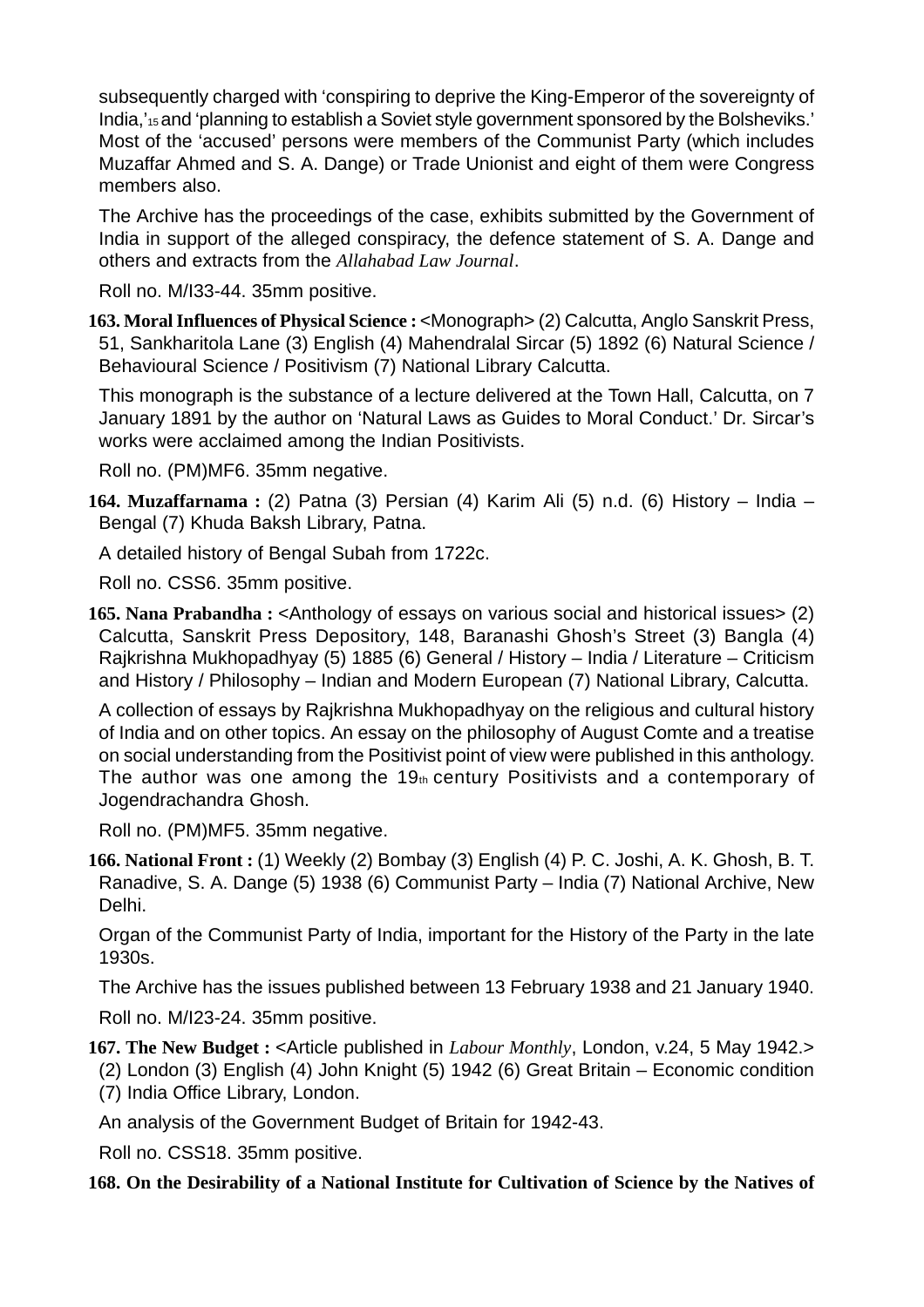subsequently charged with 'conspiring to deprive the King-Emperor of the sovereignty of India,'[15] and 'planning to establish a Soviet style government sponsored by the Bolsheviks.' Most of the 'accused' persons were members of the Communist Party (which includes Muzaffar Ahmed and S. A. Dange) or Trade Unionist and eight of them were Congress members also.

The Archive has the proceedings of the case, exhibits submitted by the Government of India in support of the alleged conspiracy, the defence statement of S. A. Dange and others and extracts from the *Allahabad Law Journal*.

Roll no. M/I33-44. 35mm positive.

**163. Moral Influences of Physical Science :** <Monograph> (2) Calcutta, Anglo Sanskrit Press, 51, Sankharitola Lane (3) English (4) Mahendralal Sircar (5) 1892 (6) Natural Science / Behavioural Science / Positivism (7) National Library Calcutta.

This monograph is the substance of a lecture delivered at the Town Hall, Calcutta, on 7 January 1891 by the author on 'Natural Laws as Guides to Moral Conduct.' Dr. Sircar's works were acclaimed among the Indian Positivists.

Roll no. (PM)MF6. 35mm negative.

**164. Muzaffarnama :** (2) Patna (3) Persian (4) Karim Ali (5) n.d. (6) History – India – Bengal (7) Khuda Baksh Library, Patna.

A detailed history of Bengal Subah from 1722c.

Roll no. CSS6. 35mm positive.

**165. Nana Prabandha :** <Anthology of essays on various social and historical issues> (2) Calcutta, Sanskrit Press Depository, 148, Baranashi Ghosh's Street (3) Bangla (4) Rajkrishna Mukhopadhyay (5) 1885 (6) General / History – India / Literature – Criticism and History / Philosophy – Indian and Modern European (7) National Library, Calcutta.

A collection of essays by Rajkrishna Mukhopadhyay on the religious and cultural history of India and on other topics. An essay on the philosophy of August Comte and a treatise on social understanding from the Positivist point of view were published in this anthology. The author was one among the 19th century Positivists and a contemporary of Jogendrachandra Ghosh.

Roll no. (PM)MF5. 35mm negative.

**166. National Front :** (1) Weekly (2) Bombay (3) English (4) P. C. Joshi, A. K. Ghosh, B. T. Ranadive, S. A. Dange (5) 1938 (6) Communist Party – India (7) National Archive, New Delhi.

Organ of the Communist Party of India, important for the History of the Party in the late 1930s.

The Archive has the issues published between 13 February 1938 and 21 January 1940.

Roll no. M/I23-24. 35mm positive.

**167. The New Budget :** <Article published in *Labour Monthly*, London, v.24, 5 May 1942.> (2) London (3) English (4) John Knight (5) 1942 (6) Great Britain – Economic condition (7) India Office Library, London.

An analysis of the Government Budget of Britain for 1942-43.

Roll no. CSS18. 35mm positive.

**168. On the Desirability of a National Institute for Cultivation of Science by the Natives of**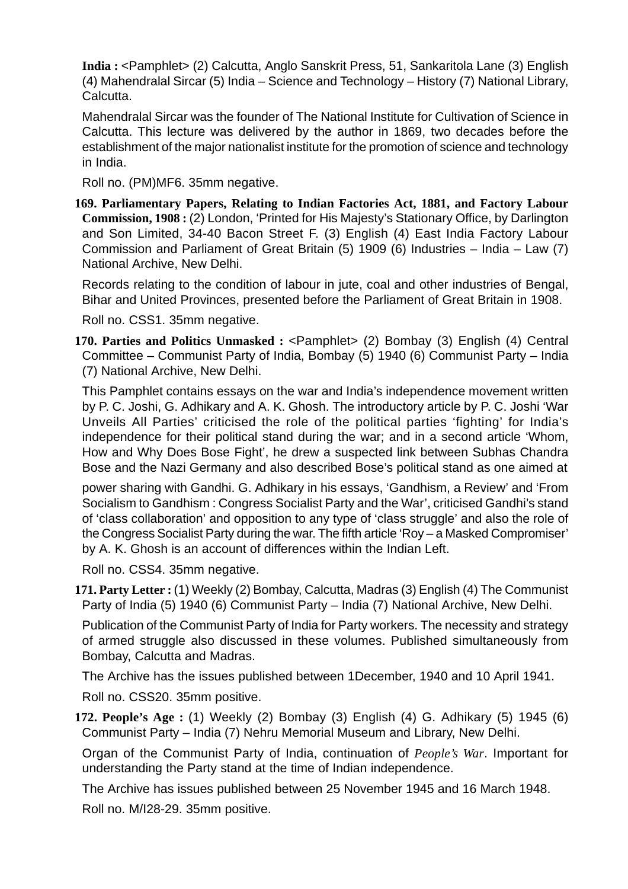**India :** <Pamphlet> (2) Calcutta, Anglo Sanskrit Press, 51, Sankaritola Lane (3) English (4) Mahendralal Sircar (5) India – Science and Technology – History (7) National Library, Calcutta.

Mahendralal Sircar was the founder of The National Institute for Cultivation of Science in Calcutta. This lecture was delivered by the author in 1869, two decades before the establishment of the major nationalist institute for the promotion of science and technology in India.

Roll no. (PM)MF6. 35mm negative.

**169. Parliamentary Papers, Relating to Indian Factories Act, 1881, and Factory Labour Commission, 1908 :** (2) London, 'Printed for His Majesty's Stationary Office, by Darlington and Son Limited, 34-40 Bacon Street F. (3) English (4) East India Factory Labour Commission and Parliament of Great Britain (5) 1909 (6) Industries – India – Law (7) National Archive, New Delhi.

Records relating to the condition of labour in jute, coal and other industries of Bengal, Bihar and United Provinces, presented before the Parliament of Great Britain in 1908.

Roll no. CSS1. 35mm negative.

**170. Parties and Politics Unmasked :** <Pamphlet> (2) Bombay (3) English (4) Central Committee – Communist Party of India, Bombay (5) 1940 (6) Communist Party – India (7) National Archive, New Delhi.

This Pamphlet contains essays on the war and India's independence movement written by P. C. Joshi, G. Adhikary and A. K. Ghosh. The introductory article by P. C. Joshi 'War Unveils All Parties' criticised the role of the political parties 'fighting' for India's independence for their political stand during the war; and in a second article 'Whom, How and Why Does Bose Fight', he drew a suspected link between Subhas Chandra Bose and the Nazi Germany and also described Bose's political stand as one aimed at power sharing with Gandhi. G. Adhikary in his essays, 'Gandhism, a Review' and 'From Socialism to Gandhism : Congress Socialist Party and the War', criticised Gandhi's stand of 'class collaboration' and opposition to any type of 'class struggle' and also the role of the Congress Socialist Party during the war. The fifth article 'Roy – a Masked Compromiser' by A. K. Ghosh is an account of differences within the Indian Left.

Roll no. CSS4. 35mm negative.

**171. Party Letter :** (1) Weekly (2) Bombay, Calcutta, Madras (3) English (4) The Communist Party of India (5) 1940 (6) Communist Party – India (7) National Archive, New Delhi.

Publication of the Communist Party of India for Party workers. The necessity and strategy of armed struggle also discussed in these volumes. Published simultaneously from Bombay, Calcutta and Madras.

The Archive has the issues published between 1December, 1940 and 10 April 1941.

Roll no. CSS20. 35mm positive.

**172. People's Age :** (1) Weekly (2) Bombay (3) English (4) G. Adhikary (5) 1945 (6) Communist Party – India (7) Nehru Memorial Museum and Library, New Delhi.

Organ of the Communist Party of India, continuation of *People's War*. Important for understanding the Party stand at the time of Indian independence.

The Archive has issues published between 25 November 1945 and 16 March 1948.

Roll no. M/I28-29. 35mm positive.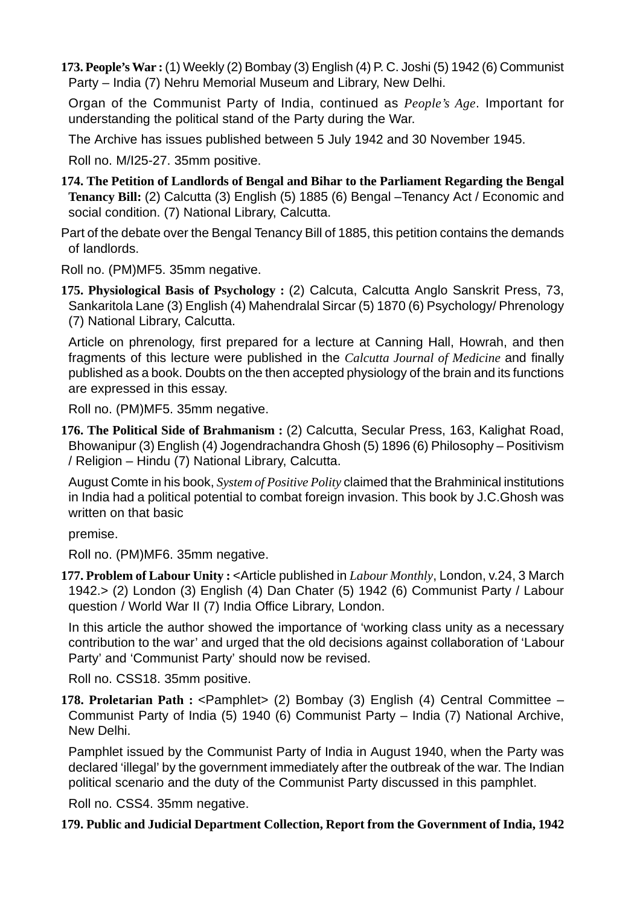**173. People's War :** (1) Weekly (2) Bombay (3) English (4) P. C. Joshi (5) 1942 (6) Communist Party – India (7) Nehru Memorial Museum and Library, New Delhi.

Organ of the Communist Party of India, continued as *People's Age*. Important for understanding the political stand of the Party during the War.

The Archive has issues published between 5 July 1942 and 30 November 1945.

Roll no. M/I25-27. 35mm positive.

**174. The Petition of Landlords of Bengal and Bihar to the Parliament Regarding the Bengal Tenancy Bill:** (2) Calcutta (3) English (5) 1885 (6) Bengal –Tenancy Act / Economic and social condition. (7) National Library, Calcutta.

Part of the debate over the Bengal Tenancy Bill of 1885, this petition contains the demands of landlords.

Roll no. (PM)MF5. 35mm negative.

**175. Physiological Basis of Psychology :** (2) Calcuta, Calcutta Anglo Sanskrit Press, 73, Sankaritola Lane (3) English (4) Mahendralal Sircar (5) 1870 (6) Psychology/ Phrenology (7) National Library, Calcutta.

Article on phrenology, first prepared for a lecture at Canning Hall, Howrah, and then fragments of this lecture were published in the *Calcutta Journal of Medicine* and finally published as a book. Doubts on the then accepted physiology of the brain and its functions are expressed in this essay.

Roll no. (PM)MF5. 35mm negative.

**176. The Political Side of Brahmanism :** (2) Calcutta, Secular Press, 163, Kalighat Road, Bhowanipur (3) English (4) Jogendrachandra Ghosh (5) 1896 (6) Philosophy – Positivism / Religion – Hindu (7) National Library, Calcutta.

August Comte in his book, *System of Positive Polity* claimed that the Brahminical institutions in India had a political potential to combat foreign invasion. This book by J.C.Ghosh was written on that basic

premise.

Roll no. (PM)MF6. 35mm negative.

**177. Problem of Labour Unity :** <Article published in *Labour Monthly*, London, v.24, 3 March 1942.> (2) London (3) English (4) Dan Chater (5) 1942 (6) Communist Party / Labour question / World War II (7) India Office Library, London.

In this article the author showed the importance of 'working class unity as a necessary contribution to the war' and urged that the old decisions against collaboration of 'Labour Party' and 'Communist Party' should now be revised.

Roll no. CSS18. 35mm positive.

**178. Proletarian Path :** <Pamphlet> (2) Bombay (3) English (4) Central Committee – Communist Party of India (5) 1940 (6) Communist Party – India (7) National Archive, New Delhi.

Pamphlet issued by the Communist Party of India in August 1940, when the Party was declared 'illegal' by the government immediately after the outbreak of the war. The Indian political scenario and the duty of the Communist Party discussed in this pamphlet.

Roll no. CSS4. 35mm negative.

**179. Public and Judicial Department Collection, Report from the Government of India, 1942**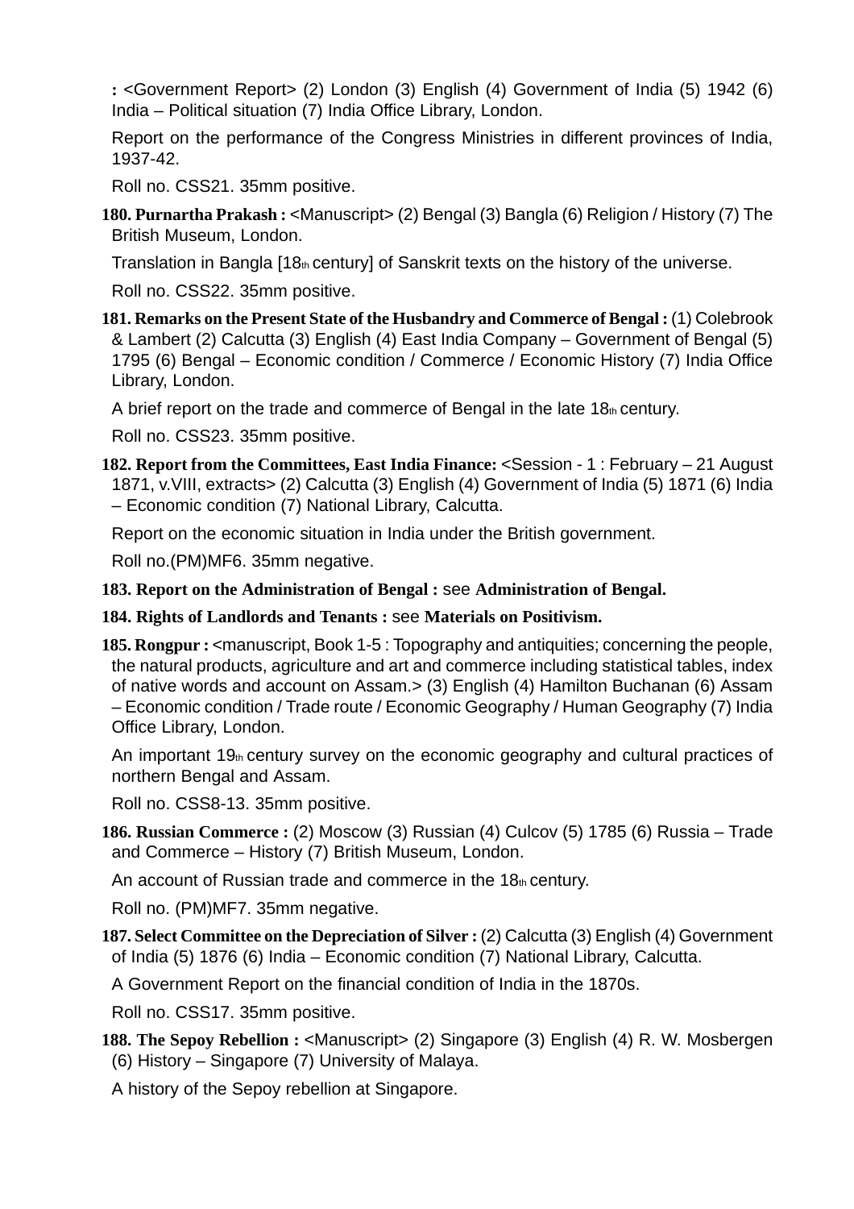**:** <Government Report> (2) London (3) English (4) Government of India (5) 1942 (6) India – Political situation (7) India Office Library, London.

Report on the performance of the Congress Ministries in different provinces of India, 1937-42.

Roll no. CSS21. 35mm positive.

**180. Purnartha Prakash :** <Manuscript> (2) Bengal (3) Bangla (6) Religion / History (7) The British Museum, London.

Translation in Bangla [18th century] of Sanskrit texts on the history of the universe.

Roll no. CSS22. 35mm positive.

**181. Remarks on the Present State of the Husbandry and Commerce of Bengal :** (1) Colebrook & Lambert (2) Calcutta (3) English (4) East India Company – Government of Bengal (5) 1795 (6) Bengal – Economic condition / Commerce / Economic History (7) India Office Library, London.

A brief report on the trade and commerce of Bengal in the late 18th century.

Roll no. CSS23. 35mm positive.

**182. Report from the Committees, East India Finance:** <Session - 1 : February – 21 August 1871, v.VIII, extracts> (2) Calcutta (3) English (4) Government of India (5) 1871 (6) India – Economic condition (7) National Library, Calcutta.

Report on the economic situation in India under the British government.

Roll no.(PM)MF6. 35mm negative.

**183. Report on the Administration of Bengal :** see **Administration of Bengal.**

**184. Rights of Landlords and Tenants :** see **Materials on Positivism.**

**185. Rongpur :** <manuscript, Book 1-5 : Topography and antiquities; concerning the people, the natural products, agriculture and art and commerce including statistical tables, index of native words and account on Assam.> (3) English (4) Hamilton Buchanan (6) Assam – Economic condition / Trade route / Economic Geography / Human Geography (7) India Office Library, London.

An important 19th century survey on the economic geography and cultural practices of northern Bengal and Assam.

Roll no. CSS8-13. 35mm positive.

**186. Russian Commerce :** (2) Moscow (3) Russian (4) Culcov (5) 1785 (6) Russia – Trade and Commerce – History (7) British Museum, London.

An account of Russian trade and commerce in the 18th century.

Roll no. (PM)MF7. 35mm negative.

**187. Select Committee on the Depreciation of Silver :** (2) Calcutta (3) English (4) Government of India (5) 1876 (6) India – Economic condition (7) National Library, Calcutta.

A Government Report on the financial condition of India in the 1870s.

Roll no. CSS17. 35mm positive.

**188. The Sepoy Rebellion :** <Manuscript> (2) Singapore (3) English (4) R. W. Mosbergen (6) History – Singapore (7) University of Malaya.

A history of the Sepoy rebellion at Singapore.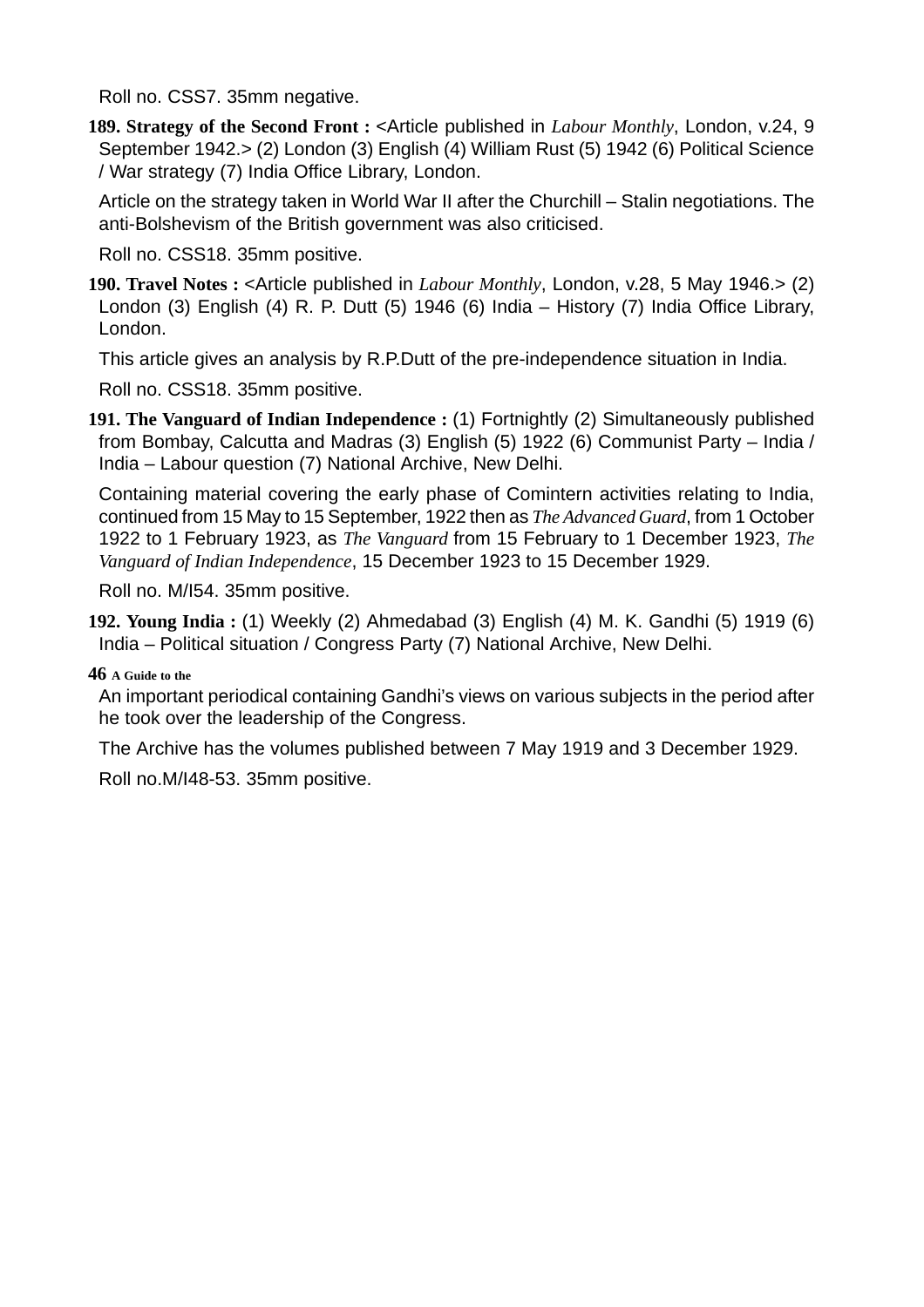Roll no. CSS7. 35mm negative.

**189. Strategy of the Second Front :** <Article published in *Labour Monthly*, London, v.24, 9 September 1942.> (2) London (3) English (4) William Rust (5) 1942 (6) Political Science / War strategy (7) India Office Library, London.

Article on the strategy taken in World War II after the Churchill – Stalin negotiations. The anti-Bolshevism of the British government was also criticised.

Roll no. CSS18. 35mm positive.

**190. Travel Notes :** <Article published in *Labour Monthly*, London, v.28, 5 May 1946.> (2) London (3) English (4) R. P. Dutt (5) 1946 (6) India – History (7) India Office Library, London.

This article gives an analysis by R.P.Dutt of the pre-independence situation in India.

Roll no. CSS18. 35mm positive.

**191. The Vanguard of Indian Independence :** (1) Fortnightly (2) Simultaneously published from Bombay, Calcutta and Madras (3) English (5) 1922 (6) Communist Party – India / India – Labour question (7) National Archive, New Delhi.

Containing material covering the early phase of Comintern activities relating to India, continued from 15 May to 15 September, 1922 then as *The Advanced Guard*, from 1 October 1922 to 1 February 1923, as *The Vanguard* from 15 February to 1 December 1923, *The Vanguard of Indian Independence*, 15 December 1923 to 15 December 1929.

Roll no. M/I54. 35mm positive.

**192. Young India :** (1) Weekly (2) Ahmedabad (3) English (4) M. K. Gandhi (5) 1919 (6) India – Political situation / Congress Party (7) National Archive, New Delhi.

An important periodical containing Gandhi's views on various subjects in the period after he took over the leadership of the Congress.

The Archive has the volumes published between 7 May 1919 and 3 December 1929.

Roll no.M/I48-53. 35mm positive.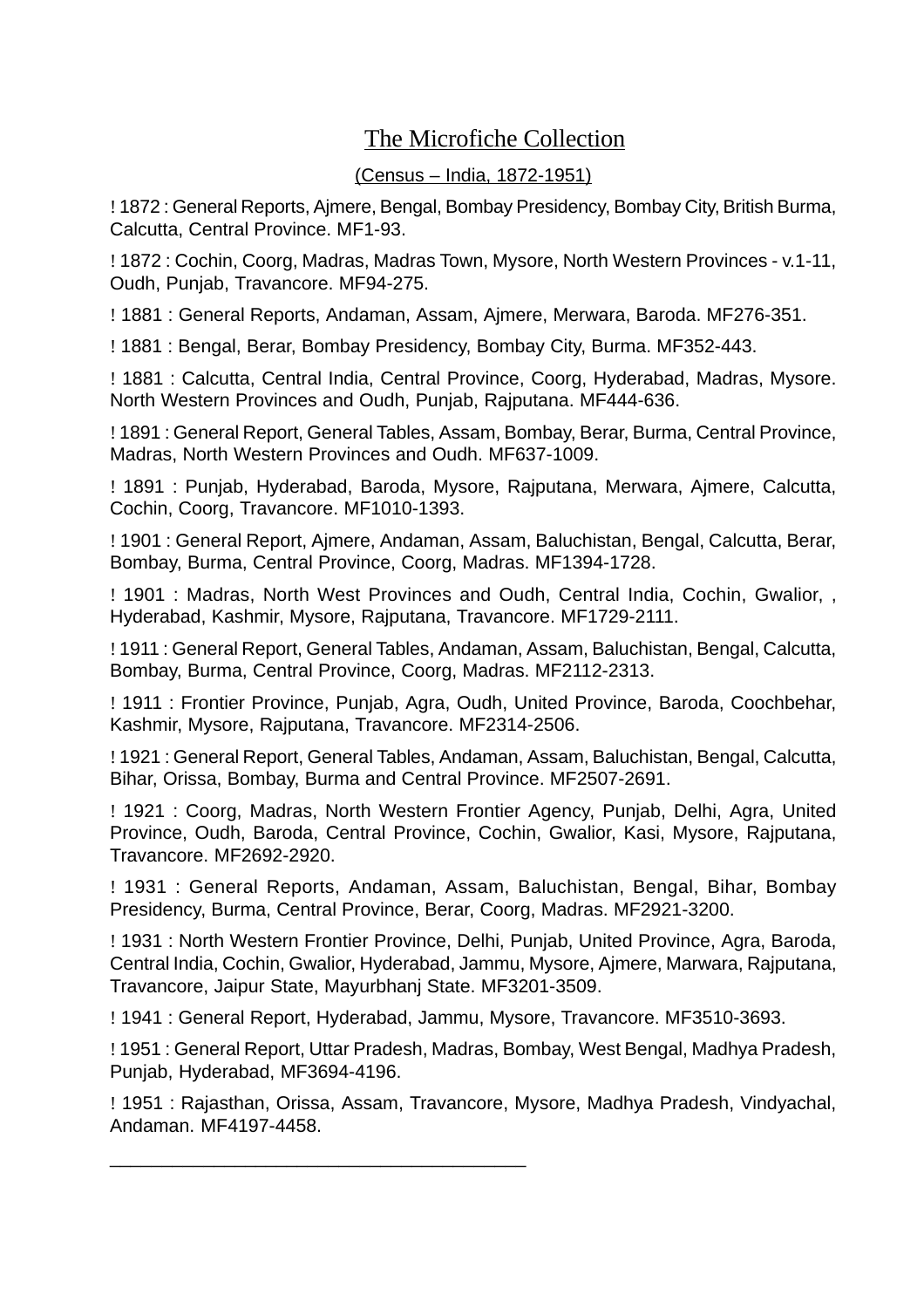## The Microfiche Collection

(Census – India, 1872-1951)

! 1872 : General Reports, Ajmere, Bengal, Bombay Presidency, Bombay City, British Burma, Calcutta, Central Province. MF1-93.

! 1872 : Cochin, Coorg, Madras, Madras Town, Mysore, North Western Provinces - v.1-11, Oudh, Punjab, Travancore. MF94-275.

! 1881 : General Reports, Andaman, Assam, Ajmere, Merwara, Baroda. MF276-351.

! 1881 : Bengal, Berar, Bombay Presidency, Bombay City, Burma. MF352-443.

! 1881 : Calcutta, Central India, Central Province, Coorg, Hyderabad, Madras, Mysore. North Western Provinces and Oudh, Punjab, Rajputana. MF444-636.

! 1891 : General Report, General Tables, Assam, Bombay, Berar, Burma, Central Province, Madras, North Western Provinces and Oudh. MF637-1009.

! 1891 : Punjab, Hyderabad, Baroda, Mysore, Rajputana, Merwara, Ajmere, Calcutta, Cochin, Coorg, Travancore. MF1010-1393.

! 1901 : General Report, Ajmere, Andaman, Assam, Baluchistan, Bengal, Calcutta, Berar, Bombay, Burma, Central Province, Coorg, Madras. MF1394-1728.

! 1901 : Madras, North West Provinces and Oudh, Central India, Cochin, Gwalior, , Hyderabad, Kashmir, Mysore, Rajputana, Travancore. MF1729-2111.

! 1911 : General Report, General Tables, Andaman, Assam, Baluchistan, Bengal, Calcutta, Bombay, Burma, Central Province, Coorg, Madras. MF2112-2313.

! 1911 : Frontier Province, Punjab, Agra, Oudh, United Province, Baroda, Coochbehar, Kashmir, Mysore, Rajputana, Travancore. MF2314-2506.

! 1921 : General Report, General Tables, Andaman, Assam, Baluchistan, Bengal, Calcutta, Bihar, Orissa, Bombay, Burma and Central Province. MF2507-2691.

! 1921 : Coorg, Madras, North Western Frontier Agency, Punjab, Delhi, Agra, United Province, Oudh, Baroda, Central Province, Cochin, Gwalior, Kasi, Mysore, Rajputana, Travancore. MF2692-2920.

! 1931 : General Reports, Andaman, Assam, Baluchistan, Bengal, Bihar, Bombay Presidency, Burma, Central Province, Berar, Coorg, Madras. MF2921-3200.

! 1931 : North Western Frontier Province, Delhi, Punjab, United Province, Agra, Baroda, Central India, Cochin, Gwalior, Hyderabad, Jammu, Mysore, Ajmere, Marwara, Rajputana, Travancore, Jaipur State, Mayurbhanj State. MF3201-3509.

! 1941 : General Report, Hyderabad, Jammu, Mysore, Travancore. MF3510-3693.

! 1951 : General Report, Uttar Pradesh, Madras, Bombay, West Bengal, Madhya Pradesh, Punjab, Hyderabad, MF3694-4196.

! 1951 : Rajasthan, Orissa, Assam, Travancore, Mysore, Madhya Pradesh, Vindyachal, Andaman. MF4197-4458.

________________________________________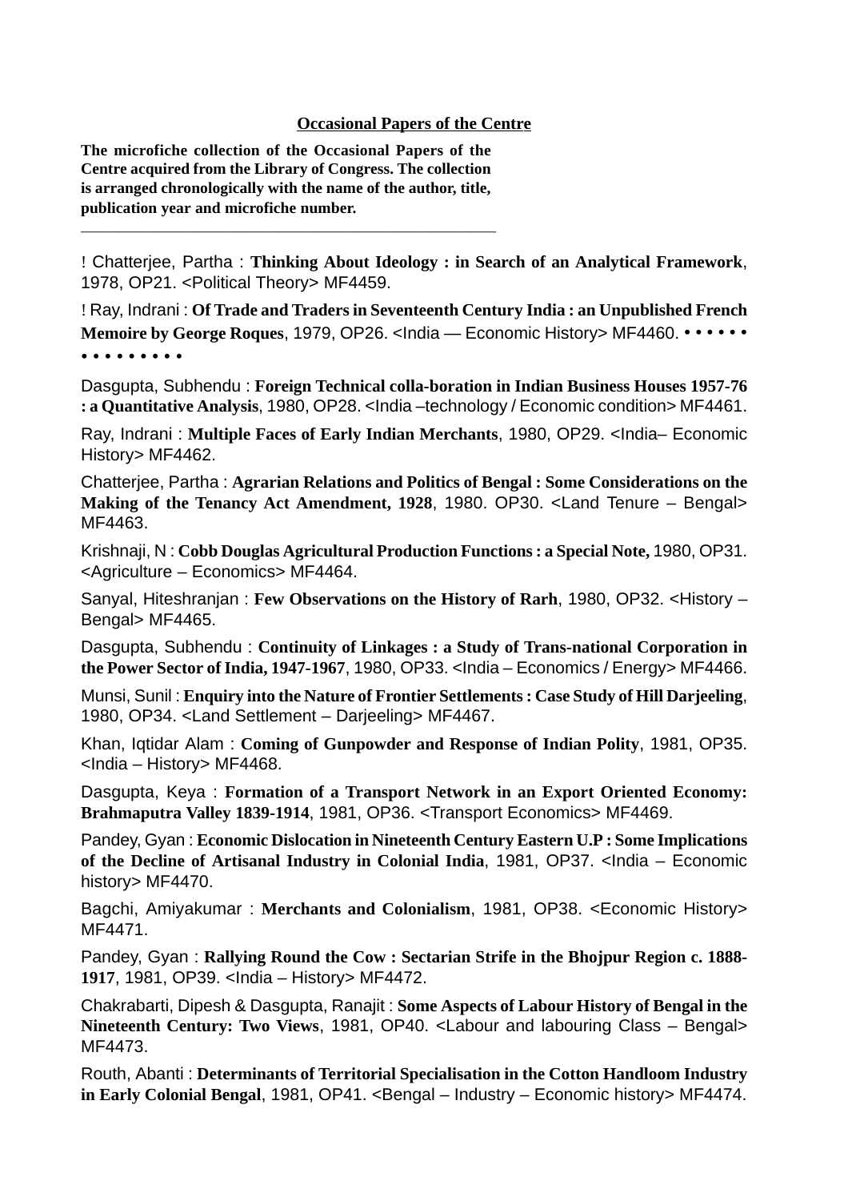## Occasional Papers of the Centre

**The microfiche collection of the Occasional Papers of the Centre acquired from the Library of Congress. The collection is arranged chronologically with the name of the author, title, publication year and microfiche number.**

---

! Chatterjee, Partha : **Thinking About Ideology : in Search of an Analytical Framework**, 1978, OP21. <Political Theory> MF4459.

! Ray, Indrani : **Of Trade and Traders in Seventeenth Century India : an Unpublished French Memoire by George Roques**, 1979, OP26. <India — Economic History> MF4460. • • • • • • • • • • • • • • •

Dasgupta, Subhendu : **Foreign Technical colla-boration in Indian Business Houses 1957-76 : a Quantitative Analysis**, 1980, OP28. <India –technology / Economic condition> MF4461.

Ray, Indrani : **Multiple Faces of Early Indian Merchants**, 1980, OP29. <India– Economic History> MF4462.

Chatterjee, Partha : **Agrarian Relations and Politics of Bengal : Some Considerations on the Making of the Tenancy Act Amendment, 1928**, 1980. OP30. <Land Tenure – Bengal> MF4463.

Krishnaji, N : **Cobb Douglas Agricultural Production Functions : a Special Note,** 1980, OP31. <Agriculture – Economics> MF4464.

Sanyal, Hiteshranjan : **Few Observations on the History of Rarh**, 1980, OP32. <History – Bengal> MF4465.

Dasgupta, Subhendu : **Continuity of Linkages : a Study of Trans-national Corporation in the Power Sector of India, 1947-1967**, 1980, OP33. <India – Economics / Energy> MF4466.

Munsi, Sunil : **Enquiry into the Nature of Frontier Settlements : Case Study of Hill Darjeeling**, 1980, OP34. <Land Settlement – Darjeeling> MF4467.

Khan, Iqtidar Alam : **Coming of Gunpowder and Response of Indian Polity**, 1981, OP35. <India – History> MF4468.

Dasgupta, Keya : **Formation of a Transport Network in an Export Oriented Economy: Brahmaputra Valley 1839-1914**, 1981, OP36. <Transport Economics> MF4469.

Pandey, Gyan : **Economic Dislocation in Nineteenth Century Eastern U.P : Some Implications of the Decline of Artisanal Industry in Colonial India**, 1981, OP37. <India – Economic history> MF4470.

Bagchi, Amiyakumar : **Merchants and Colonialism**, 1981, OP38. <Economic History> MF4471.

Pandey, Gyan : **Rallying Round the Cow : Sectarian Strife in the Bhojpur Region c. 1888-1917**, 1981, OP39. <India – History> MF4472.

Chakrabarti, Dipesh & Dasgupta, Ranajit : **Some Aspects of Labour History of Bengal in the Nineteenth Century: Two Views**, 1981, OP40. <Labour and labouring Class – Bengal> MF4473.

Routh, Abanti : **Determinants of Territorial Specialisation in the Cotton Handloom Industry in Early Colonial Bengal**, 1981, OP41. <Bengal – Industry – Economic history> MF4474.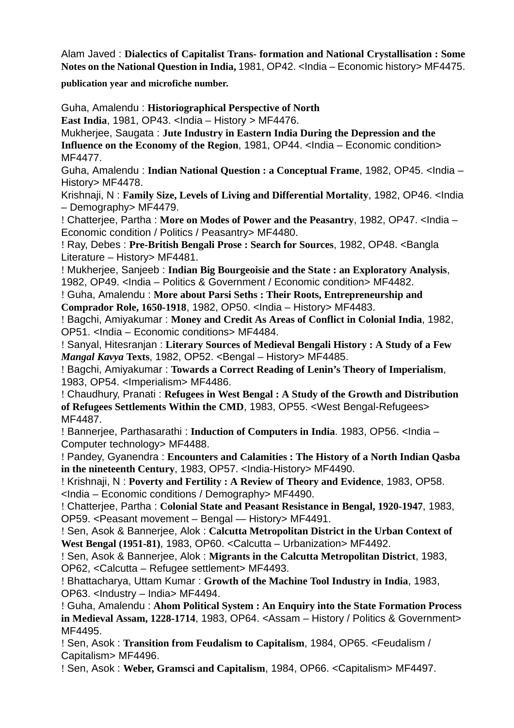Alam Javed : **Dialectics of Capitalist Trans- formation and National Crystallisation : Some Notes on the National Question in India,** 1981, OP42. <India – Economic history> MF4475.

**publication year and microfiche number.**

Guha, Amalendu : **Historiographical Perspective of North East India**, 1981, OP43. <India – History > MF4476.
Mukherjee, Saugata : **Jute Industry in Eastern India During the Depression and the Influence on the Economy of the Region**, 1981, OP44. <India – Economic condition> MF4477.
Guha, Amalendu : **Indian National Question : a Conceptual Frame**, 1982, OP45. <India – History> MF4478.
Krishnaji, N : **Family Size, Levels of Living and Differential Mortality**, 1982, OP46. <India – Demography> MF4479.
! Chatterjee, Partha : **More on Modes of Power and the Peasantry**, 1982, OP47. <India – Economic condition / Politics / Peasantry> MF4480.
! Ray, Debes : **Pre-British Bengali Prose : Search for Sources**, 1982, OP48. <Bangla Literature – History> MF4481.
! Mukherjee, Sanjeeb : **Indian Big Bourgeoisie and the State : an Exploratory Analysis**, 1982, OP49. <India – Politics & Government / Economic condition> MF4482.
! Guha, Amalendu : **More about Parsi Seths : Their Roots, Entrepreneurship and Comprador Role, 1650-1918**, 1982, OP50. <India – History> MF4483.
! Bagchi, Amiyakumar : **Money and Credit As Areas of Conflict in Colonial India**, 1982, OP51. <India – Economic conditions> MF4484.
! Sanyal, Hitesranjan : **Literary Sources of Medieval Bengali History : A Study of a Few *Mangal Kavya* Texts**, 1982, OP52. <Bengal – History> MF4485.
! Bagchi, Amiyakumar : **Towards a Correct Reading of Lenin's Theory of Imperialism**, 1983, OP54. <Imperialism> MF4486.
! Chaudhury, Pranati : **Refugees in West Bengal : A Study of the Growth and Distribution of Refugees Settlements Within the CMD**, 1983, OP55. <West Bengal-Refugees> MF4487.
! Bannerjee, Parthasarathi : **Induction of Computers in India**. 1983, OP56. <India – Computer technology> MF4488.
! Pandey, Gyanendra : **Encounters and Calamities : The History of a North Indian Qasba in the nineteenth Century**, 1983, OP57. <India-History> MF4490.
! Krishnaji, N : **Poverty and Fertility : A Review of Theory and Evidence**, 1983, OP58. <India – Economic conditions / Demography> MF4490.
! Chatterjee, Partha : **Colonial State and Peasant Resistance in Bengal, 1920-1947**, 1983, OP59. <Peasant movement – Bengal — History> MF4491.
! Sen, Asok & Bannerjee, Alok : **Calcutta Metropolitan District in the Urban Context of West Bengal (1951-81)**, 1983, OP60. <Calcutta – Urbanization> MF4492.
! Sen, Asok & Bannerjee, Alok : **Migrants in the Calcutta Metropolitan District**, 1983, OP62, <Calcutta – Refugee settlement> MF4493.
! Bhattacharya, Uttam Kumar : **Growth of the Machine Tool Industry in India**, 1983, OP63. <Industry – India> MF4494.
! Guha, Amalendu : **Ahom Political System : An Enquiry into the State Formation Process in Medieval Assam, 1228-1714**, 1983, OP64. <Assam – History / Politics & Government> MF4495.
! Sen, Asok : **Transition from Feudalism to Capitalism**, 1984, OP65. <Feudalism / Capitalism> MF4496.
! Sen, Asok : **Weber, Gramsci and Capitalism**, 1984, OP66. <Capitalism> MF4497.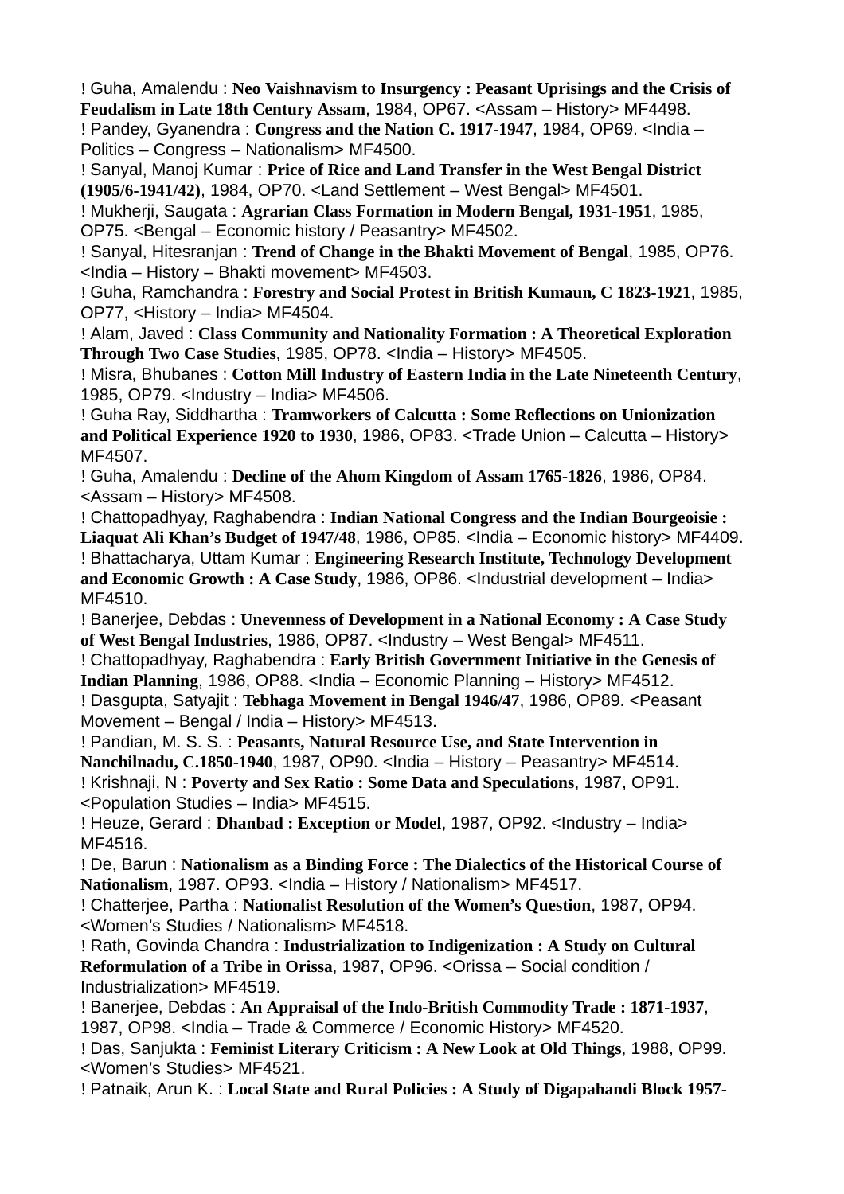! Guha, Amalendu : **Neo Vaishnavism to Insurgency : Peasant Uprisings and the Crisis of Feudalism in Late 18th Century Assam**, 1984, OP67. <Assam – History> MF4498.

! Pandey, Gyanendra : **Congress and the Nation C. 1917-1947**, 1984, OP69. <India – Politics – Congress – Nationalism> MF4500.

! Sanyal, Manoj Kumar : **Price of Rice and Land Transfer in the West Bengal District (1905/6-1941/42)**, 1984, OP70. <Land Settlement – West Bengal> MF4501.

! Mukherji, Saugata : **Agrarian Class Formation in Modern Bengal, 1931-1951**, 1985, OP75. <Bengal – Economic history / Peasantry> MF4502.

! Sanyal, Hitesranjan : **Trend of Change in the Bhakti Movement of Bengal**, 1985, OP76. <India – History – Bhakti movement> MF4503.

! Guha, Ramchandra : **Forestry and Social Protest in British Kumaun, C 1823-1921**, 1985, OP77, <History – India> MF4504.

! Alam, Javed : **Class Community and Nationality Formation : A Theoretical Exploration Through Two Case Studies**, 1985, OP78. <India – History> MF4505.

! Misra, Bhubanes : **Cotton Mill Industry of Eastern India in the Late Nineteenth Century**, 1985, OP79. <Industry – India> MF4506.

! Guha Ray, Siddhartha : **Tramworkers of Calcutta : Some Reflections on Unionization and Political Experience 1920 to 1930**, 1986, OP83. <Trade Union – Calcutta – History> MF4507.

! Guha, Amalendu : **Decline of the Ahom Kingdom of Assam 1765-1826**, 1986, OP84. <Assam – History> MF4508.

! Chattopadhyay, Raghabendra : **Indian National Congress and the Indian Bourgeoisie : Liaquat Ali Khan's Budget of 1947/48**, 1986, OP85. <India – Economic history> MF4409.

! Bhattacharya, Uttam Kumar : **Engineering Research Institute, Technology Development and Economic Growth : A Case Study**, 1986, OP86. <Industrial development – India> MF4510.

! Banerjee, Debdas : **Unevenness of Development in a National Economy : A Case Study of West Bengal Industries**, 1986, OP87. <Industry – West Bengal> MF4511.

! Chattopadhyay, Raghabendra : **Early British Government Initiative in the Genesis of Indian Planning**, 1986, OP88. <India – Economic Planning – History> MF4512.

! Dasgupta, Satyajit : **Tebhaga Movement in Bengal 1946/47**, 1986, OP89. <Peasant Movement – Bengal / India – History> MF4513.

! Pandian, M. S. S. : **Peasants, Natural Resource Use, and State Intervention in Nanchilnadu, C.1850-1940**, 1987, OP90. <India – History – Peasantry> MF4514.

! Krishnaji, N : **Poverty and Sex Ratio : Some Data and Speculations**, 1987, OP91. <Population Studies – India> MF4515.

! Heuze, Gerard : **Dhanbad : Exception or Model**, 1987, OP92. <Industry – India> MF4516.

! De, Barun : **Nationalism as a Binding Force : The Dialectics of the Historical Course of Nationalism**, 1987. OP93. <India – History / Nationalism> MF4517.

! Chatterjee, Partha : **Nationalist Resolution of the Women's Question**, 1987, OP94. <Women's Studies / Nationalism> MF4518.

! Rath, Govinda Chandra : **Industrialization to Indigenization : A Study on Cultural Reformulation of a Tribe in Orissa**, 1987, OP96. <Orissa – Social condition / Industrialization> MF4519.

! Banerjee, Debdas : **An Appraisal of the Indo-British Commodity Trade : 1871-1937**, 1987, OP98. <India – Trade & Commerce / Economic History> MF4520.

! Das, Sanjukta : **Feminist Literary Criticism : A New Look at Old Things**, 1988, OP99. <Women's Studies> MF4521.

! Patnaik, Arun K. : **Local State and Rural Policies : A Study of Digapahandi Block 1957-**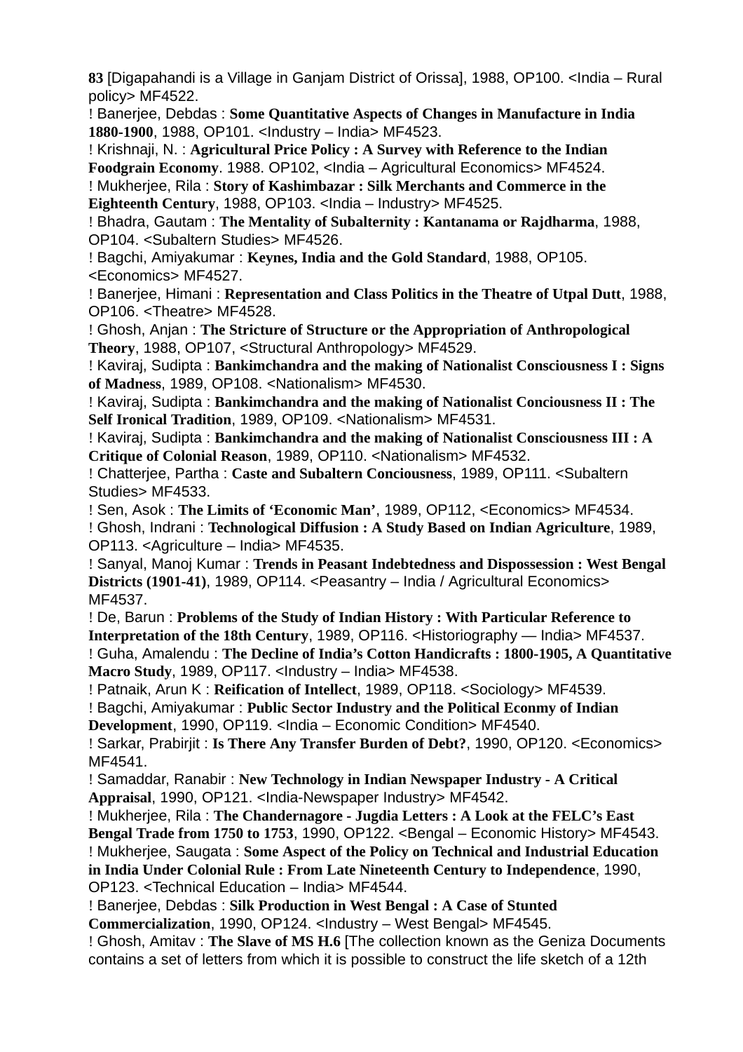**83** [Digapahandi is a Village in Ganjam District of Orissa], 1988, OP100. <India – Rural policy> MF4522.

! Banerjee, Debdas : **Some Quantitative Aspects of Changes in Manufacture in India 1880-1900**, 1988, OP101. <Industry – India> MF4523.

! Krishnaji, N. : **Agricultural Price Policy : A Survey with Reference to the Indian Foodgrain Economy**. 1988. OP102, <India – Agricultural Economics> MF4524.

! Mukherjee, Rila : **Story of Kashimbazar : Silk Merchants and Commerce in the Eighteenth Century**, 1988, OP103. <India – Industry> MF4525.

! Bhadra, Gautam : **The Mentality of Subalternity : Kantanama or Rajdharma**, 1988, OP104. <Subaltern Studies> MF4526.

! Bagchi, Amiyakumar : **Keynes, India and the Gold Standard**, 1988, OP105. <Economics> MF4527.

! Banerjee, Himani : **Representation and Class Politics in the Theatre of Utpal Dutt**, 1988, OP106. <Theatre> MF4528.

! Ghosh, Anjan : **The Stricture of Structure or the Appropriation of Anthropological Theory**, 1988, OP107, <Structural Anthropology> MF4529.

! Kaviraj, Sudipta : **Bankimchandra and the making of Nationalist Consciousness I : Signs of Madness**, 1989, OP108. <Nationalism> MF4530.

! Kaviraj, Sudipta : **Bankimchandra and the making of Nationalist Conciousness II : The Self Ironical Tradition**, 1989, OP109. <Nationalism> MF4531.

! Kaviraj, Sudipta : **Bankimchandra and the making of Nationalist Consciousness III : A Critique of Colonial Reason**, 1989, OP110. <Nationalism> MF4532.

! Chatterjee, Partha : **Caste and Subaltern Conciousness**, 1989, OP111. <Subaltern Studies> MF4533.

! Sen, Asok : **The Limits of 'Economic Man'**, 1989, OP112, <Economics> MF4534.

! Ghosh, Indrani : **Technological Diffusion : A Study Based on Indian Agriculture**, 1989, OP113. <Agriculture – India> MF4535.

! Sanyal, Manoj Kumar : **Trends in Peasant Indebtedness and Dispossession : West Bengal Districts (1901-41)**, 1989, OP114. <Peasantry – India / Agricultural Economics> MF4537.

! De, Barun : **Problems of the Study of Indian History : With Particular Reference to Interpretation of the 18th Century**, 1989, OP116. <Historiography — India> MF4537.

! Guha, Amalendu : **The Decline of India's Cotton Handicrafts : 1800-1905, A Quantitative Macro Study**, 1989, OP117. <Industry – India> MF4538.

! Patnaik, Arun K : **Reification of Intellect**, 1989, OP118. <Sociology> MF4539.

! Bagchi, Amiyakumar : **Public Sector Industry and the Political Econmy of Indian Development**, 1990, OP119. <India – Economic Condition> MF4540.

! Sarkar, Prabirjit : **Is There Any Transfer Burden of Debt?**, 1990, OP120. <Economics> MF4541.

! Samaddar, Ranabir : **New Technology in Indian Newspaper Industry - A Critical Appraisal**, 1990, OP121. <India-Newspaper Industry> MF4542.

! Mukherjee, Rila : **The Chandernagore - Jugdia Letters : A Look at the FELC's East Bengal Trade from 1750 to 1753**, 1990, OP122. <Bengal – Economic History> MF4543.

! Mukherjee, Saugata : **Some Aspect of the Policy on Technical and Industrial Education in India Under Colonial Rule : From Late Nineteenth Century to Independence**, 1990, OP123. <Technical Education – India> MF4544.

! Banerjee, Debdas : **Silk Production in West Bengal : A Case of Stunted Commercialization**, 1990, OP124. <Industry – West Bengal> MF4545.

! Ghosh, Amitav : **The Slave of MS H.6** [The collection known as the Geniza Documents contains a set of letters from which it is possible to construct the life sketch of a 12th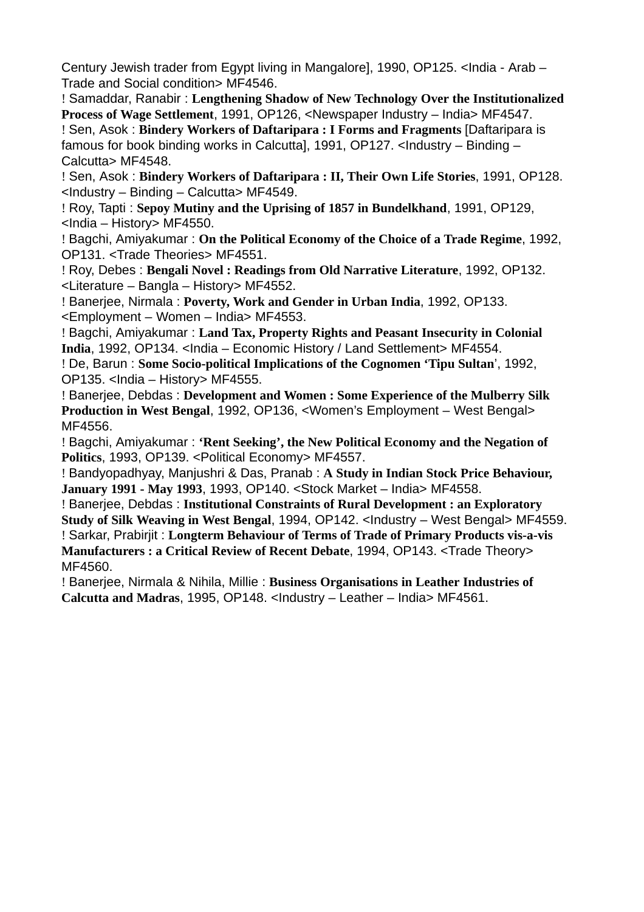Century Jewish trader from Egypt living in Mangalore], 1990, OP125. <India - Arab – Trade and Social condition> MF4546.

! Samaddar, Ranabir : **Lengthening Shadow of New Technology Over the Institutionalized Process of Wage Settlement**, 1991, OP126, <Newspaper Industry – India> MF4547.

! Sen, Asok : **Bindery Workers of Daftaripara : I Forms and Fragments** [Daftaripara is famous for book binding works in Calcutta], 1991, OP127. <Industry – Binding – Calcutta> MF4548.

! Sen, Asok : **Bindery Workers of Daftaripara : II, Their Own Life Stories**, 1991, OP128. <Industry – Binding – Calcutta> MF4549.

! Roy, Tapti : **Sepoy Mutiny and the Uprising of 1857 in Bundelkhand**, 1991, OP129, <India – History> MF4550.

! Bagchi, Amiyakumar : **On the Political Economy of the Choice of a Trade Regime**, 1992, OP131. <Trade Theories> MF4551.

! Roy, Debes : **Bengali Novel : Readings from Old Narrative Literature**, 1992, OP132. <Literature – Bangla – History> MF4552.

! Banerjee, Nirmala : **Poverty, Work and Gender in Urban India**, 1992, OP133. <Employment – Women – India> MF4553.

! Bagchi, Amiyakumar : **Land Tax, Property Rights and Peasant Insecurity in Colonial India**, 1992, OP134. <India – Economic History / Land Settlement> MF4554.

! De, Barun : **Some Socio-political Implications of the Cognomen 'Tipu Sultan**', 1992, OP135. <India – History> MF4555.

! Banerjee, Debdas : **Development and Women : Some Experience of the Mulberry Silk Production in West Bengal**, 1992, OP136, <Women's Employment – West Bengal> MF4556.

! Bagchi, Amiyakumar : **'Rent Seeking', the New Political Economy and the Negation of Politics**, 1993, OP139. <Political Economy> MF4557.

! Bandyopadhyay, Manjushri & Das, Pranab : **A Study in Indian Stock Price Behaviour, January 1991 - May 1993**, 1993, OP140. <Stock Market – India> MF4558.

! Banerjee, Debdas : **Institutional Constraints of Rural Development : an Exploratory Study of Silk Weaving in West Bengal**, 1994, OP142. <Industry – West Bengal> MF4559.

! Sarkar, Prabirjit : **Longterm Behaviour of Terms of Trade of Primary Products vis-a-vis Manufacturers : a Critical Review of Recent Debate**, 1994, OP143. <Trade Theory> MF4560.

! Banerjee, Nirmala & Nihila, Millie : **Business Organisations in Leather Industries of Calcutta and Madras**, 1995, OP148. <Industry – Leather – India> MF4561.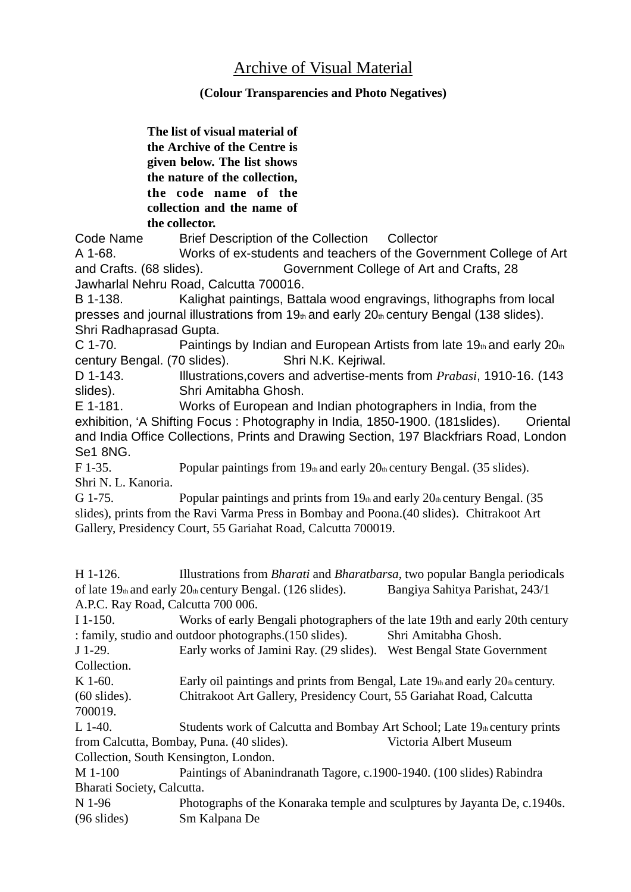# Archive of Visual Material

**(Colour Transparencies and Photo Negatives)**

**The list of visual material of the Archive of the Centre is given below. The list shows the nature of the collection, the code name of the collection and the name of the collector.**

| Code Name | Brief Description of the Collection | Collector |
|---|---|---|
| A 1-68. | Works of ex-students and teachers of the Government College of Art and Crafts. (68 slides). | Government College of Art and Crafts, 28 Jawharlal Nehru Road, Calcutta 700016. |
| B 1-138. | Kalighat paintings, Battala wood engravings, lithographs from local presses and journal illustrations from 19th and early 20th century Bengal (138 slides). | Shri Radhaprasad Gupta. |
| C 1-70. | Paintings by Indian and European Artists from late 19th and early 20th century Bengal. (70 slides). | Shri N.K. Kejriwal. |
| D 1-143. | Illustrations,covers and advertise-ments from *Prabasi*, 1910-16. (143 slides). | Shri Amitabha Ghosh. |
| E 1-181. | Works of European and Indian photographers in India, from the exhibition, 'A Shifting Focus : Photography in India, 1850-1900. (181slides). | Oriental and India Office Collections, Prints and Drawing Section, 197 Blackfriars Road, London Se1 8NG. |
| F 1-35. | Popular paintings from 19th and early 20th century Bengal. (35 slides). | Shri N. L. Kanoria. |
| G 1-75. | Popular paintings and prints from 19th and early 20th century Bengal. (35 slides), prints from the Ravi Varma Press in Bombay and Poona.(40 slides). | Chitrakoot Art Gallery, Presidency Court, 55 Gariahat Road, Calcutta 700019. |
| H 1-126. | Illustrations from *Bharati* and *Bharatbarsa*, two popular Bangla periodicals of late 19th and early 20th century Bengal. (126 slides). | Bangiya Sahitya Parishat, 243/1 A.P.C. Ray Road, Calcutta 700 006. |
| I 1-150. | Works of early Bengali photographers of the late 19th and early 20th century : family, studio and outdoor photographs.(150 slides). | Shri Amitabha Ghosh. |
| J 1-29. | Early works of Jamini Ray. (29 slides). | West Bengal State Government Collection. |
| K 1-60. | Early oil paintings and prints from Bengal, Late 19th and early 20th century. (60 slides). | Chitrakoot Art Gallery, Presidency Court, 55 Gariahat Road, Calcutta 700019. |
| L 1-40. | Students work of Calcutta and Bombay Art School; Late 19th century prints from Calcutta, Bombay, Puna. (40 slides). | Victoria Albert Museum Collection, South Kensington, London. |
| M 1-100 | Paintings of Abanindranath Tagore, c.1900-1940. (100 slides) | Rabindra Bharati Society, Calcutta. |
| N 1-96 | Photographs of the Konaraka temple and sculptures by Jayanta De, c.1940s. (96 slides) | Sm Kalpana De |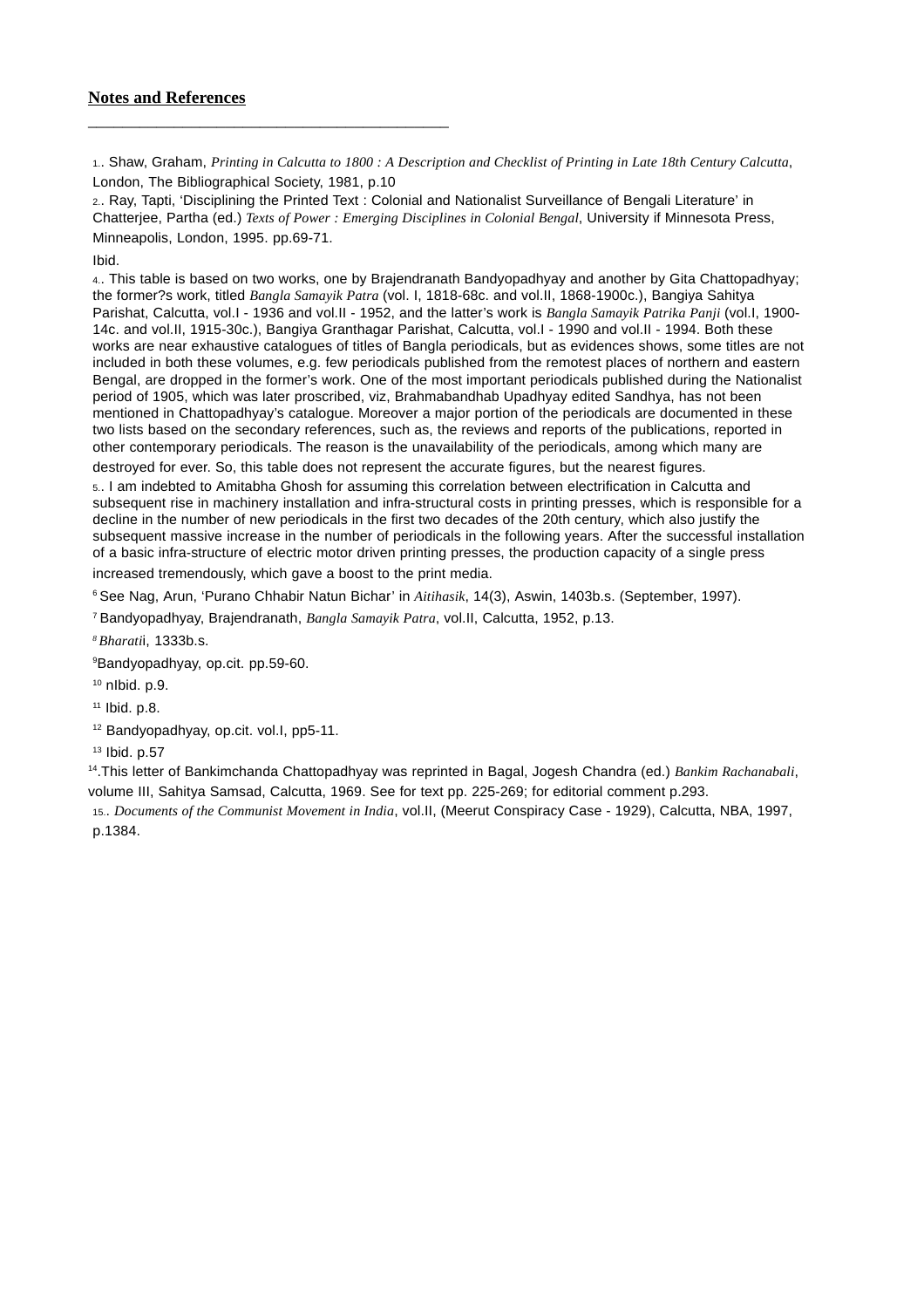## Notes and References

---

1.. Shaw, Graham, *Printing in Calcutta to 1800 : A Description and Checklist of Printing in Late 18th Century Calcutta*, London, The Bibliographical Society, 1981, p.10

2.. Ray, Tapti, 'Disciplining the Printed Text : Colonial and Nationalist Surveillance of Bengali Literature' in Chatterjee, Partha (ed.) *Texts of Power : Emerging Disciplines in Colonial Bengal*, University if Minnesota Press, Minneapolis, London, 1995. pp.69-71.

Ibid.

4.. This table is based on two works, one by Brajendranath Bandyopadhyay and another by Gita Chattopadhyay; the former?s work, titled *Bangla Samayik Patra* (vol. I, 1818-68c. and vol.II, 1868-1900c.), Bangiya Sahitya Parishat, Calcutta, vol.I - 1936 and vol.II - 1952, and the latter's work is *Bangla Samayik Patrika Panji* (vol.I, 1900-14c. and vol.II, 1915-30c.), Bangiya Granthagar Parishat, Calcutta, vol.I - 1990 and vol.II - 1994. Both these works are near exhaustive catalogues of titles of Bangla periodicals, but as evidences shows, some titles are not included in both these volumes, e.g. few periodicals published from the remotest places of northern and eastern Bengal, are dropped in the former's work. One of the most important periodicals published during the Nationalist period of 1905, which was later proscribed, viz, Brahmabandhab Upadhyay edited Sandhya, has not been mentioned in Chattopadhyay's catalogue. Moreover a major portion of the periodicals are documented in these two lists based on the secondary references, such as, the reviews and reports of the publications, reported in other contemporary periodicals. The reason is the unavailability of the periodicals, among which many are destroyed for ever. So, this table does not represent the accurate figures, but the nearest figures.

5.. I am indebted to Amitabha Ghosh for assuming this correlation between electrification in Calcutta and subsequent rise in machinery installation and infra-structural costs in printing presses, which is responsible for a decline in the number of new periodicals in the first two decades of the 20th century, which also justify the subsequent massive increase in the number of periodicals in the following years. After the successful installation of a basic infra-structure of electric motor driven printing presses, the production capacity of a single press increased tremendously, which gave a boost to the print media.

[6] See Nag, Arun, 'Purano Chhabir Natun Bichar' in *Aitihasik*, 14(3), Aswin, 1403b.s. (September, 1997).

[7] Bandyopadhyay, Brajendranath, *Bangla Samayik Patra*, vol.II, Calcutta, 1952, p.13.

[8] *Bharati*i, 1333b.s.

[9] Bandyopadhyay, op.cit. pp.59-60.

[10] nIbid. p.9.

[11] Ibid. p.8.

[12] Bandyopadhyay, op.cit. vol.I, pp5-11.

[13] Ibid. p.57

[14].This letter of Bankimchanda Chattopadhyay was reprinted in Bagal, Jogesh Chandra (ed.) *Bankim Rachanabali*, volume III, Sahitya Samsad, Calcutta, 1969. See for text pp. 225-269; for editorial comment p.293.

15.. *Documents of the Communist Movement in India*, vol.II, (Meerut Conspiracy Case - 1929), Calcutta, NBA, 1997, p.1384.